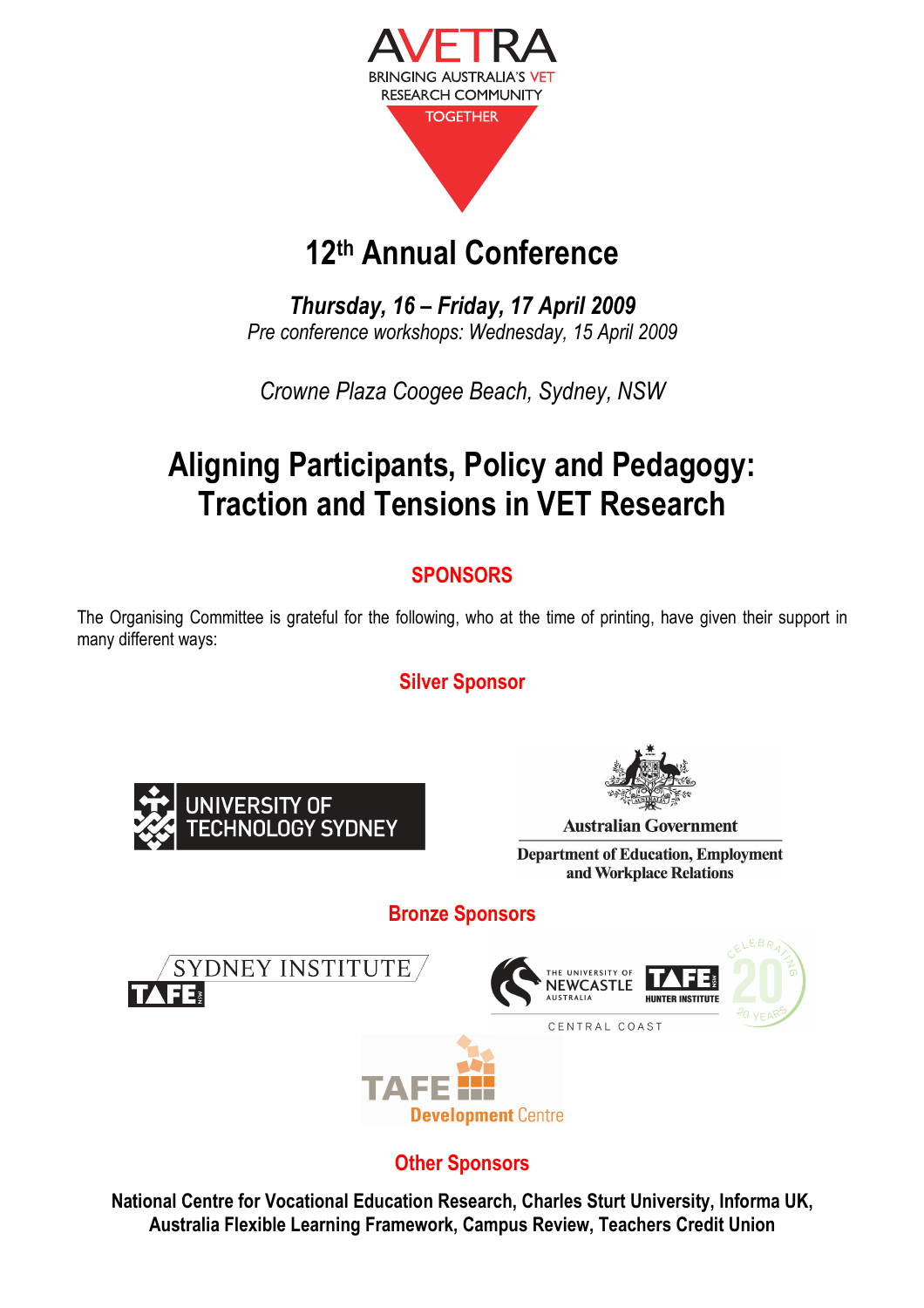AVETRA

BRINGING AUSTRALIA'S VET RESEARCH COMMUNITY TOGETHER

# 12th Annual Conference

***Thursday, 16 – Friday, 17 April 2009***

*Pre conference workshops: Wednesday, 15 April 2009*

*Crowne Plaza Coogee Beach, Sydney, NSW*

# Aligning Participants, Policy and Pedagogy: Traction and Tensions in VET Research

## SPONSORS

The Organising Committee is grateful for the following, who at the time of printing, have given their support in many different ways:

### Silver Sponsor

UNIVERSITY OF TECHNOLOGY SYDNEY

Australian Government
Department of Education, Employment and Workplace Relations

### Bronze Sponsors

SYDNEY INSTITUTE TAFE NSW

THE UNIVERSITY OF NEWCASTLE AUSTRALIA
TAFE NSW HUNTER INSTITUTE
CENTRAL COAST
CELEBRATING 20 YEARS

TAFE Development Centre

### Other Sponsors

**National Centre for Vocational Education Research, Charles Sturt University, Informa UK, Australia Flexible Learning Framework, Campus Review, Teachers Credit Union**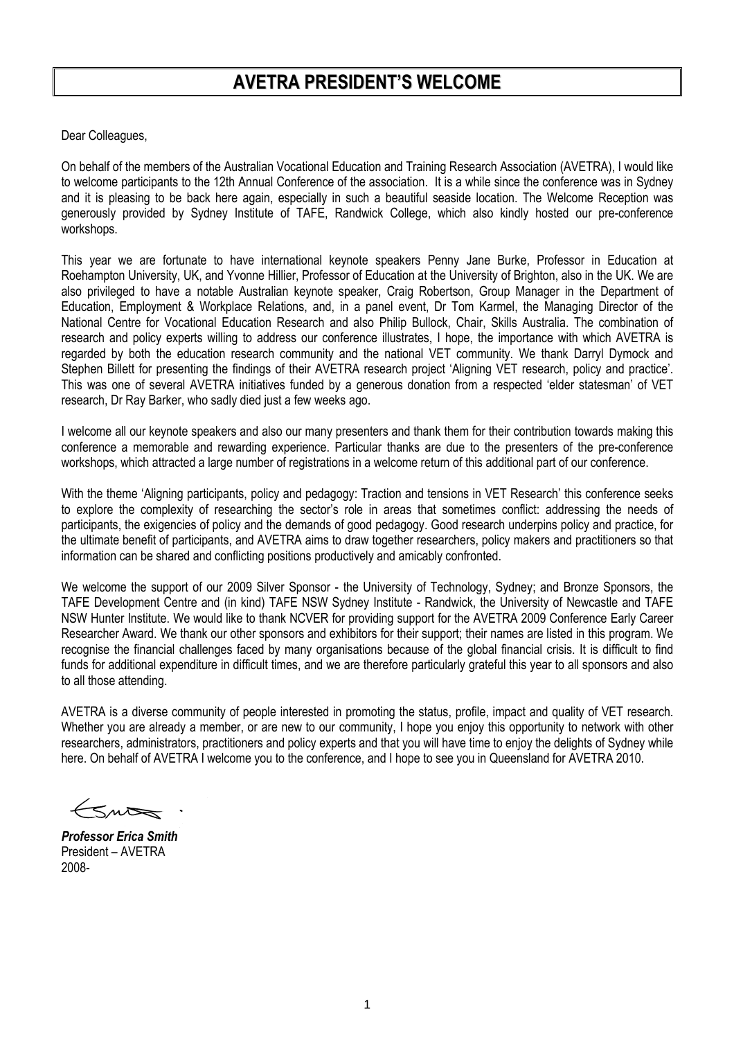# AVETRA PRESIDENT'S WELCOME

Dear Colleagues,

On behalf of the members of the Australian Vocational Education and Training Research Association (AVETRA), I would like to welcome participants to the 12th Annual Conference of the association. It is a while since the conference was in Sydney and it is pleasing to be back here again, especially in such a beautiful seaside location. The Welcome Reception was generously provided by Sydney Institute of TAFE, Randwick College, which also kindly hosted our pre-conference workshops.

This year we are fortunate to have international keynote speakers Penny Jane Burke, Professor in Education at Roehampton University, UK, and Yvonne Hillier, Professor of Education at the University of Brighton, also in the UK. We are also privileged to have a notable Australian keynote speaker, Craig Robertson, Group Manager in the Department of Education, Employment & Workplace Relations, and, in a panel event, Dr Tom Karmel, the Managing Director of the National Centre for Vocational Education Research and also Philip Bullock, Chair, Skills Australia. The combination of research and policy experts willing to address our conference illustrates, I hope, the importance with which AVETRA is regarded by both the education research community and the national VET community. We thank Darryl Dymock and Stephen Billett for presenting the findings of their AVETRA research project 'Aligning VET research, policy and practice'. This was one of several AVETRA initiatives funded by a generous donation from a respected 'elder statesman' of VET research, Dr Ray Barker, who sadly died just a few weeks ago.

I welcome all our keynote speakers and also our many presenters and thank them for their contribution towards making this conference a memorable and rewarding experience. Particular thanks are due to the presenters of the pre-conference workshops, which attracted a large number of registrations in a welcome return of this additional part of our conference.

With the theme 'Aligning participants, policy and pedagogy: Traction and tensions in VET Research' this conference seeks to explore the complexity of researching the sector's role in areas that sometimes conflict: addressing the needs of participants, the exigencies of policy and the demands of good pedagogy. Good research underpins policy and practice, for the ultimate benefit of participants, and AVETRA aims to draw together researchers, policy makers and practitioners so that information can be shared and conflicting positions productively and amicably confronted.

We welcome the support of our 2009 Silver Sponsor - the University of Technology, Sydney; and Bronze Sponsors, the TAFE Development Centre and (in kind) TAFE NSW Sydney Institute - Randwick, the University of Newcastle and TAFE NSW Hunter Institute. We would like to thank NCVER for providing support for the AVETRA 2009 Conference Early Career Researcher Award. We thank our other sponsors and exhibitors for their support; their names are listed in this program. We recognise the financial challenges faced by many organisations because of the global financial crisis. It is difficult to find funds for additional expenditure in difficult times, and we are therefore particularly grateful this year to all sponsors and also to all those attending.

AVETRA is a diverse community of people interested in promoting the status, profile, impact and quality of VET research. Whether you are already a member, or are new to our community, I hope you enjoy this opportunity to network with other researchers, administrators, practitioners and policy experts and that you will have time to enjoy the delights of Sydney while here. On behalf of AVETRA I welcome you to the conference, and I hope to see you in Queensland for AVETRA 2010.

***Professor Erica Smith***
President – AVETRA
2008-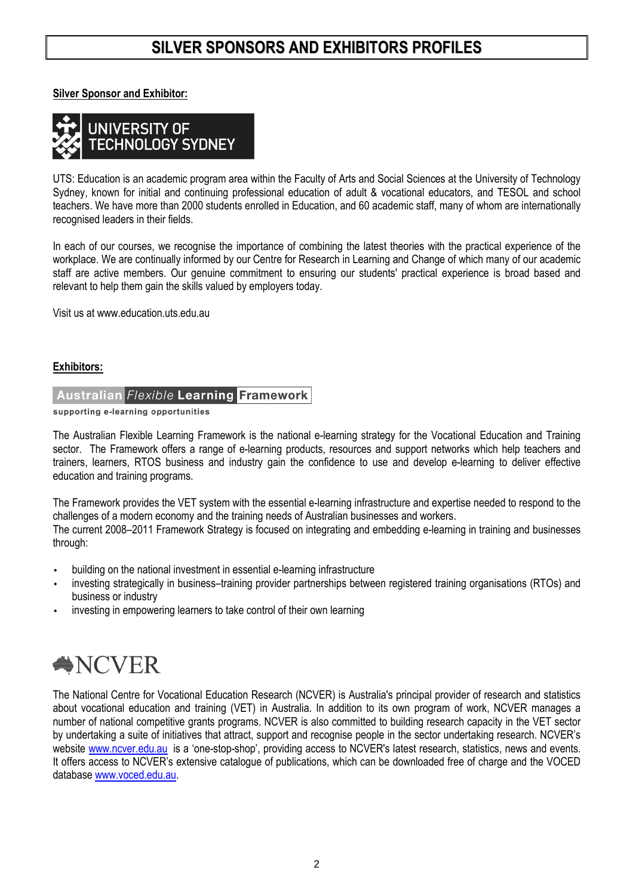# SILVER SPONSORS AND EXHIBITORS PROFILES

**Silver Sponsor and Exhibitor:**

UNIVERSITY OF TECHNOLOGY SYDNEY

UTS: Education is an academic program area within the Faculty of Arts and Social Sciences at the University of Technology Sydney, known for initial and continuing professional education of adult & vocational educators, and TESOL and school teachers. We have more than 2000 students enrolled in Education, and 60 academic staff, many of whom are internationally recognised leaders in their fields.

In each of our courses, we recognise the importance of combining the latest theories with the practical experience of the workplace. We are continually informed by our Centre for Research in Learning and Change of which many of our academic staff are active members. Our genuine commitment to ensuring our students' practical experience is broad based and relevant to help them gain the skills valued by employers today.

Visit us at www.education.uts.edu.au

**Exhibitors:**

Australian *Flexible* **Learning** **Framework**

supporting e-learning opportunities

The Australian Flexible Learning Framework is the national e-learning strategy for the Vocational Education and Training sector. The Framework offers a range of e-learning products, resources and support networks which help teachers and trainers, learners, RTOS business and industry gain the confidence to use and develop e-learning to deliver effective education and training programs.

The Framework provides the VET system with the essential e-learning infrastructure and expertise needed to respond to the challenges of a modern economy and the training needs of Australian businesses and workers.
The current 2008–2011 Framework Strategy is focused on integrating and embedding e-learning in training and businesses through:

- building on the national investment in essential e-learning infrastructure
- investing strategically in business–training provider partnerships between registered training organisations (RTOs) and business or industry
- investing in empowering learners to take control of their own learning

NCVER

The National Centre for Vocational Education Research (NCVER) is Australia's principal provider of research and statistics about vocational education and training (VET) in Australia. In addition to its own program of work, NCVER manages a number of national competitive grants programs. NCVER is also committed to building research capacity in the VET sector by undertaking a suite of initiatives that attract, support and recognise people in the sector undertaking research. NCVER's website www.ncver.edu.au is a 'one-stop-shop', providing access to NCVER's latest research, statistics, news and events. It offers access to NCVER's extensive catalogue of publications, which can be downloaded free of charge and the VOCED database www.voced.edu.au.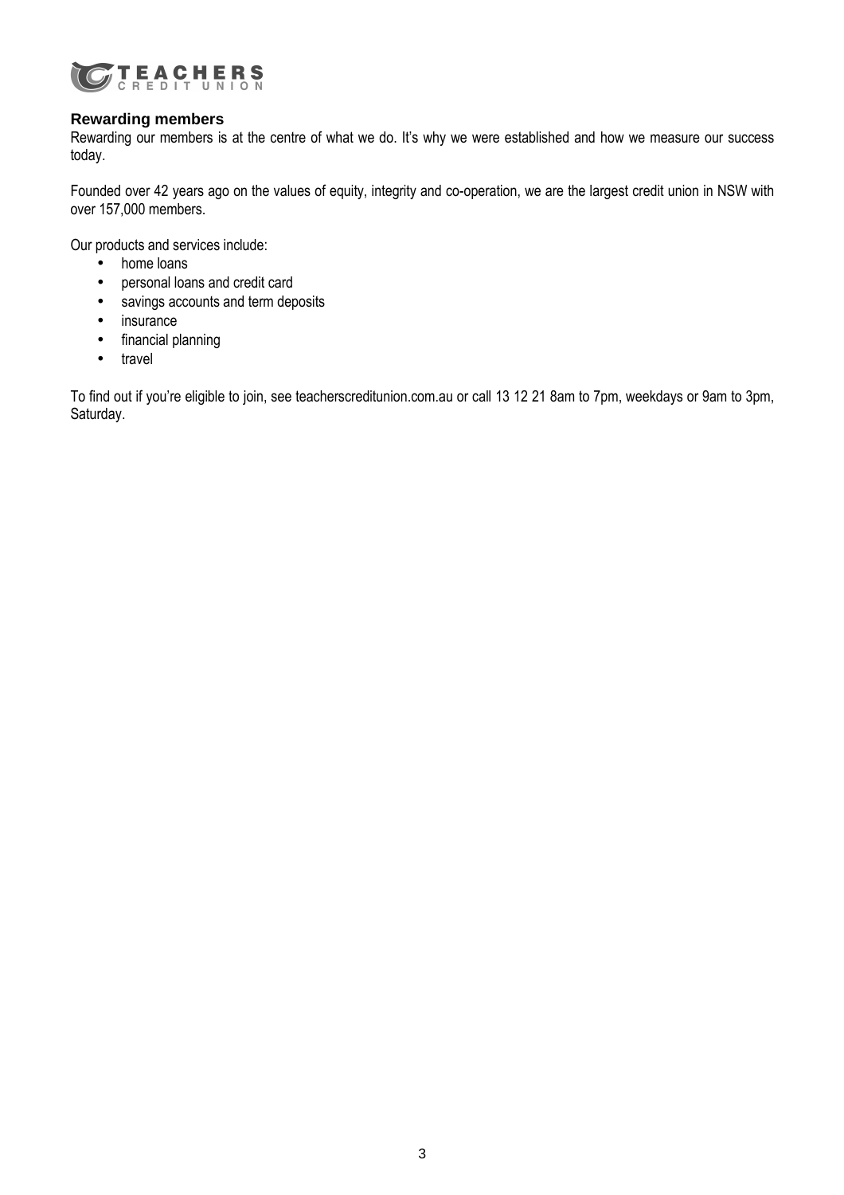## Rewarding members

Rewarding our members is at the centre of what we do. It's why we were established and how we measure our success today.

Founded over 42 years ago on the values of equity, integrity and co-operation, we are the largest credit union in NSW with over 157,000 members.

Our products and services include:

- home loans
- personal loans and credit card
- savings accounts and term deposits
- insurance
- financial planning
- travel

To find out if you're eligible to join, see teacherscreditunion.com.au or call 13 12 21 8am to 7pm, weekdays or 9am to 3pm, Saturday.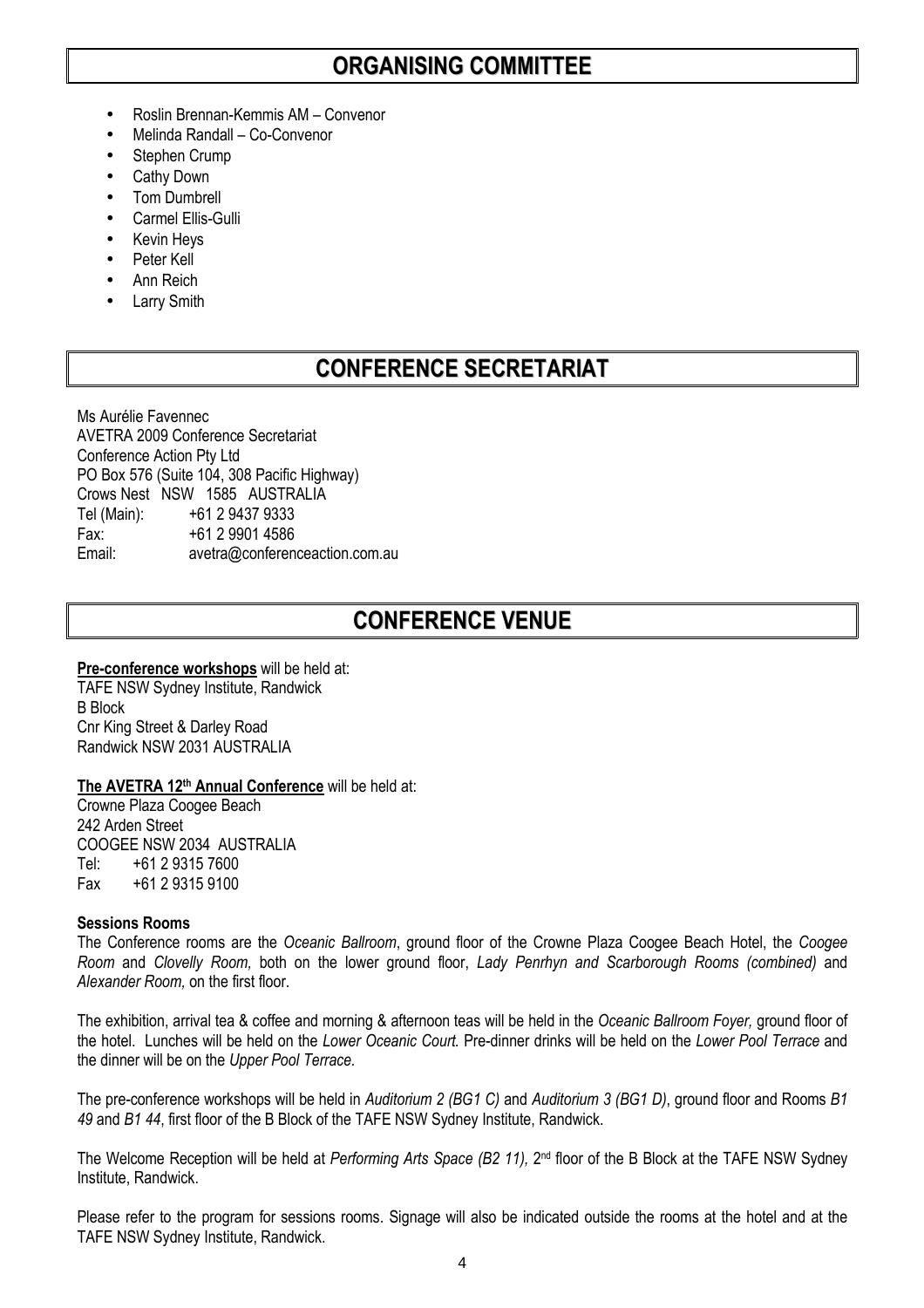# ORGANISING COMMITTEE

- Roslin Brennan-Kemmis AM – Convenor
- Melinda Randall – Co-Convenor
- Stephen Crump
- Cathy Down
- Tom Dumbrell
- Carmel Ellis-Gulli
- Kevin Heys
- Peter Kell
- Ann Reich
- Larry Smith

# CONFERENCE SECRETARIAT

Ms Aurélie Favennec
AVETRA 2009 Conference Secretariat
Conference Action Pty Ltd
PO Box 576 (Suite 104, 308 Pacific Highway)
Crows Nest NSW 1585 AUSTRALIA
Tel (Main): +61 2 9437 9333
Fax: +61 2 9901 4586
Email: avetra@conferenceaction.com.au

# CONFERENCE VENUE

**Pre-conference workshops** will be held at:
TAFE NSW Sydney Institute, Randwick
B Block
Cnr King Street & Darley Road
Randwick NSW 2031 AUSTRALIA

**The AVETRA 12th Annual Conference** will be held at:
Crowne Plaza Coogee Beach
242 Arden Street
COOGEE NSW 2034 AUSTRALIA
Tel: +61 2 9315 7600
Fax +61 2 9315 9100

**Sessions Rooms**

The Conference rooms are the *Oceanic Ballroom*, ground floor of the Crowne Plaza Coogee Beach Hotel, the *Coogee Room* and *Clovelly Room,* both on the lower ground floor, *Lady Penrhyn and Scarborough Rooms (combined)* and *Alexander Room,* on the first floor.

The exhibition, arrival tea & coffee and morning & afternoon teas will be held in the *Oceanic Ballroom Foyer,* ground floor of the hotel. Lunches will be held on the *Lower Oceanic Court.* Pre-dinner drinks will be held on the *Lower Pool Terrace* and the dinner will be on the *Upper Pool Terrace.*

The pre-conference workshops will be held in *Auditorium 2 (BG1 C)* and *Auditorium 3 (BG1 D)*, ground floor and Rooms *B1 49* and *B1 44*, first floor of the B Block of the TAFE NSW Sydney Institute, Randwick.

The Welcome Reception will be held at *Performing Arts Space (B2 11),* 2nd floor of the B Block at the TAFE NSW Sydney Institute, Randwick.

Please refer to the program for sessions rooms. Signage will also be indicated outside the rooms at the hotel and at the TAFE NSW Sydney Institute, Randwick.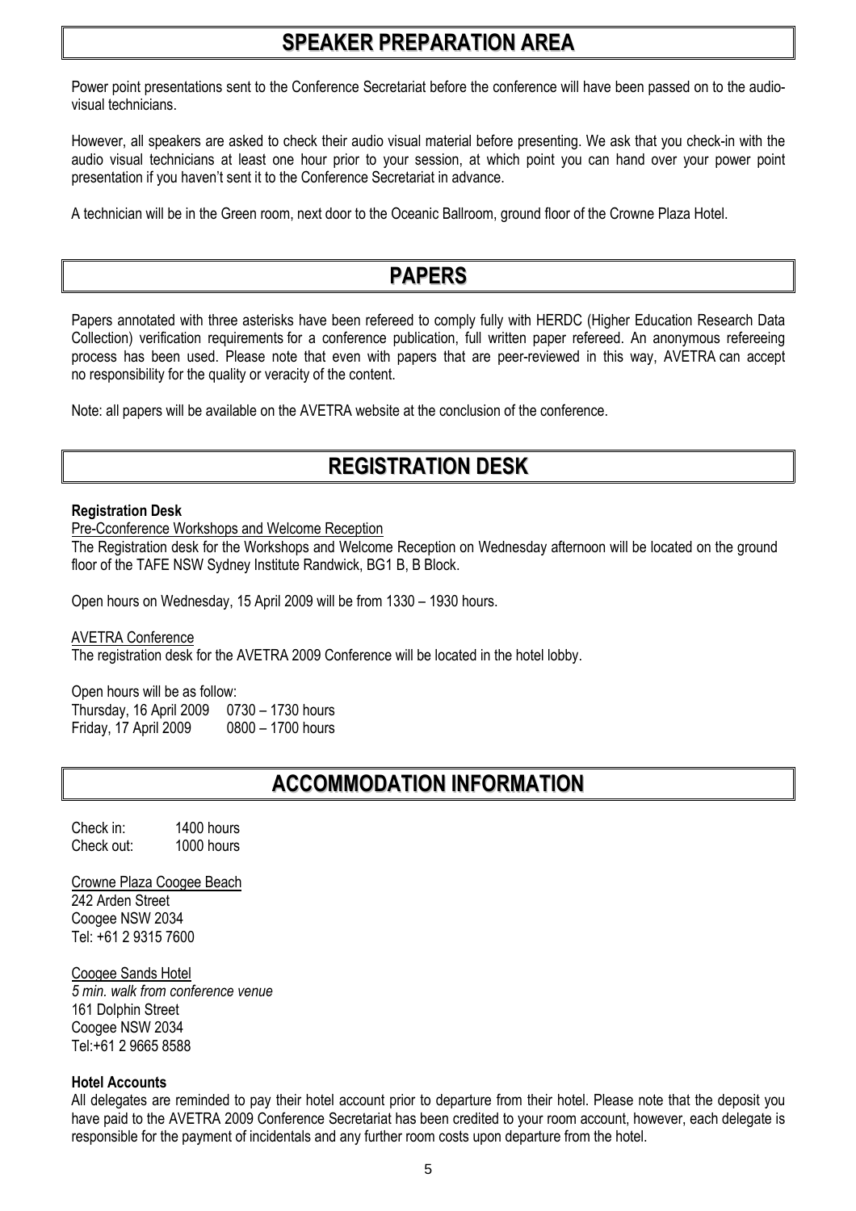## SPEAKER PREPARATION AREA

Power point presentations sent to the Conference Secretariat before the conference will have been passed on to the audio-visual technicians.

However, all speakers are asked to check their audio visual material before presenting. We ask that you check-in with the audio visual technicians at least one hour prior to your session, at which point you can hand over your power point presentation if you haven't sent it to the Conference Secretariat in advance.

A technician will be in the Green room, next door to the Oceanic Ballroom, ground floor of the Crowne Plaza Hotel.

## PAPERS

Papers annotated with three asterisks have been refereed to comply fully with HERDC (Higher Education Research Data Collection) verification requirements for a conference publication, full written paper refereed. An anonymous refereeing process has been used. Please note that even with papers that are peer-reviewed in this way, AVETRA can accept no responsibility for the quality or veracity of the content.

Note: all papers will be available on the AVETRA website at the conclusion of the conference.

## REGISTRATION DESK

**Registration Desk**

Pre-Cconference Workshops and Welcome Reception

The Registration desk for the Workshops and Welcome Reception on Wednesday afternoon will be located on the ground floor of the TAFE NSW Sydney Institute Randwick, BG1 B, B Block.

Open hours on Wednesday, 15 April 2009 will be from 1330 – 1930 hours.

AVETRA Conference

The registration desk for the AVETRA 2009 Conference will be located in the hotel lobby.

Open hours will be as follow:

Thursday, 16 April 2009    0730 – 1730 hours

Friday, 17 April 2009    0800 – 1700 hours

## ACCOMMODATION INFORMATION

Check in:    1400 hours

Check out:    1000 hours

Crowne Plaza Coogee Beach

242 Arden Street

Coogee NSW 2034

Tel: +61 2 9315 7600

Coogee Sands Hotel

*5 min. walk from conference venue*

161 Dolphin Street

Coogee NSW 2034

Tel:+61 2 9665 8588

**Hotel Accounts**

All delegates are reminded to pay their hotel account prior to departure from their hotel. Please note that the deposit you have paid to the AVETRA 2009 Conference Secretariat has been credited to your room account, however, each delegate is responsible for the payment of incidentals and any further room costs upon departure from the hotel.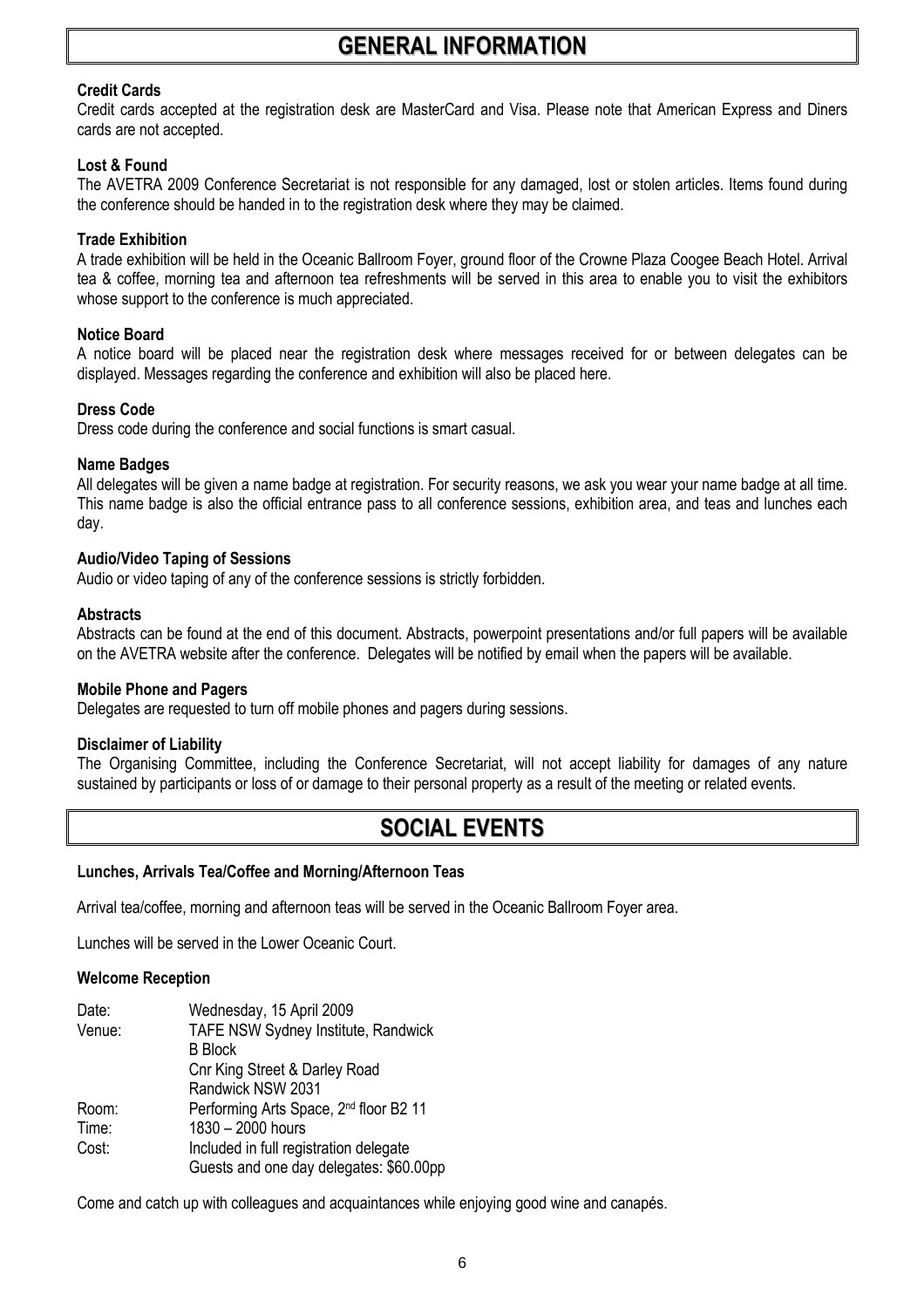# GENERAL INFORMATION

### Credit Cards

Credit cards accepted at the registration desk are MasterCard and Visa. Please note that American Express and Diners cards are not accepted.

### Lost & Found

The AVETRA 2009 Conference Secretariat is not responsible for any damaged, lost or stolen articles. Items found during the conference should be handed in to the registration desk where they may be claimed.

### Trade Exhibition

A trade exhibition will be held in the Oceanic Ballroom Foyer, ground floor of the Crowne Plaza Coogee Beach Hotel. Arrival tea & coffee, morning tea and afternoon tea refreshments will be served in this area to enable you to visit the exhibitors whose support to the conference is much appreciated.

### Notice Board

A notice board will be placed near the registration desk where messages received for or between delegates can be displayed. Messages regarding the conference and exhibition will also be placed here.

### Dress Code

Dress code during the conference and social functions is smart casual.

### Name Badges

All delegates will be given a name badge at registration. For security reasons, we ask you wear your name badge at all time. This name badge is also the official entrance pass to all conference sessions, exhibition area, and teas and lunches each day.

### Audio/Video Taping of Sessions

Audio or video taping of any of the conference sessions is strictly forbidden.

### Abstracts

Abstracts can be found at the end of this document. Abstracts, powerpoint presentations and/or full papers will be available on the AVETRA website after the conference. Delegates will be notified by email when the papers will be available.

### Mobile Phone and Pagers

Delegates are requested to turn off mobile phones and pagers during sessions.

### Disclaimer of Liability

The Organising Committee, including the Conference Secretariat, will not accept liability for damages of any nature sustained by participants or loss of or damage to their personal property as a result of the meeting or related events.

# SOCIAL EVENTS

### Lunches, Arrivals Tea/Coffee and Morning/Afternoon Teas

Arrival tea/coffee, morning and afternoon teas will be served in the Oceanic Ballroom Foyer area.

Lunches will be served in the Lower Oceanic Court.

### Welcome Reception

| | |
|---|---|
| Date: | Wednesday, 15 April 2009 |
| Venue: | TAFE NSW Sydney Institute, Randwick<br>B Block<br>Cnr King Street & Darley Road<br>Randwick NSW 2031 |
| Room: | Performing Arts Space, 2nd floor B2 11 |
| Time: | 1830 – 2000 hours |
| Cost: | Included in full registration delegate<br>Guests and one day delegates: $60.00pp |

Come and catch up with colleagues and acquaintances while enjoying good wine and canapés.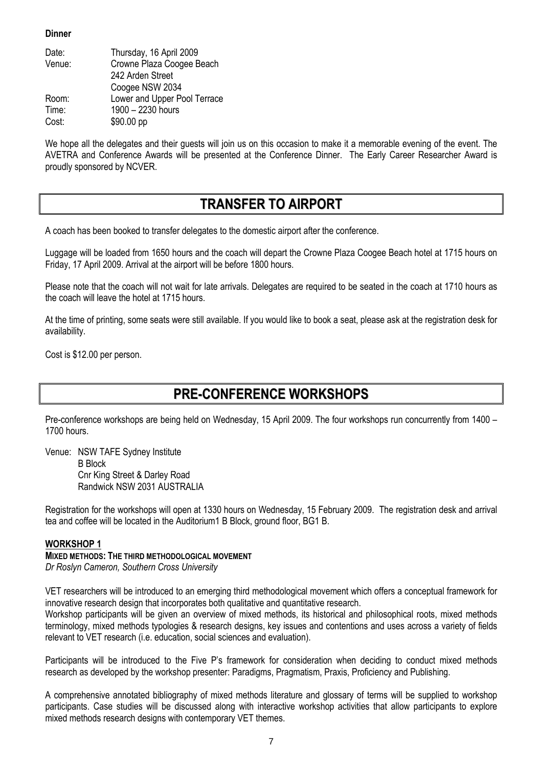**Dinner**

| | |
|---|---|
| Date: | Thursday, 16 April 2009 |
| Venue: | Crowne Plaza Coogee Beach<br>242 Arden Street<br>Coogee NSW 2034 |
| Room: | Lower and Upper Pool Terrace |
| Time: | 1900 – 2230 hours |
| Cost: | $90.00 pp |

We hope all the delegates and their guests will join us on this occasion to make it a memorable evening of the event. The AVETRA and Conference Awards will be presented at the Conference Dinner. The Early Career Researcher Award is proudly sponsored by NCVER.

# TRANSFER TO AIRPORT

A coach has been booked to transfer delegates to the domestic airport after the conference.

Luggage will be loaded from 1650 hours and the coach will depart the Crowne Plaza Coogee Beach hotel at 1715 hours on Friday, 17 April 2009. Arrival at the airport will be before 1800 hours.

Please note that the coach will not wait for late arrivals. Delegates are required to be seated in the coach at 1710 hours as the coach will leave the hotel at 1715 hours.

At the time of printing, some seats were still available. If you would like to book a seat, please ask at the registration desk for availability.

Cost is $12.00 per person.

# PRE-CONFERENCE WORKSHOPS

Pre-conference workshops are being held on Wednesday, 15 April 2009. The four workshops run concurrently from 1400 – 1700 hours.

Venue: NSW TAFE Sydney Institute
B Block
Cnr King Street & Darley Road
Randwick NSW 2031 AUSTRALIA

Registration for the workshops will open at 1330 hours on Wednesday, 15 February 2009. The registration desk and arrival tea and coffee will be located in the Auditorium1 B Block, ground floor, BG1 B.

**WORKSHOP 1**

**MIXED METHODS: THE THIRD METHODOLOGICAL MOVEMENT**
*Dr Roslyn Cameron, Southern Cross University*

VET researchers will be introduced to an emerging third methodological movement which offers a conceptual framework for innovative research design that incorporates both qualitative and quantitative research.
Workshop participants will be given an overview of mixed methods, its historical and philosophical roots, mixed methods terminology, mixed methods typologies & research designs, key issues and contentions and uses across a variety of fields relevant to VET research (i.e. education, social sciences and evaluation).

Participants will be introduced to the Five P's framework for consideration when deciding to conduct mixed methods research as developed by the workshop presenter: Paradigms, Pragmatism, Praxis, Proficiency and Publishing.

A comprehensive annotated bibliography of mixed methods literature and glossary of terms will be supplied to workshop participants. Case studies will be discussed along with interactive workshop activities that allow participants to explore mixed methods research designs with contemporary VET themes.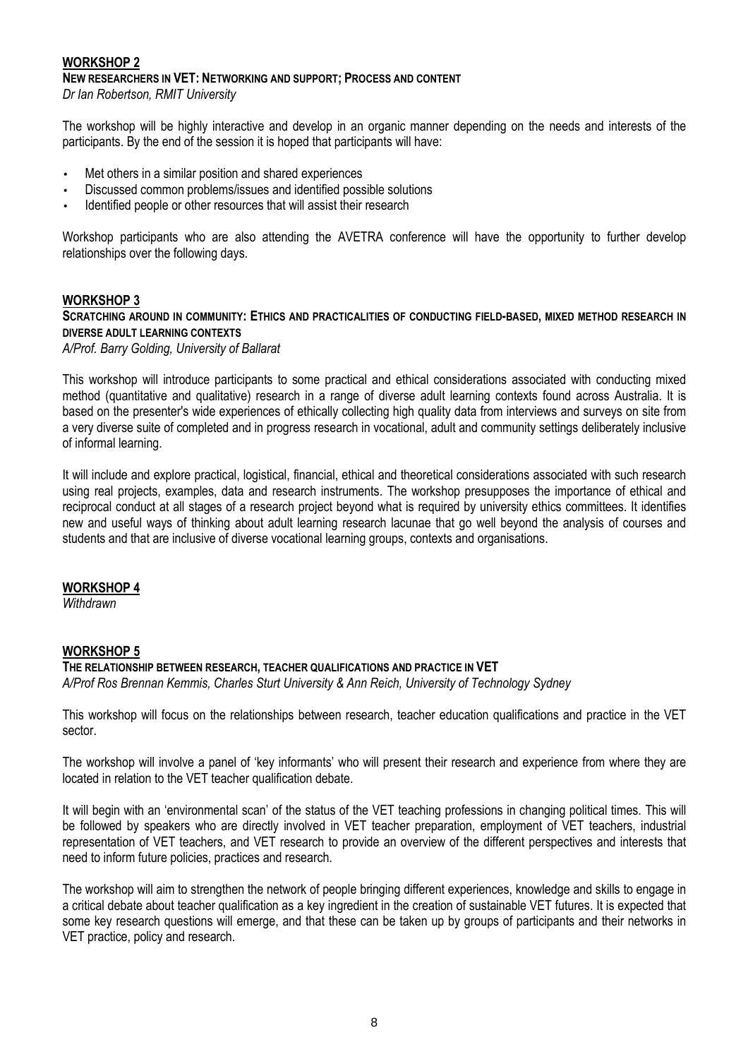## WORKSHOP 2

### NEW RESEARCHERS IN VET: NETWORKING AND SUPPORT; PROCESS AND CONTENT

*Dr Ian Robertson, RMIT University*

The workshop will be highly interactive and develop in an organic manner depending on the needs and interests of the participants. By the end of the session it is hoped that participants will have:

- Met others in a similar position and shared experiences
- Discussed common problems/issues and identified possible solutions
- Identified people or other resources that will assist their research

Workshop participants who are also attending the AVETRA conference will have the opportunity to further develop relationships over the following days.

## WORKSHOP 3

### SCRATCHING AROUND IN COMMUNITY: ETHICS AND PRACTICALITIES OF CONDUCTING FIELD-BASED, MIXED METHOD RESEARCH IN DIVERSE ADULT LEARNING CONTEXTS

*A/Prof. Barry Golding, University of Ballarat*

This workshop will introduce participants to some practical and ethical considerations associated with conducting mixed method (quantitative and qualitative) research in a range of diverse adult learning contexts found across Australia. It is based on the presenter's wide experiences of ethically collecting high quality data from interviews and surveys on site from a very diverse suite of completed and in progress research in vocational, adult and community settings deliberately inclusive of informal learning.

It will include and explore practical, logistical, financial, ethical and theoretical considerations associated with such research using real projects, examples, data and research instruments. The workshop presupposes the importance of ethical and reciprocal conduct at all stages of a research project beyond what is required by university ethics committees. It identifies new and useful ways of thinking about adult learning research lacunae that go well beyond the analysis of courses and students and that are inclusive of diverse vocational learning groups, contexts and organisations.

## WORKSHOP 4

*Withdrawn*

## WORKSHOP 5

### THE RELATIONSHIP BETWEEN RESEARCH, TEACHER QUALIFICATIONS AND PRACTICE IN VET

*A/Prof Ros Brennan Kemmis, Charles Sturt University & Ann Reich, University of Technology Sydney*

This workshop will focus on the relationships between research, teacher education qualifications and practice in the VET sector.

The workshop will involve a panel of 'key informants' who will present their research and experience from where they are located in relation to the VET teacher qualification debate.

It will begin with an 'environmental scan' of the status of the VET teaching professions in changing political times. This will be followed by speakers who are directly involved in VET teacher preparation, employment of VET teachers, industrial representation of VET teachers, and VET research to provide an overview of the different perspectives and interests that need to inform future policies, practices and research.

The workshop will aim to strengthen the network of people bringing different experiences, knowledge and skills to engage in a critical debate about teacher qualification as a key ingredient in the creation of sustainable VET futures. It is expected that some key research questions will emerge, and that these can be taken up by groups of participants and their networks in VET practice, policy and research.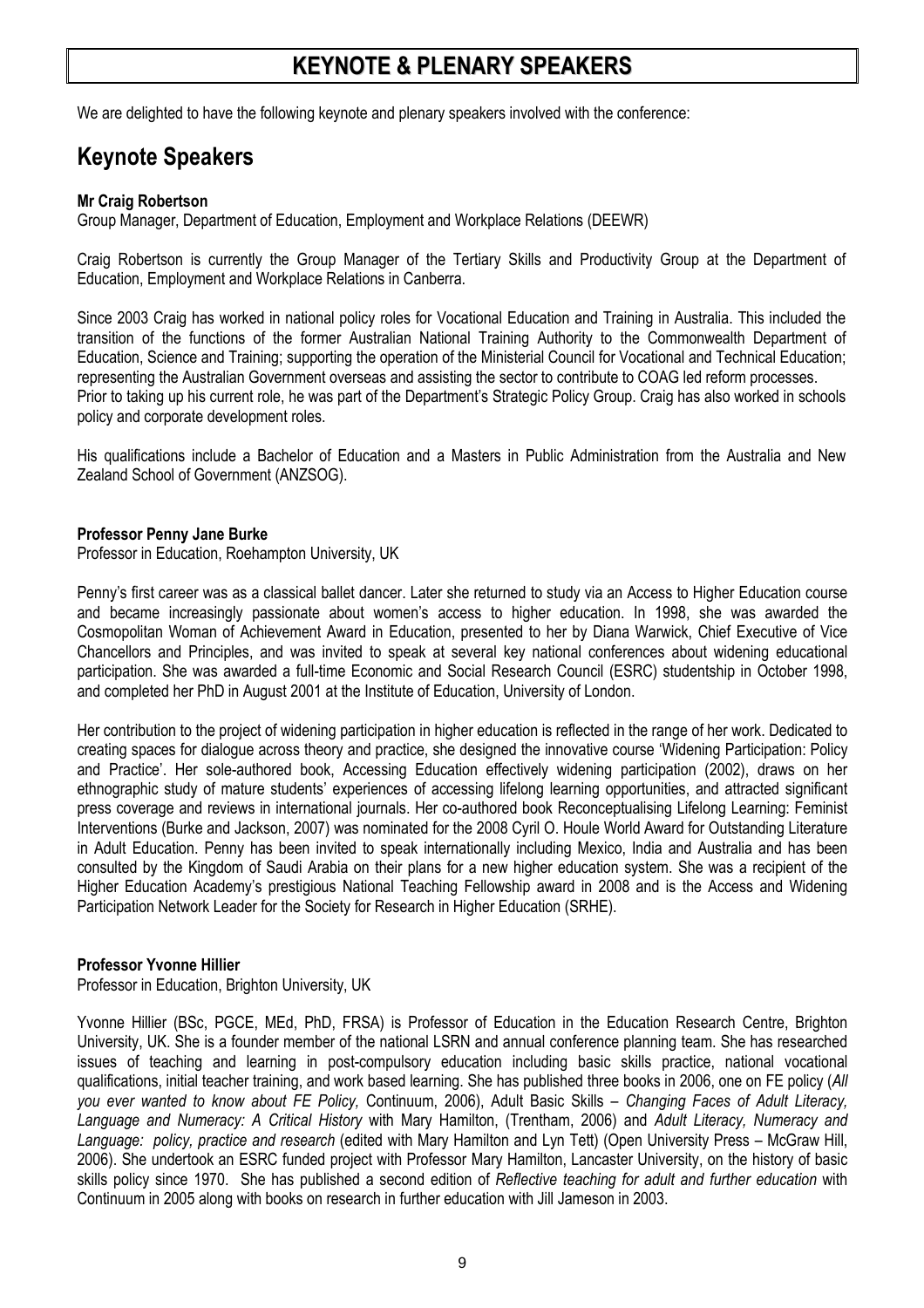# KEYNOTE & PLENARY SPEAKERS

We are delighted to have the following keynote and plenary speakers involved with the conference:

## Keynote Speakers

**Mr Craig Robertson**
Group Manager, Department of Education, Employment and Workplace Relations (DEEWR)

Craig Robertson is currently the Group Manager of the Tertiary Skills and Productivity Group at the Department of Education, Employment and Workplace Relations in Canberra.

Since 2003 Craig has worked in national policy roles for Vocational Education and Training in Australia. This included the transition of the functions of the former Australian National Training Authority to the Commonwealth Department of Education, Science and Training; supporting the operation of the Ministerial Council for Vocational and Technical Education; representing the Australian Government overseas and assisting the sector to contribute to COAG led reform processes. Prior to taking up his current role, he was part of the Department's Strategic Policy Group. Craig has also worked in schools policy and corporate development roles.

His qualifications include a Bachelor of Education and a Masters in Public Administration from the Australia and New Zealand School of Government (ANZSOG).

**Professor Penny Jane Burke**
Professor in Education, Roehampton University, UK

Penny's first career was as a classical ballet dancer. Later she returned to study via an Access to Higher Education course and became increasingly passionate about women's access to higher education. In 1998, she was awarded the Cosmopolitan Woman of Achievement Award in Education, presented to her by Diana Warwick, Chief Executive of Vice Chancellors and Principles, and was invited to speak at several key national conferences about widening educational participation. She was awarded a full-time Economic and Social Research Council (ESRC) studentship in October 1998, and completed her PhD in August 2001 at the Institute of Education, University of London.

Her contribution to the project of widening participation in higher education is reflected in the range of her work. Dedicated to creating spaces for dialogue across theory and practice, she designed the innovative course 'Widening Participation: Policy and Practice'. Her sole-authored book, Accessing Education effectively widening participation (2002), draws on her ethnographic study of mature students' experiences of accessing lifelong learning opportunities, and attracted significant press coverage and reviews in international journals. Her co-authored book Reconceptualising Lifelong Learning: Feminist Interventions (Burke and Jackson, 2007) was nominated for the 2008 Cyril O. Houle World Award for Outstanding Literature in Adult Education. Penny has been invited to speak internationally including Mexico, India and Australia and has been consulted by the Kingdom of Saudi Arabia on their plans for a new higher education system. She was a recipient of the Higher Education Academy's prestigious National Teaching Fellowship award in 2008 and is the Access and Widening Participation Network Leader for the Society for Research in Higher Education (SRHE).

**Professor Yvonne Hillier**
Professor in Education, Brighton University, UK

Yvonne Hillier (BSc, PGCE, MEd, PhD, FRSA) is Professor of Education in the Education Research Centre, Brighton University, UK. She is a founder member of the national LSRN and annual conference planning team. She has researched issues of teaching and learning in post-compulsory education including basic skills practice, national vocational qualifications, initial teacher training, and work based learning. She has published three books in 2006, one on FE policy (*All you ever wanted to know about FE Policy,* Continuum, 2006), Adult Basic Skills – *Changing Faces of Adult Literacy, Language and Numeracy: A Critical History* with Mary Hamilton, (Trentham, 2006) and *Adult Literacy, Numeracy and Language: policy, practice and research* (edited with Mary Hamilton and Lyn Tett) (Open University Press – McGraw Hill, 2006). She undertook an ESRC funded project with Professor Mary Hamilton, Lancaster University, on the history of basic skills policy since 1970. She has published a second edition of *Reflective teaching for adult and further education* with Continuum in 2005 along with books on research in further education with Jill Jameson in 2003.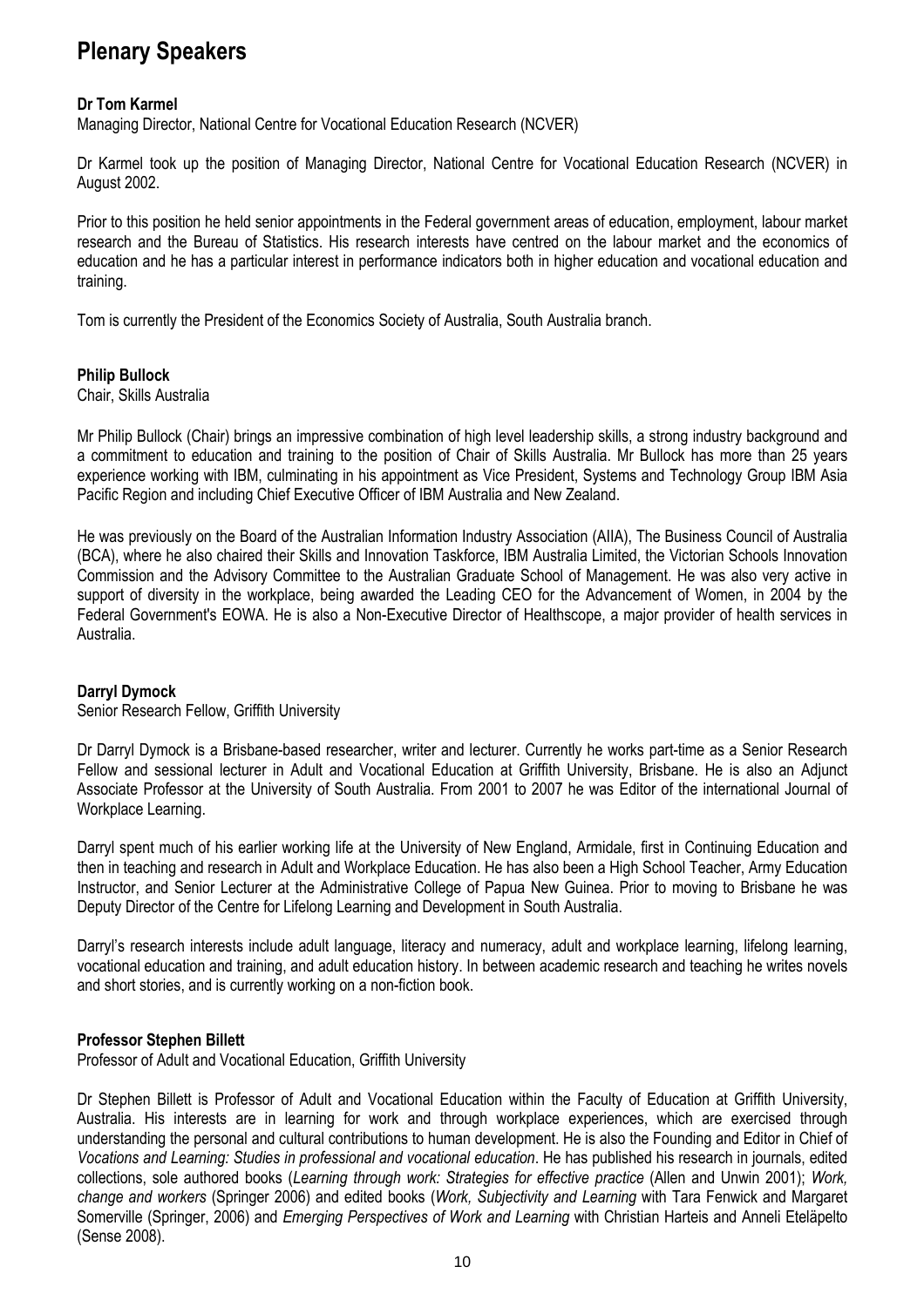# Plenary Speakers

**Dr Tom Karmel**
Managing Director, National Centre for Vocational Education Research (NCVER)

Dr Karmel took up the position of Managing Director, National Centre for Vocational Education Research (NCVER) in August 2002.

Prior to this position he held senior appointments in the Federal government areas of education, employment, labour market research and the Bureau of Statistics. His research interests have centred on the labour market and the economics of education and he has a particular interest in performance indicators both in higher education and vocational education and training.

Tom is currently the President of the Economics Society of Australia, South Australia branch.

**Philip Bullock**
Chair, Skills Australia

Mr Philip Bullock (Chair) brings an impressive combination of high level leadership skills, a strong industry background and a commitment to education and training to the position of Chair of Skills Australia. Mr Bullock has more than 25 years experience working with IBM, culminating in his appointment as Vice President, Systems and Technology Group IBM Asia Pacific Region and including Chief Executive Officer of IBM Australia and New Zealand.

He was previously on the Board of the Australian Information Industry Association (AIIA), The Business Council of Australia (BCA), where he also chaired their Skills and Innovation Taskforce, IBM Australia Limited, the Victorian Schools Innovation Commission and the Advisory Committee to the Australian Graduate School of Management. He was also very active in support of diversity in the workplace, being awarded the Leading CEO for the Advancement of Women, in 2004 by the Federal Government's EOWA. He is also a Non-Executive Director of Healthscope, a major provider of health services in Australia.

**Darryl Dymock**
Senior Research Fellow, Griffith University

Dr Darryl Dymock is a Brisbane-based researcher, writer and lecturer. Currently he works part-time as a Senior Research Fellow and sessional lecturer in Adult and Vocational Education at Griffith University, Brisbane. He is also an Adjunct Associate Professor at the University of South Australia. From 2001 to 2007 he was Editor of the international Journal of Workplace Learning.

Darryl spent much of his earlier working life at the University of New England, Armidale, first in Continuing Education and then in teaching and research in Adult and Workplace Education. He has also been a High School Teacher, Army Education Instructor, and Senior Lecturer at the Administrative College of Papua New Guinea. Prior to moving to Brisbane he was Deputy Director of the Centre for Lifelong Learning and Development in South Australia.

Darryl's research interests include adult language, literacy and numeracy, adult and workplace learning, lifelong learning, vocational education and training, and adult education history. In between academic research and teaching he writes novels and short stories, and is currently working on a non-fiction book.

**Professor Stephen Billett**
Professor of Adult and Vocational Education, Griffith University

Dr Stephen Billett is Professor of Adult and Vocational Education within the Faculty of Education at Griffith University, Australia. His interests are in learning for work and through workplace experiences, which are exercised through understanding the personal and cultural contributions to human development. He is also the Founding and Editor in Chief of *Vocations and Learning: Studies in professional and vocational education*. He has published his research in journals, edited collections, sole authored books (*Learning through work: Strategies for effective practice* (Allen and Unwin 2001); *Work, change and workers* (Springer 2006) and edited books (*Work, Subjectivity and Learning* with Tara Fenwick and Margaret Somerville (Springer, 2006) and *Emerging Perspectives of Work and Learning* with Christian Harteis and Anneli Eteläpelto (Sense 2008).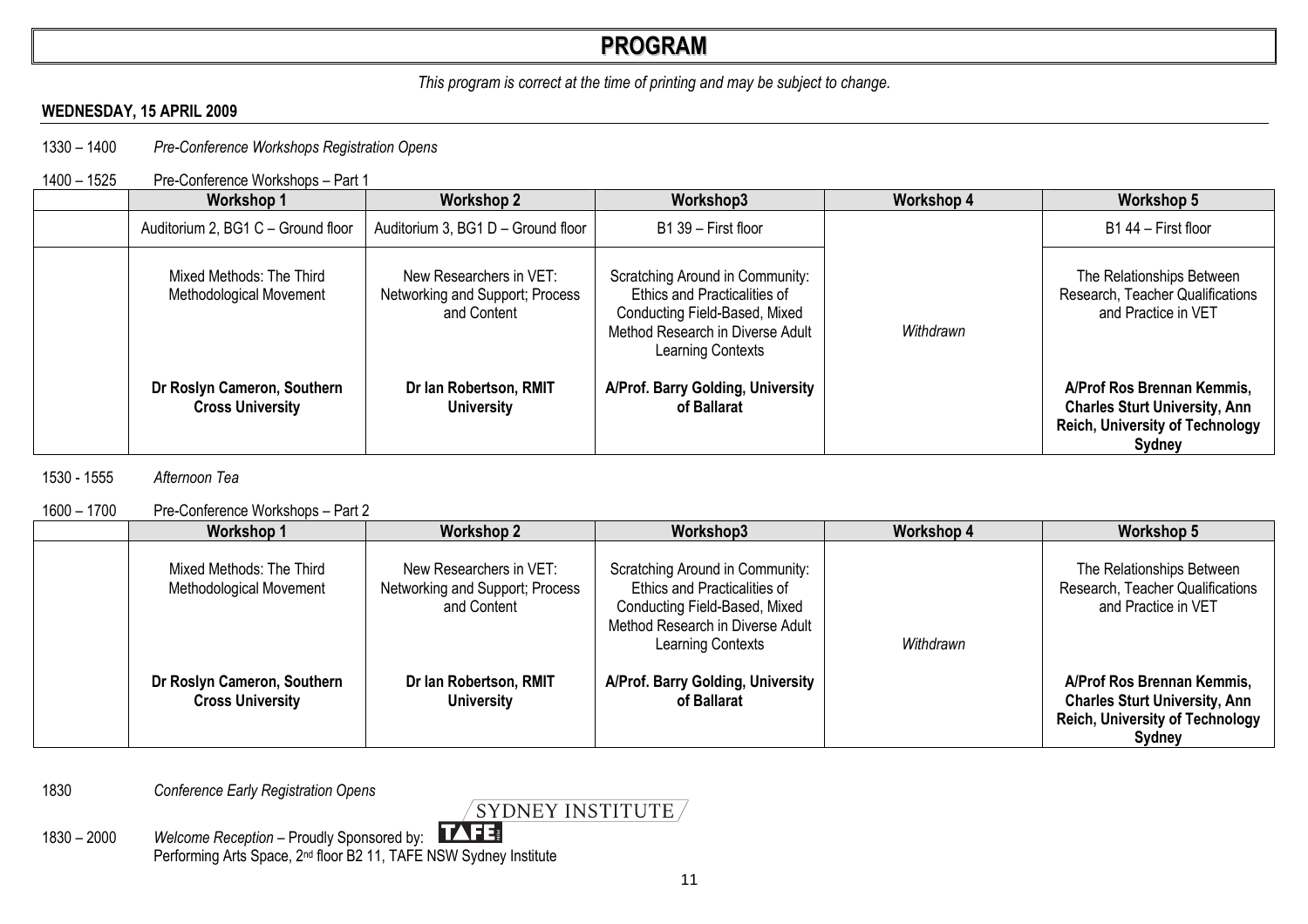# PROGRAM

*This program is correct at the time of printing and may be subject to change.*

## WEDNESDAY, 15 APRIL 2009

1330 – 1400 *Pre-Conference Workshops Registration Opens*

1400 – 1525 Pre-Conference Workshops – Part 1

| | Workshop 1 | Workshop 2 | Workshop3 | Workshop 4 | Workshop 5 |
|---|---|---|---|---|---|
| | Auditorium 2, BG1 C – Ground floor | Auditorium 3, BG1 D – Ground floor | B1 39 – First floor | | B1 44 – First floor |
| | Mixed Methods: The Third Methodological Movement | New Researchers in VET: Networking and Support; Process and Content | Scratching Around in Community: Ethics and Practicalities of Conducting Field-Based, Mixed Method Research in Diverse Adult Learning Contexts | *Withdrawn* | The Relationships Between Research, Teacher Qualifications and Practice in VET |
| | **Dr Roslyn Cameron, Southern Cross University** | **Dr Ian Robertson, RMIT University** | **A/Prof. Barry Golding, University of Ballarat** | | **A/Prof Ros Brennan Kemmis, Charles Sturt University, Ann Reich, University of Technology Sydney** |

1530 - 1555 *Afternoon Tea*

1600 – 1700 Pre-Conference Workshops – Part 2

| | Workshop 1 | Workshop 2 | Workshop3 | Workshop 4 | Workshop 5 |
|---|---|---|---|---|---|
| | Mixed Methods: The Third Methodological Movement | New Researchers in VET: Networking and Support; Process and Content | Scratching Around in Community: Ethics and Practicalities of Conducting Field-Based, Mixed Method Research in Diverse Adult Learning Contexts | *Withdrawn* | The Relationships Between Research, Teacher Qualifications and Practice in VET |
| | **Dr Roslyn Cameron, Southern Cross University** | **Dr Ian Robertson, RMIT University** | **A/Prof. Barry Golding, University of Ballarat** | | **A/Prof Ros Brennan Kemmis, Charles Sturt University, Ann Reich, University of Technology Sydney** |

1830 *Conference Early Registration Opens*

1830 – 2000 *Welcome Reception* – Proudly Sponsored by: SYDNEY INSTITUTE TAFE NSW
Performing Arts Space, 2nd floor B2 11, TAFE NSW Sydney Institute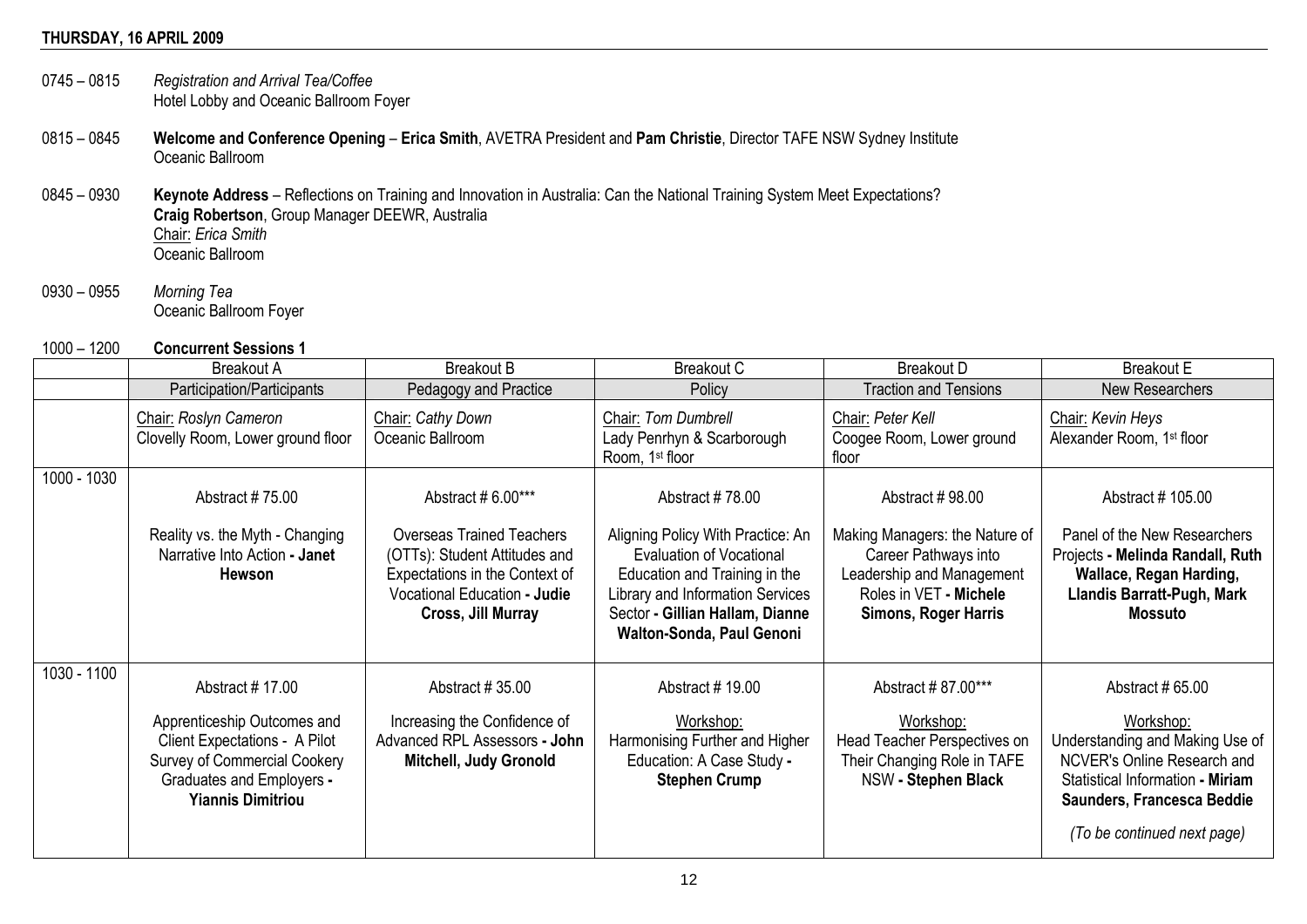**THURSDAY, 16 APRIL 2009**

0745 – 0815 *Registration and Arrival Tea/Coffee*
Hotel Lobby and Oceanic Ballroom Foyer

0815 – 0845 **Welcome and Conference Opening** – **Erica Smith**, AVETRA President and **Pam Christie**, Director TAFE NSW Sydney Institute
Oceanic Ballroom

0845 – 0930 **Keynote Address** – Reflections on Training and Innovation in Australia: Can the National Training System Meet Expectations?
**Craig Robertson**, Group Manager DEEWR, Australia
Chair: *Erica Smith*
Oceanic Ballroom

0930 – 0955 *Morning Tea*
Oceanic Ballroom Foyer

1000 – 1200 **Concurrent Sessions 1**

| | Breakout A | Breakout B | Breakout C | Breakout D | Breakout E |
|---|---|---|---|---|---|
| | Participation/Participants | Pedagogy and Practice | Policy | Traction and Tensions | New Researchers |
| | Chair: *Roslyn Cameron* Clovelly Room, Lower ground floor | Chair: *Cathy Down* Oceanic Ballroom | Chair: *Tom Dumbrell* Lady Penrhyn & Scarborough Room, 1st floor | Chair: *Peter Kell* Coogee Room, Lower ground floor | Chair: *Kevin Heys* Alexander Room, 1st floor |
| 1000 - 1030 | Abstract # 75.00<br><br>Reality vs. the Myth - Changing Narrative Into Action **- Janet Hewson** | Abstract # 6.00***<br><br>Overseas Trained Teachers (OTTs): Student Attitudes and Expectations in the Context of Vocational Education **- Judie Cross, Jill Murray** | Abstract # 78.00<br><br>Aligning Policy With Practice: An Evaluation of Vocational Education and Training in the Library and Information Services Sector **- Gillian Hallam, Dianne Walton-Sonda, Paul Genoni** | Abstract # 98.00<br><br>Making Managers: the Nature of Career Pathways into Leadership and Management Roles in VET **- Michele Simons, Roger Harris** | Abstract # 105.00<br><br>Panel of the New Researchers Projects **- Melinda Randall, Ruth Wallace, Regan Harding, Llandis Barratt-Pugh, Mark Mossuto** |
| 1030 - 1100 | Abstract # 17.00<br><br>Apprenticeship Outcomes and Client Expectations - A Pilot Survey of Commercial Cookery Graduates and Employers **- Yiannis Dimitriou** | Abstract # 35.00<br><br>Increasing the Confidence of Advanced RPL Assessors **- John Mitchell, Judy Gronold** | Abstract # 19.00<br><br>Workshop:<br>Harmonising Further and Higher Education: A Case Study **- Stephen Crump** | Abstract # 87.00***<br><br>Workshop:<br>Head Teacher Perspectives on Their Changing Role in TAFE NSW **- Stephen Black** | Abstract # 65.00<br><br>Workshop:<br>Understanding and Making Use of NCVER's Online Research and Statistical Information **- Miriam Saunders, Francesca Beddie**<br><br>*(To be continued next page)* |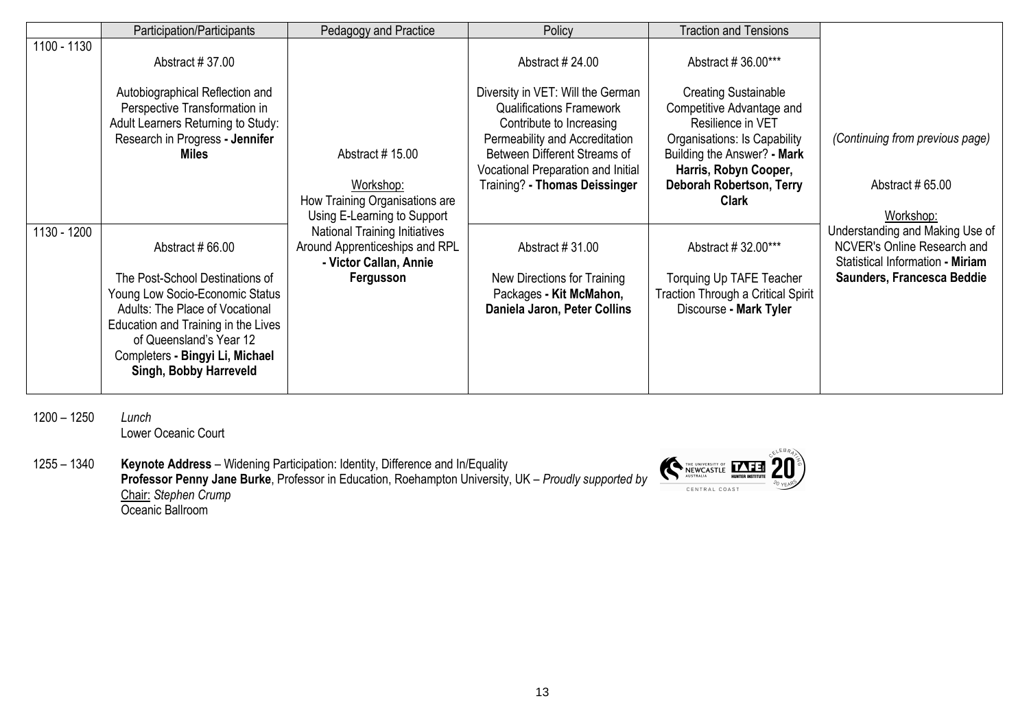| | Participation/Participants | Pedagogy and Practice | Policy | Traction and Tensions | |
|---|---|---|---|---|---|
| 1100 - 1130 | Abstract # 37.00<br><br>Autobiographical Reflection and Perspective Transformation in Adult Learners Returning to Study: Research in Progress **- Jennifer Miles** | Abstract # 15.00<br><br>Workshop:<br>How Training Organisations are Using E-Learning to Support National Training Initiatives Around Apprenticeships and RPL **- Victor Callan, Annie Fergusson** | Abstract # 24.00<br><br>Diversity in VET: Will the German Qualifications Framework Contribute to Increasing Permeability and Accreditation Between Different Streams of Vocational Preparation and Initial Training? **- Thomas Deissinger** | Abstract # 36.00***<br><br>Creating Sustainable Competitive Advantage and Resilience in VET Organisations: Is Capability Building the Answer? **- Mark Harris, Robyn Cooper, Deborah Robertson, Terry Clark** | *(Continuing from previous page)*<br><br>Abstract # 65.00<br><br>Workshop:<br>Understanding and Making Use of NCVER's Online Research and Statistical Information **- Miriam Saunders, Francesca Beddie** |
| 1130 - 1200 | Abstract # 66.00<br><br>The Post-School Destinations of Young Low Socio-Economic Status Adults: The Place of Vocational Education and Training in the Lives of Queensland's Year 12 Completers **- Bingyi Li, Michael Singh, Bobby Harreveld** | | Abstract # 31.00<br><br>New Directions for Training Packages **- Kit McMahon, Daniela Jaron, Peter Collins** | Abstract # 32.00***<br><br>Torquing Up TAFE Teacher Traction Through a Critical Spirit Discourse **- Mark Tyler** | |

1200 – 1250 *Lunch*
Lower Oceanic Court

1255 – 1340 **Keynote Address** – Widening Participation: Identity, Difference and In/Equality
**Professor Penny Jane Burke**, Professor in Education, Roehampton University, UK – *Proudly supported by* The University of Newcastle Australia, TAFE Hunter Institute, Central Coast – Celebrating 20 Years
Chair: *Stephen Crump*
Oceanic Ballroom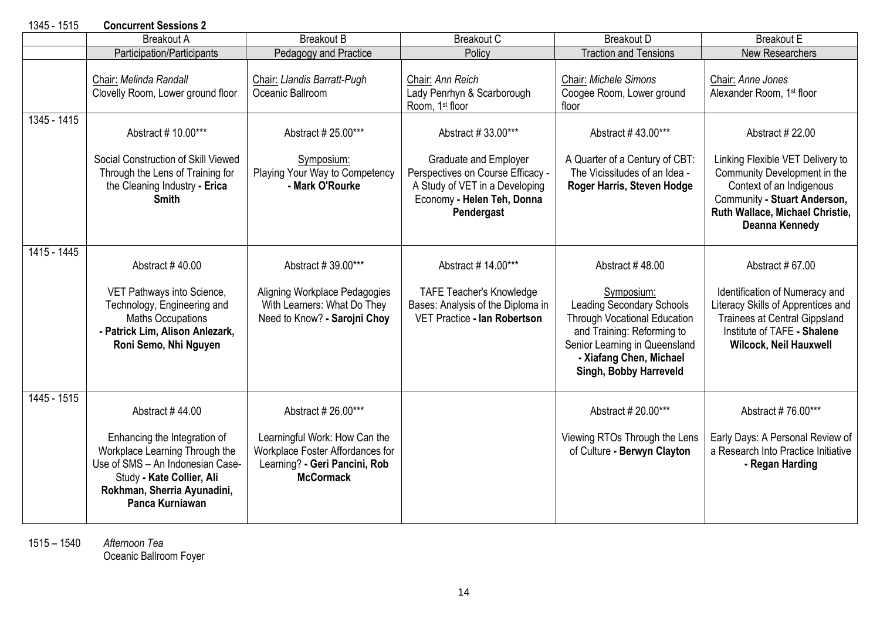1345 - 1515 **Concurrent Sessions 2**

| | Breakout A | Breakout B | Breakout C | Breakout D | Breakout E |
|---|---|---|---|---|---|
| | Participation/Participants | Pedagogy and Practice | Policy | Traction and Tensions | New Researchers |
| | Chair: *Melinda Randall* Clovelly Room, Lower ground floor | Chair: *Llandis Barratt-Pugh* Oceanic Ballroom | Chair: *Ann Reich* Lady Penrhyn & Scarborough Room, 1st floor | Chair: *Michele Simons* Coogee Room, Lower ground floor | Chair: *Anne Jones* Alexander Room, 1st floor |
| 1345 - 1415 | Abstract # 10.00*** Social Construction of Skill Viewed Through the Lens of Training for the Cleaning Industry **- Erica Smith** | Abstract # 25.00*** Symposium: Playing Your Way to Competency **- Mark O'Rourke** | Abstract # 33.00*** Graduate and Employer Perspectives on Course Efficacy - A Study of VET in a Developing Economy **- Helen Teh, Donna Pendergast** | Abstract # 43.00*** A Quarter of a Century of CBT: The Vicissitudes of an Idea - **Roger Harris, Steven Hodge** | Abstract # 22.00 Linking Flexible VET Delivery to Community Development in the Context of an Indigenous Community **- Stuart Anderson, Ruth Wallace, Michael Christie, Deanna Kennedy** |
| 1415 - 1445 | Abstract # 40.00 VET Pathways into Science, Technology, Engineering and Maths Occupations **- Patrick Lim, Alison Anlezark, Roni Semo, Nhi Nguyen** | Abstract # 39.00*** Aligning Workplace Pedagogies With Learners: What Do They Need to Know? **- Sarojni Choy** | Abstract # 14.00*** TAFE Teacher's Knowledge Bases: Analysis of the Diploma in VET Practice **- Ian Robertson** | Abstract # 48.00 Symposium: Leading Secondary Schools Through Vocational Education and Training: Reforming to Senior Learning in Queensland **- Xiafang Chen, Michael Singh, Bobby Harreveld** | Abstract # 67.00 Identification of Numeracy and Literacy Skills of Apprentices and Trainees at Central Gippsland Institute of TAFE **- Shalene Wilcock, Neil Hauxwell** |
| 1445 - 1515 | Abstract # 44.00 Enhancing the Integration of Workplace Learning Through the Use of SMS – An Indonesian Case-Study **- Kate Collier, Ali Rokhman, Sherria Ayunadini, Panca Kurniawan** | Abstract # 26.00*** Learningful Work: How Can the Workplace Foster Affordances for Learning? **- Geri Pancini, Rob McCormack** | | Abstract # 20.00*** Viewing RTOs Through the Lens of Culture **- Berwyn Clayton** | Abstract # 76.00*** Early Days: A Personal Review of a Research Into Practice Initiative **- Regan Harding** |

1515 – 1540 *Afternoon Tea*
Oceanic Ballroom Foyer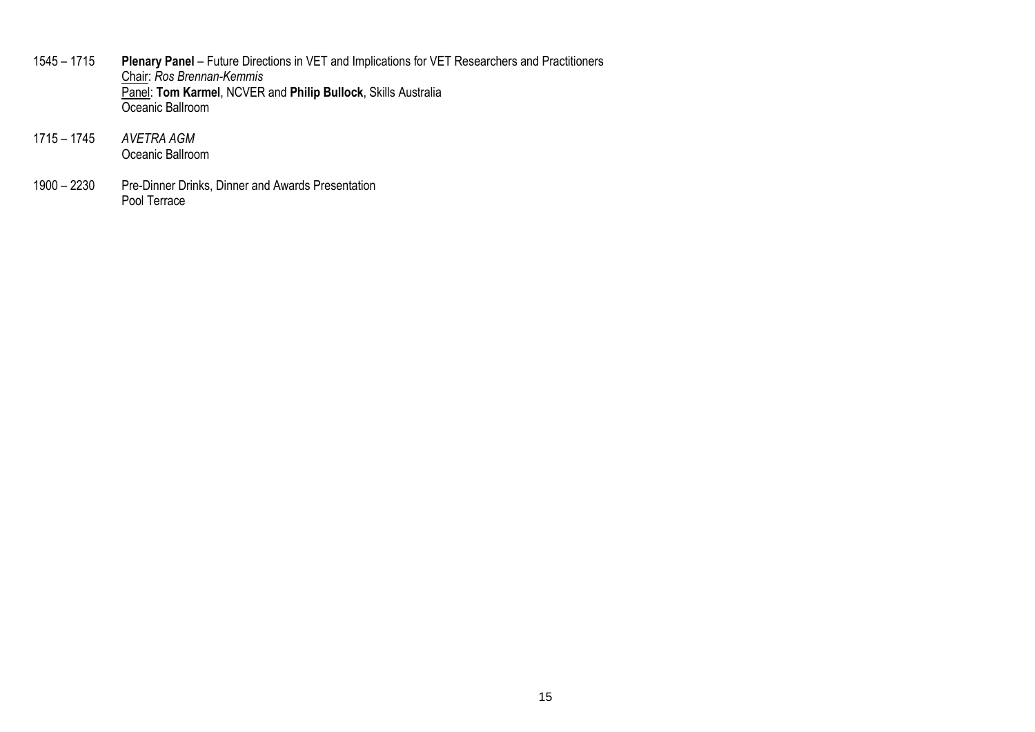| | |
|---|---|
| 1545 – 1715 | **Plenary Panel** – Future Directions in VET and Implications for VET Researchers and Practitioners<br>Chair: *Ros Brennan-Kemmis*<br>Panel: **Tom Karmel**, NCVER and **Philip Bullock**, Skills Australia<br>Oceanic Ballroom |
| 1715 – 1745 | *AVETRA AGM*<br>Oceanic Ballroom |
| 1900 – 2230 | Pre-Dinner Drinks, Dinner and Awards Presentation<br>Pool Terrace |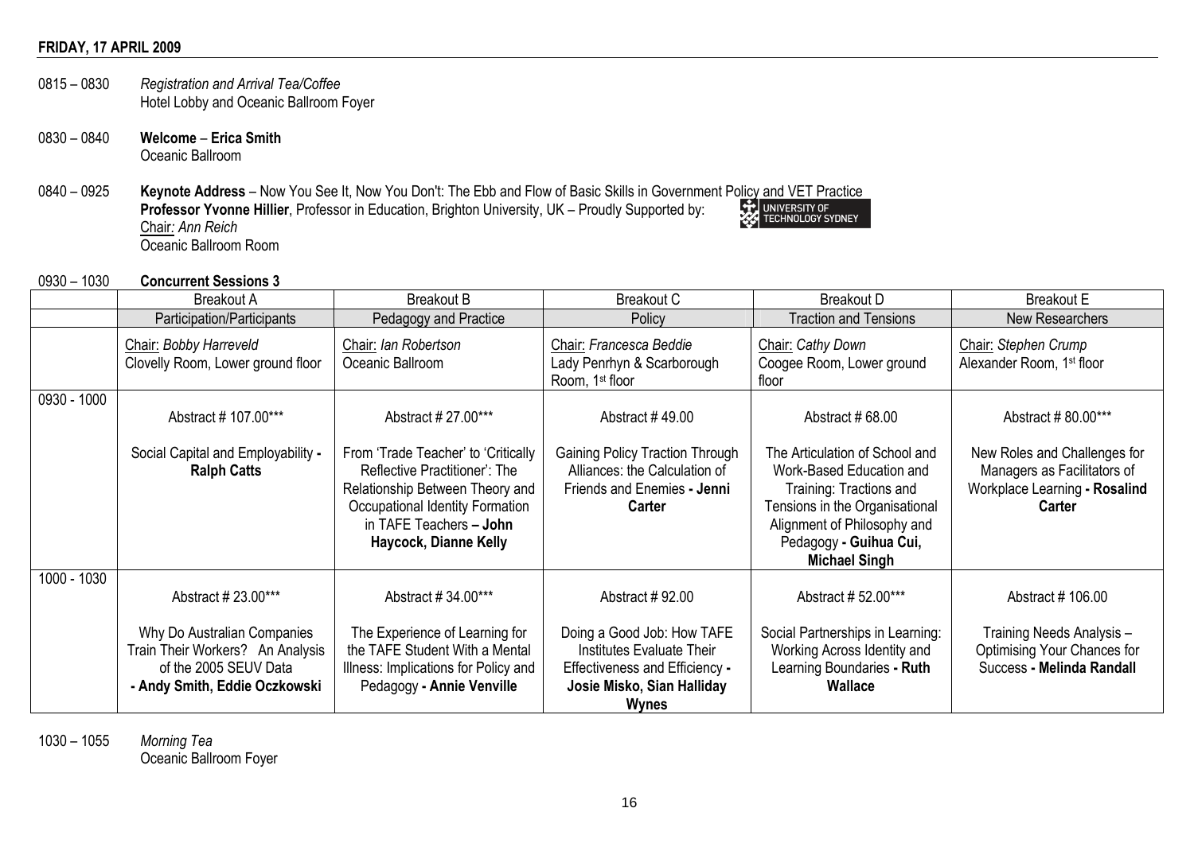**FRIDAY, 17 APRIL 2009**

0815 – 0830 *Registration and Arrival Tea/Coffee*
Hotel Lobby and Oceanic Ballroom Foyer

0830 – 0840 **Welcome** – **Erica Smith**
Oceanic Ballroom

0840 – 0925 **Keynote Address** – Now You See It, Now You Don't: The Ebb and Flow of Basic Skills in Government Policy and VET Practice
**Professor Yvonne Hillier**, Professor in Education, Brighton University, UK – Proudly Supported by: UNIVERSITY OF TECHNOLOGY SYDNEY
Chair*: Ann Reich*
Oceanic Ballroom Room

0930 – 1030 **Concurrent Sessions 3**

| | Breakout A | Breakout B | Breakout C | Breakout D | Breakout E |
|---|---|---|---|---|---|
| | Participation/Participants | Pedagogy and Practice | Policy | Traction and Tensions | New Researchers |
| | Chair: *Bobby Harreveld* Clovelly Room, Lower ground floor | Chair: *Ian Robertson* Oceanic Ballroom | Chair: *Francesca Beddie* Lady Penrhyn & Scarborough Room, 1st floor | Chair: *Cathy Down* Coogee Room, Lower ground floor | Chair: *Stephen Crump* Alexander Room, 1st floor |
| 0930 - 1000 | Abstract # 107.00*** <br><br> Social Capital and Employability - **Ralph Catts** | Abstract # 27.00*** <br><br> From 'Trade Teacher' to 'Critically Reflective Practitioner': The Relationship Between Theory and Occupational Identity Formation in TAFE Teachers **– John Haycock, Dianne Kelly** | Abstract # 49.00 <br><br> Gaining Policy Traction Through Alliances: the Calculation of Friends and Enemies **- Jenni Carter** | Abstract # 68.00 <br><br> The Articulation of School and Work-Based Education and Training: Tractions and Tensions in the Organisational Alignment of Philosophy and Pedagogy **- Guihua Cui, Michael Singh** | Abstract # 80.00*** <br><br> New Roles and Challenges for Managers as Facilitators of Workplace Learning **- Rosalind Carter** |
| 1000 - 1030 | Abstract # 23.00*** <br><br> Why Do Australian Companies Train Their Workers? An Analysis of the 2005 SEUV Data **- Andy Smith, Eddie Oczkowski** | Abstract # 34.00*** <br><br> The Experience of Learning for the TAFE Student With a Mental Illness: Implications for Policy and Pedagogy **- Annie Venville** | Abstract # 92.00 <br><br> Doing a Good Job: How TAFE Institutes Evaluate Their Effectiveness and Efficiency **- Josie Misko, Sian Halliday Wynes** | Abstract # 52.00*** <br><br> Social Partnerships in Learning: Working Across Identity and Learning Boundaries **- Ruth Wallace** | Abstract # 106.00 <br><br> Training Needs Analysis – Optimising Your Chances for Success **- Melinda Randall** |

1030 – 1055 *Morning Tea*
Oceanic Ballroom Foyer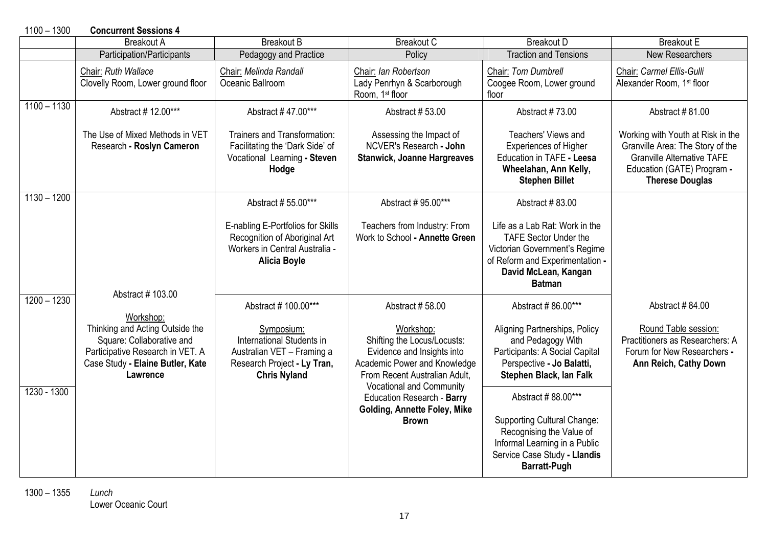1100 – 1300 **Concurrent Sessions 4**

| | Breakout A | Breakout B | Breakout C | Breakout D | Breakout E |
|---|---|---|---|---|---|
| | Participation/Participants | Pedagogy and Practice | Policy | Traction and Tensions | New Researchers |
| | Chair: *Ruth Wallace*<br>Clovelly Room, Lower ground floor | Chair: *Melinda Randall*<br>Oceanic Ballroom | Chair: *Ian Robertson*<br>Lady Penrhyn & Scarborough Room, 1st floor | Chair: *Tom Dumbrell*<br>Coogee Room, Lower ground floor | Chair: *Carmel Ellis-Gulli*<br>Alexander Room, 1st floor |
| 1100 – 1130 | Abstract # 12.00***<br><br>The Use of Mixed Methods in VET Research **- Roslyn Cameron** | Abstract # 47.00***<br><br>Trainers and Transformation: Facilitating the 'Dark Side' of Vocational Learning **- Steven Hodge** | Abstract # 53.00<br><br>Assessing the Impact of NCVER's Research **- John Stanwick, Joanne Hargreaves** | Abstract # 73.00<br><br>Teachers' Views and Experiences of Higher Education in TAFE **- Leesa Wheelahan, Ann Kelly, Stephen Billet** | Abstract # 81.00<br><br>Working with Youth at Risk in the Granville Area: The Story of the Granville Alternative TAFE Education (GATE) Program **- Therese Douglas** |
| 1130 – 1200 | Abstract # 103.00<br><br>Workshop:<br>Thinking and Acting Outside the Square: Collaborative and Participative Research in VET. A Case Study **- Elaine Butler, Kate Lawrence** | Abstract # 55.00***<br><br>E-nabling E-Portfolios for Skills Recognition of Aboriginal Art Workers in Central Australia - **Alicia Boyle** | Abstract # 95.00***<br><br>Teachers from Industry: From Work to School **- Annette Green** | Abstract # 83.00<br><br>Life as a Lab Rat: Work in the TAFE Sector Under the Victorian Government's Regime of Reform and Experimentation **- David McLean, Kangan Batman** | Abstract # 84.00<br><br>Round Table session:<br>Practitioners as Researchers: A Forum for New Researchers **- Ann Reich, Cathy Down** |
| 1200 – 1230 | | Abstract # 100.00***<br><br>Symposium:<br>International Students in Australian VET – Framing a Research Project **- Ly Tran, Chris Nyland** | Abstract # 58.00<br><br>Workshop:<br>Shifting the Locus/Locusts: Evidence and Insights into Academic Power and Knowledge From Recent Australian Adult, Vocational and Community Education Research - **Barry Golding, Annette Foley, Mike Brown** | Abstract # 86.00***<br><br>Aligning Partnerships, Policy and Pedagogy With Participants: A Social Capital Perspective **- Jo Balatti, Stephen Black, Ian Falk** | |
| 1230 - 1300 | | | | Abstract # 88.00***<br><br>Supporting Cultural Change: Recognising the Value of Informal Learning in a Public Service Case Study **- Llandis Barratt-Pugh** | |

1300 – 1355 *Lunch*
Lower Oceanic Court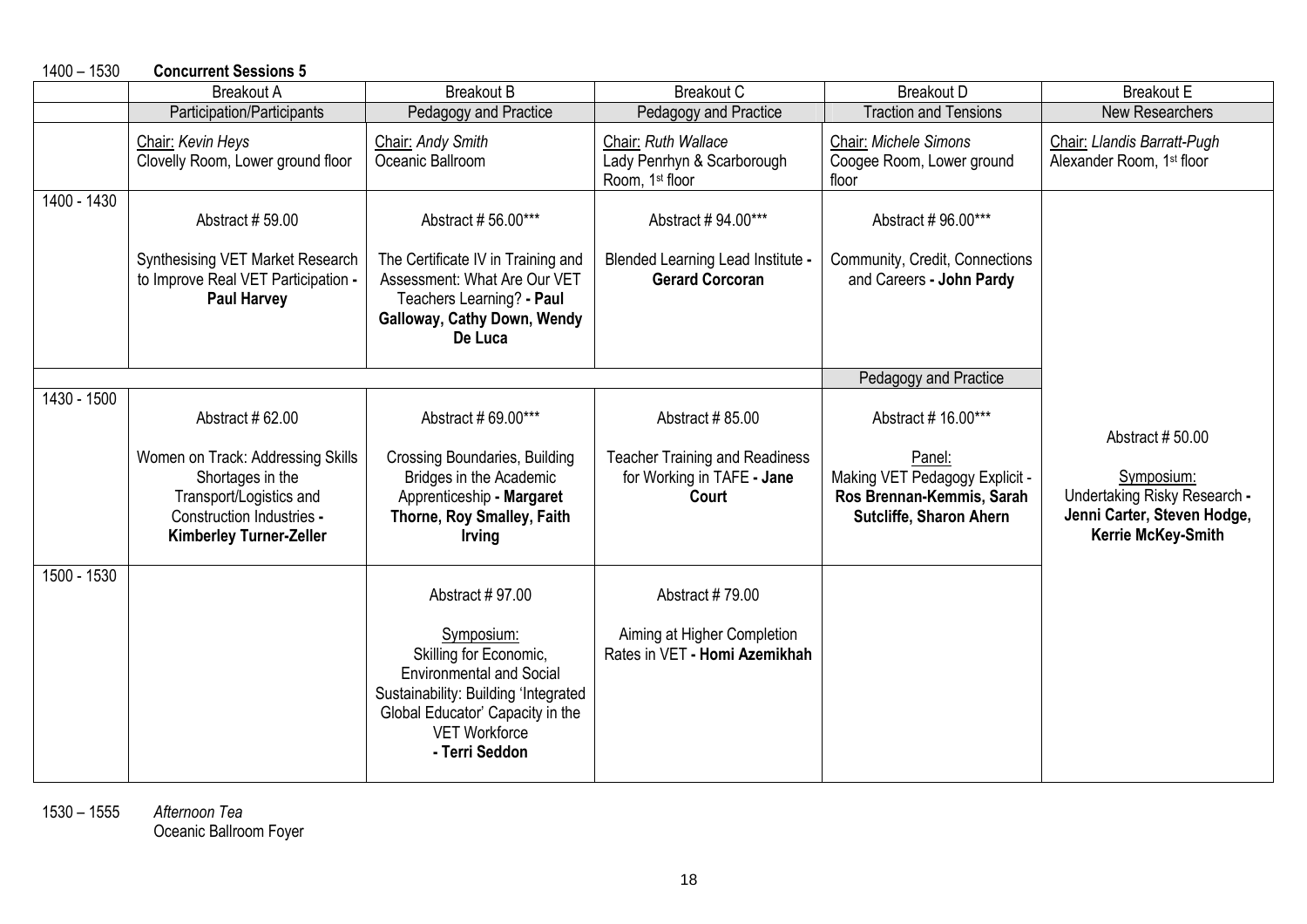1400 – 1530 **Concurrent Sessions 5**

| | Breakout A | Breakout B | Breakout C | Breakout D | Breakout E |
|---|---|---|---|---|---|
| | Participation/Participants | Pedagogy and Practice | Pedagogy and Practice | Traction and Tensions | New Researchers |
| | Chair: *Kevin Heys* Clovelly Room, Lower ground floor | Chair: *Andy Smith* Oceanic Ballroom | Chair: *Ruth Wallace* Lady Penrhyn & Scarborough Room, 1st floor | Chair: *Michele Simons* Coogee Room, Lower ground floor | Chair: *Llandis Barratt-Pugh* Alexander Room, 1st floor |
| 1400 - 1430 | Abstract # 59.00<br><br>Synthesising VET Market Research to Improve Real VET Participation - **Paul Harvey** | Abstract # 56.00***<br><br>The Certificate IV in Training and Assessment: What Are Our VET Teachers Learning? - **Paul Galloway, Cathy Down, Wendy De Luca** | Abstract # 94.00***<br><br>Blended Learning Lead Institute - **Gerard Corcoran** | Abstract # 96.00***<br><br>Community, Credit, Connections and Careers - **John Pardy** | Abstract # 50.00<br><br>Symposium:<br>Undertaking Risky Research - **Jenni Carter, Steven Hodge, Kerrie McKey-Smith** |
| | | | | Pedagogy and Practice | |
| 1430 - 1500 | Abstract # 62.00<br><br>Women on Track: Addressing Skills Shortages in the Transport/Logistics and Construction Industries - **Kimberley Turner-Zeller** | Abstract # 69.00***<br><br>Crossing Boundaries, Building Bridges in the Academic Apprenticeship - **Margaret Thorne, Roy Smalley, Faith Irving** | Abstract # 85.00<br><br>Teacher Training and Readiness for Working in TAFE - **Jane Court** | Abstract # 16.00***<br><br>Panel:<br>Making VET Pedagogy Explicit - **Ros Brennan-Kemmis, Sarah Sutcliffe, Sharon Ahern** | |
| 1500 - 1530 | | Abstract # 97.00<br><br>Symposium:<br>Skilling for Economic, Environmental and Social Sustainability: Building 'Integrated Global Educator' Capacity in the VET Workforce<br>**- Terri Seddon** | Abstract # 79.00<br><br>Aiming at Higher Completion Rates in VET - **Homi Azemikhah** | | |

1530 – 1555 *Afternoon Tea*
Oceanic Ballroom Foyer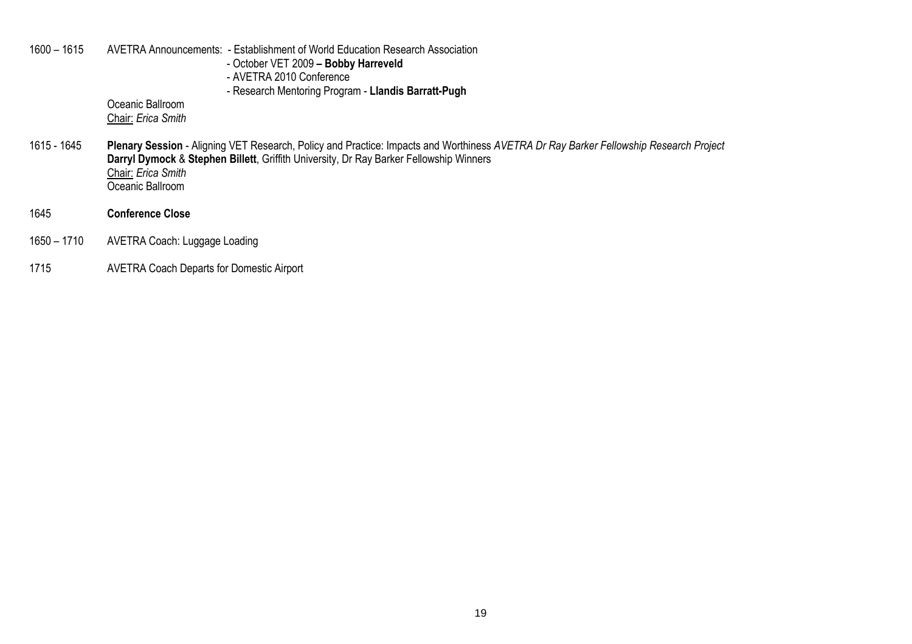1600 – 1615 AVETRA Announcements: - Establishment of World Education Research Association
- October VET 2009 **– Bobby Harreveld**
- AVETRA 2010 Conference
- Research Mentoring Program - **Llandis Barratt-Pugh**

Oceanic Ballroom
Chair: *Erica Smith*

1615 - 1645 **Plenary Session** - Aligning VET Research, Policy and Practice: Impacts and Worthiness *AVETRA Dr Ray Barker Fellowship Research Project*
**Darryl Dymock** & **Stephen Billett**, Griffith University, Dr Ray Barker Fellowship Winners
Chair: *Erica Smith*
Oceanic Ballroom

1645 **Conference Close**

1650 – 1710 AVETRA Coach: Luggage Loading

1715 AVETRA Coach Departs for Domestic Airport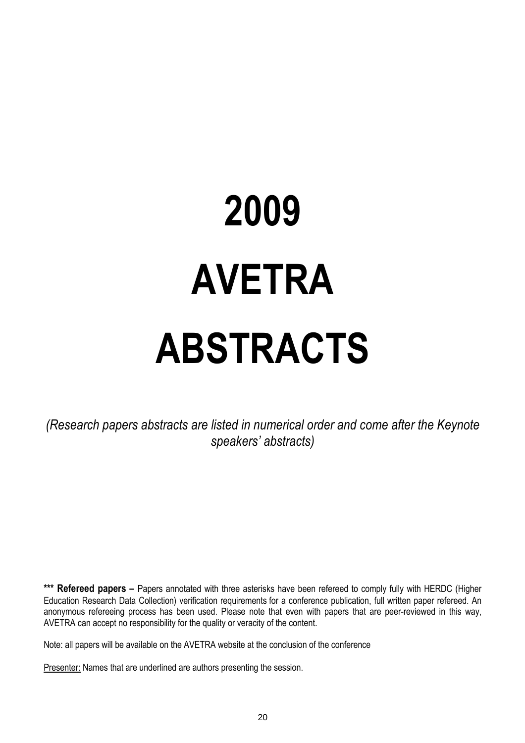# 2009

# AVETRA

# ABSTRACTS

*(Research papers abstracts are listed in numerical order and come after the Keynote speakers' abstracts)*

**\*\*\* Refereed papers –** Papers annotated with three asterisks have been refereed to comply fully with HERDC (Higher Education Research Data Collection) verification requirements for a conference publication, full written paper refereed. An anonymous refereeing process has been used. Please note that even with papers that are peer-reviewed in this way, AVETRA can accept no responsibility for the quality or veracity of the content.

Note: all papers will be available on the AVETRA website at the conclusion of the conference

<u>Presenter:</u> Names that are underlined are authors presenting the session.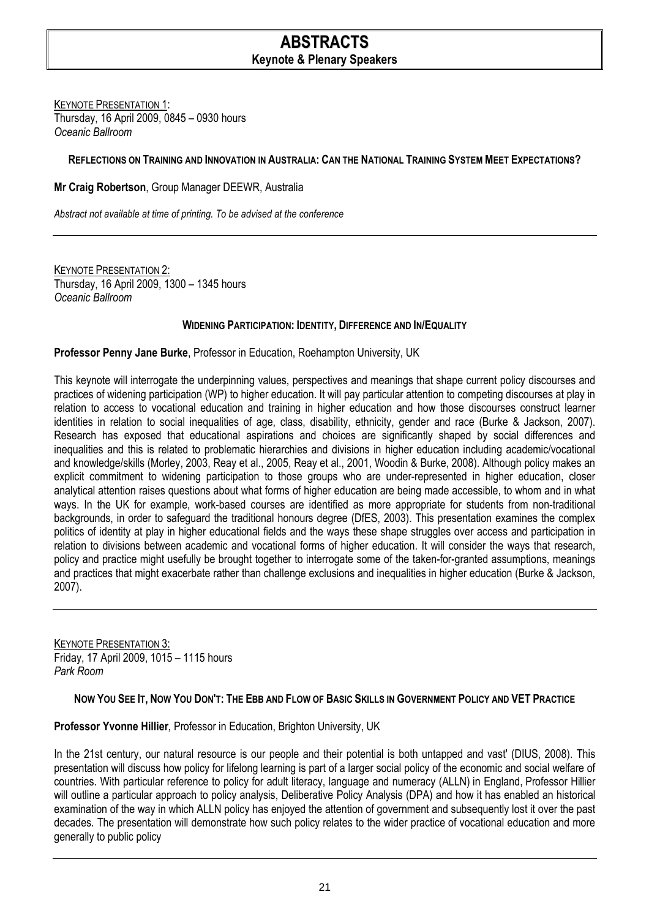# ABSTRACTS

## Keynote & Plenary Speakers

KEYNOTE PRESENTATION 1:
Thursday, 16 April 2009, 0845 – 0930 hours
*Oceanic Ballroom*

### REFLECTIONS ON TRAINING AND INNOVATION IN AUSTRALIA: CAN THE NATIONAL TRAINING SYSTEM MEET EXPECTATIONS?

**Mr Craig Robertson**, Group Manager DEEWR, Australia

*Abstract not available at time of printing. To be advised at the conference*

---

KEYNOTE PRESENTATION 2:
Thursday, 16 April 2009, 1300 – 1345 hours
*Oceanic Ballroom*

### WIDENING PARTICIPATION: IDENTITY, DIFFERENCE AND IN/EQUALITY

**Professor Penny Jane Burke**, Professor in Education, Roehampton University, UK

This keynote will interrogate the underpinning values, perspectives and meanings that shape current policy discourses and practices of widening participation (WP) to higher education. It will pay particular attention to competing discourses at play in relation to access to vocational education and training in higher education and how those discourses construct learner identities in relation to social inequalities of age, class, disability, ethnicity, gender and race (Burke & Jackson, 2007). Research has exposed that educational aspirations and choices are significantly shaped by social differences and inequalities and this is related to problematic hierarchies and divisions in higher education including academic/vocational and knowledge/skills (Morley, 2003, Reay et al., 2005, Reay et al., 2001, Woodin & Burke, 2008). Although policy makes an explicit commitment to widening participation to those groups who are under-represented in higher education, closer analytical attention raises questions about what forms of higher education are being made accessible, to whom and in what ways. In the UK for example, work-based courses are identified as more appropriate for students from non-traditional backgrounds, in order to safeguard the traditional honours degree (DfES, 2003). This presentation examines the complex politics of identity at play in higher educational fields and the ways these shape struggles over access and participation in relation to divisions between academic and vocational forms of higher education. It will consider the ways that research, policy and practice might usefully be brought together to interrogate some of the taken-for-granted assumptions, meanings and practices that might exacerbate rather than challenge exclusions and inequalities in higher education (Burke & Jackson, 2007).

---

KEYNOTE PRESENTATION 3:
Friday, 17 April 2009, 1015 – 1115 hours
*Park Room*

### NOW YOU SEE IT, NOW YOU DON'T: THE EBB AND FLOW OF BASIC SKILLS IN GOVERNMENT POLICY AND VET PRACTICE

**Professor Yvonne Hillier**, Professor in Education, Brighton University, UK

In the 21st century, our natural resource is our people and their potential is both untapped and vast' (DIUS, 2008). This presentation will discuss how policy for lifelong learning is part of a larger social policy of the economic and social welfare of countries. With particular reference to policy for adult literacy, language and numeracy (ALLN) in England, Professor Hillier will outline a particular approach to policy analysis, Deliberative Policy Analysis (DPA) and how it has enabled an historical examination of the way in which ALLN policy has enjoyed the attention of government and subsequently lost it over the past decades. The presentation will demonstrate how such policy relates to the wider practice of vocational education and more generally to public policy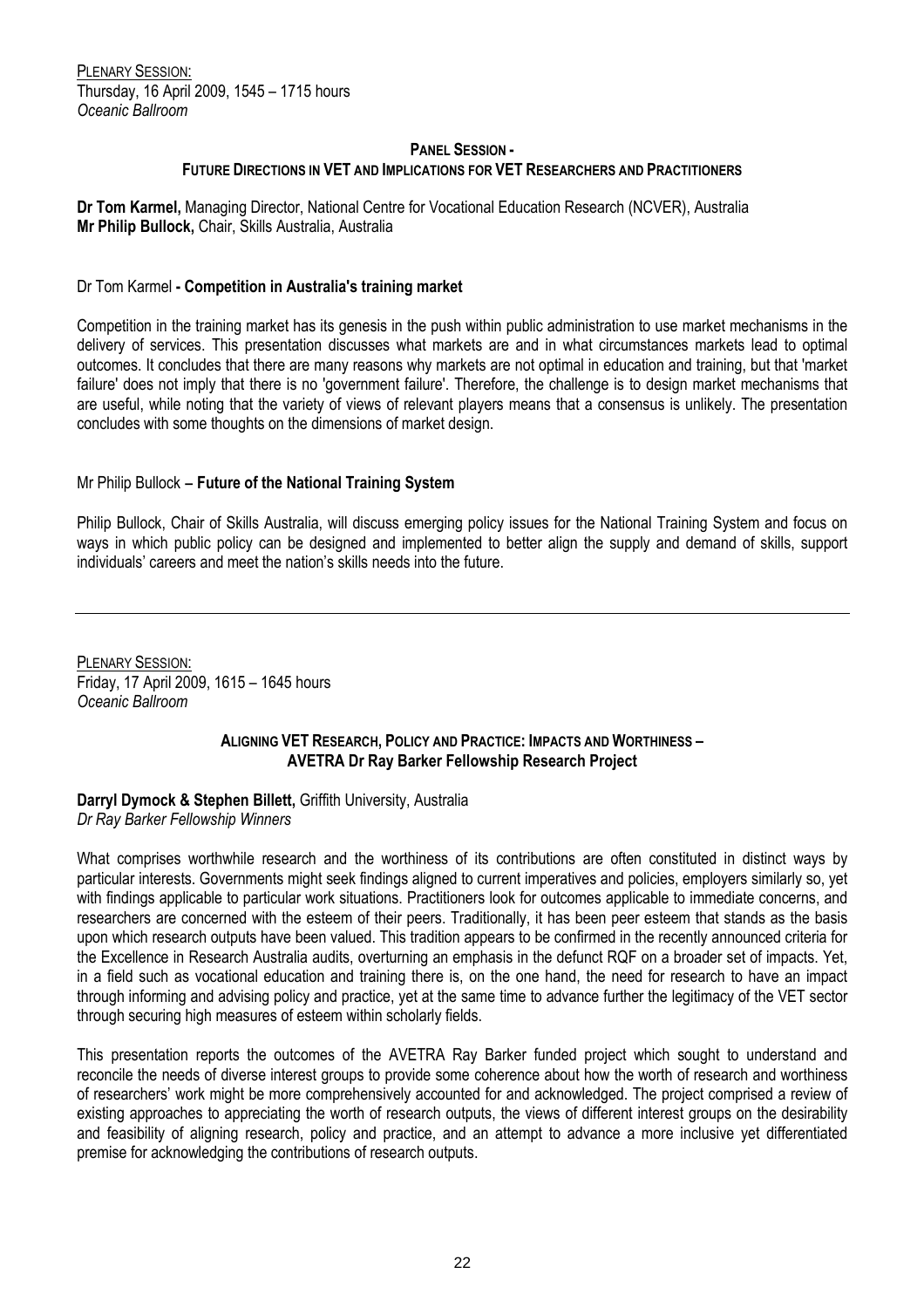PLENARY SESSION:
Thursday, 16 April 2009, 1545 – 1715 hours
*Oceanic Ballroom*

## PANEL SESSION - FUTURE DIRECTIONS IN VET AND IMPLICATIONS FOR VET RESEARCHERS AND PRACTITIONERS

**Dr Tom Karmel,** Managing Director, National Centre for Vocational Education Research (NCVER), Australia
**Mr Philip Bullock,** Chair, Skills Australia, Australia

Dr Tom Karmel **- Competition in Australia's training market**

Competition in the training market has its genesis in the push within public administration to use market mechanisms in the delivery of services. This presentation discusses what markets are and in what circumstances markets lead to optimal outcomes. It concludes that there are many reasons why markets are not optimal in education and training, but that 'market failure' does not imply that there is no 'government failure'. Therefore, the challenge is to design market mechanisms that are useful, while noting that the variety of views of relevant players means that a consensus is unlikely. The presentation concludes with some thoughts on the dimensions of market design.

Mr Philip Bullock **– Future of the National Training System**

Philip Bullock, Chair of Skills Australia, will discuss emerging policy issues for the National Training System and focus on ways in which public policy can be designed and implemented to better align the supply and demand of skills, support individuals' careers and meet the nation's skills needs into the future.

---

PLENARY SESSION:
Friday, 17 April 2009, 1615 – 1645 hours
*Oceanic Ballroom*

## ALIGNING VET RESEARCH, POLICY AND PRACTICE: IMPACTS AND WORTHINESS – AVETRA Dr Ray Barker Fellowship Research Project

**Darryl Dymock & Stephen Billett,** Griffith University, Australia
*Dr Ray Barker Fellowship Winners*

What comprises worthwhile research and the worthiness of its contributions are often constituted in distinct ways by particular interests. Governments might seek findings aligned to current imperatives and policies, employers similarly so, yet with findings applicable to particular work situations. Practitioners look for outcomes applicable to immediate concerns, and researchers are concerned with the esteem of their peers. Traditionally, it has been peer esteem that stands as the basis upon which research outputs have been valued. This tradition appears to be confirmed in the recently announced criteria for the Excellence in Research Australia audits, overturning an emphasis in the defunct RQF on a broader set of impacts. Yet, in a field such as vocational education and training there is, on the one hand, the need for research to have an impact through informing and advising policy and practice, yet at the same time to advance further the legitimacy of the VET sector through securing high measures of esteem within scholarly fields.

This presentation reports the outcomes of the AVETRA Ray Barker funded project which sought to understand and reconcile the needs of diverse interest groups to provide some coherence about how the worth of research and worthiness of researchers' work might be more comprehensively accounted for and acknowledged. The project comprised a review of existing approaches to appreciating the worth of research outputs, the views of different interest groups on the desirability and feasibility of aligning research, policy and practice, and an attempt to advance a more inclusive yet differentiated premise for acknowledging the contributions of research outputs.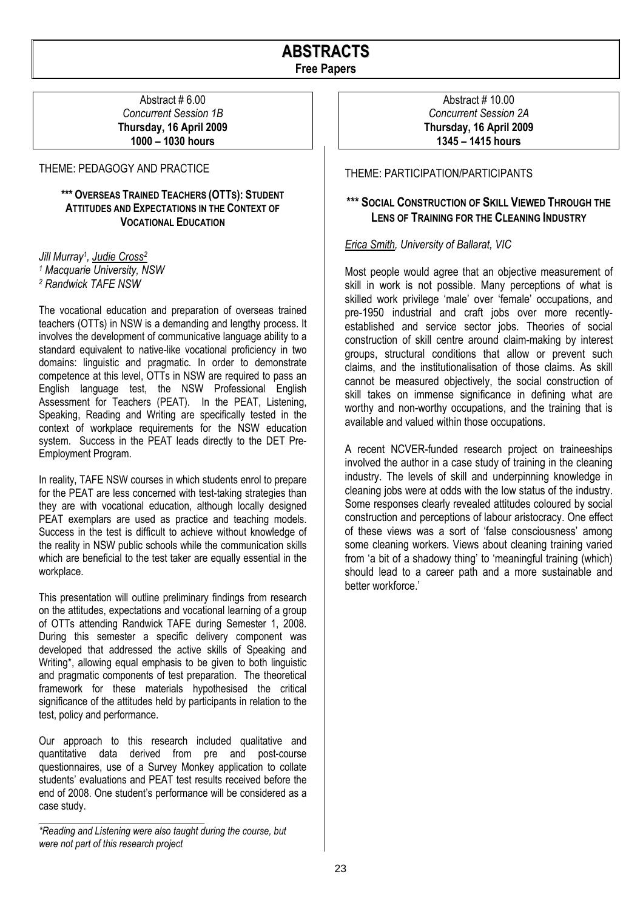# ABSTRACTS

**Free Papers**

Abstract # 6.00
*Concurrent Session 1B*
**Thursday, 16 April 2009**
**1000 – 1030 hours**

THEME: PEDAGOGY AND PRACTICE

### *** OVERSEAS TRAINED TEACHERS (OTTS): STUDENT ATTITUDES AND EXPECTATIONS IN THE CONTEXT OF VOCATIONAL EDUCATION

*Jill Murray[1], Judie Cross[2]*
*[1] Macquarie University, NSW*
*[2] Randwick TAFE NSW*

The vocational education and preparation of overseas trained teachers (OTTs) in NSW is a demanding and lengthy process. It involves the development of communicative language ability to a standard equivalent to native-like vocational proficiency in two domains: linguistic and pragmatic. In order to demonstrate competence at this level, OTTs in NSW are required to pass an English language test, the NSW Professional English Assessment for Teachers (PEAT). In the PEAT, Listening, Speaking, Reading and Writing are specifically tested in the context of workplace requirements for the NSW education system. Success in the PEAT leads directly to the DET Pre-Employment Program.

In reality, TAFE NSW courses in which students enrol to prepare for the PEAT are less concerned with test-taking strategies than they are with vocational education, although locally designed PEAT exemplars are used as practice and teaching models. Success in the test is difficult to achieve without knowledge of the reality in NSW public schools while the communication skills which are beneficial to the test taker are equally essential in the workplace.

This presentation will outline preliminary findings from research on the attitudes, expectations and vocational learning of a group of OTTs attending Randwick TAFE during Semester 1, 2008. During this semester a specific delivery component was developed that addressed the active skills of Speaking and Writing*, allowing equal emphasis to be given to both linguistic and pragmatic components of test preparation. The theoretical framework for these materials hypothesised the critical significance of the attitudes held by participants in relation to the test, policy and performance.

Our approach to this research included qualitative and quantitative data derived from pre and post-course questionnaires, use of a Survey Monkey application to collate students' evaluations and PEAT test results received before the end of 2008. One student's performance will be considered as a case study.

*\*Reading and Listening were also taught during the course, but were not part of this research project*

---

Abstract # 10.00
*Concurrent Session 2A*
**Thursday, 16 April 2009**
**1345 – 1415 hours**

THEME: PARTICIPATION/PARTICIPANTS

### *** SOCIAL CONSTRUCTION OF SKILL VIEWED THROUGH THE LENS OF TRAINING FOR THE CLEANING INDUSTRY

*Erica Smith, University of Ballarat, VIC*

Most people would agree that an objective measurement of skill in work is not possible. Many perceptions of what is skilled work privilege 'male' over 'female' occupations, and pre-1950 industrial and craft jobs over more recently-established and service sector jobs. Theories of social construction of skill centre around claim-making by interest groups, structural conditions that allow or prevent such claims, and the institutionalisation of those claims. As skill cannot be measured objectively, the social construction of skill takes on immense significance in defining what are worthy and non-worthy occupations, and the training that is available and valued within those occupations.

A recent NCVER-funded research project on traineeships involved the author in a case study of training in the cleaning industry. The levels of skill and underpinning knowledge in cleaning jobs were at odds with the low status of the industry. Some responses clearly revealed attitudes coloured by social construction and perceptions of labour aristocracy. One effect of these views was a sort of 'false consciousness' among some cleaning workers. Views about cleaning training varied from 'a bit of a shadowy thing' to 'meaningful training (which) should lead to a career path and a more sustainable and better workforce.'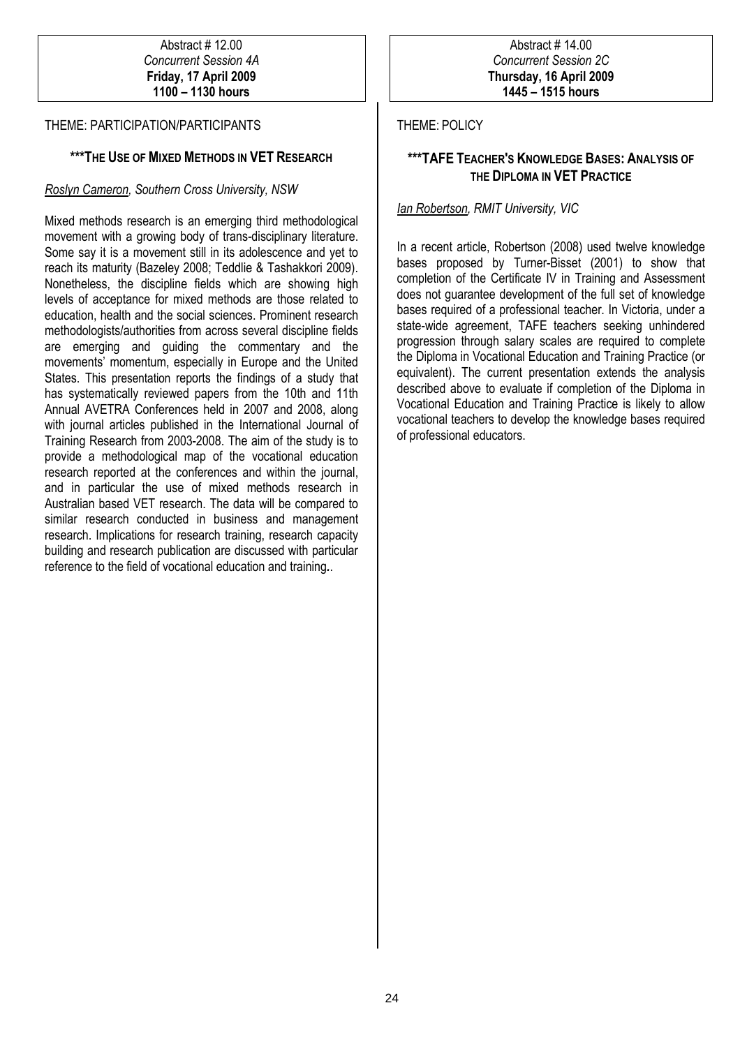Abstract # 12.00
*Concurrent Session 4A*
**Friday, 17 April 2009**
**1100 – 1130 hours**

THEME: PARTICIPATION/PARTICIPANTS

### \*\*\*The Use of Mixed Methods in VET Research

*Roslyn Cameron, Southern Cross University, NSW*

Mixed methods research is an emerging third methodological movement with a growing body of trans-disciplinary literature. Some say it is a movement still in its adolescence and yet to reach its maturity (Bazeley 2008; Teddlie & Tashakkori 2009). Nonetheless, the discipline fields which are showing high levels of acceptance for mixed methods are those related to education, health and the social sciences. Prominent research methodologists/authorities from across several discipline fields are emerging and guiding the commentary and the movements' momentum, especially in Europe and the United States. This presentation reports the findings of a study that has systematically reviewed papers from the 10th and 11th Annual AVETRA Conferences held in 2007 and 2008, along with journal articles published in the International Journal of Training Research from 2003-2008. The aim of the study is to provide a methodological map of the vocational education research reported at the conferences and within the journal, and in particular the use of mixed methods research in Australian based VET research. The data will be compared to similar research conducted in business and management research. Implications for research training, research capacity building and research publication are discussed with particular reference to the field of vocational education and training..

Abstract # 14.00
*Concurrent Session 2C*
**Thursday, 16 April 2009**
**1445 – 1515 hours**

THEME: POLICY

### \*\*\*TAFE Teacher's Knowledge Bases: Analysis of the Diploma in VET Practice

*Ian Robertson, RMIT University, VIC*

In a recent article, Robertson (2008) used twelve knowledge bases proposed by Turner-Bisset (2001) to show that completion of the Certificate IV in Training and Assessment does not guarantee development of the full set of knowledge bases required of a professional teacher. In Victoria, under a state-wide agreement, TAFE teachers seeking unhindered progression through salary scales are required to complete the Diploma in Vocational Education and Training Practice (or equivalent). The current presentation extends the analysis described above to evaluate if completion of the Diploma in Vocational Education and Training Practice is likely to allow vocational teachers to develop the knowledge bases required of professional educators.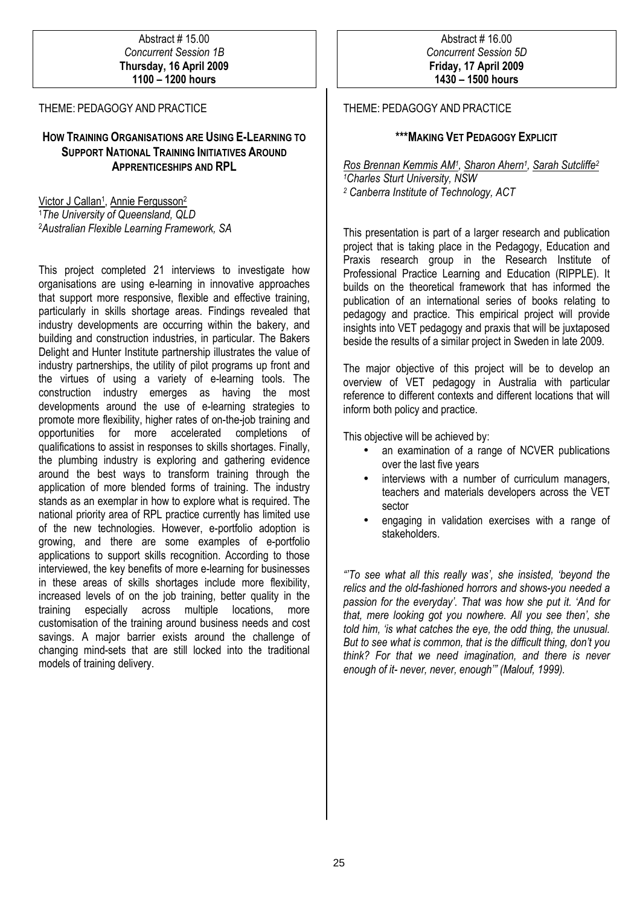Abstract # 15.00
*Concurrent Session 1B*
**Thursday, 16 April 2009**
**1100 – 1200 hours**

THEME: PEDAGOGY AND PRACTICE

## HOW TRAINING ORGANISATIONS ARE USING E-LEARNING TO SUPPORT NATIONAL TRAINING INITIATIVES AROUND APPRENTICESHIPS AND RPL

Victor J Callan[1], Annie Fergusson[2]
[1]*The University of Queensland, QLD*
[2]*Australian Flexible Learning Framework, SA*

This project completed 21 interviews to investigate how organisations are using e-learning in innovative approaches that support more responsive, flexible and effective training, particularly in skills shortage areas. Findings revealed that industry developments are occurring within the bakery, and building and construction industries, in particular. The Bakers Delight and Hunter Institute partnership illustrates the value of industry partnerships, the utility of pilot programs up front and the virtues of using a variety of e-learning tools. The construction industry emerges as having the most developments around the use of e-learning strategies to promote more flexibility, higher rates of on-the-job training and opportunities for more accelerated completions of qualifications to assist in responses to skills shortages. Finally, the plumbing industry is exploring and gathering evidence around the best ways to transform training through the application of more blended forms of training. The industry stands as an exemplar in how to explore what is required. The national priority area of RPL practice currently has limited use of the new technologies. However, e-portfolio adoption is growing, and there are some examples of e-portfolio applications to support skills recognition. According to those interviewed, the key benefits of more e-learning for businesses in these areas of skills shortages include more flexibility, increased levels of on the job training, better quality in the training especially across multiple locations, more customisation of the training around business needs and cost savings. A major barrier exists around the challenge of changing mind-sets that are still locked into the traditional models of training delivery.

Abstract # 16.00
*Concurrent Session 5D*
**Friday, 17 April 2009**
**1430 – 1500 hours**

THEME: PEDAGOGY AND PRACTICE

## ***MAKING VET PEDAGOGY EXPLICIT

Ros Brennan Kemmis AM[1], Sharon Ahern[1], Sarah Sutcliffe[2]
[1]*Charles Sturt University, NSW*
[2] *Canberra Institute of Technology, ACT*

This presentation is part of a larger research and publication project that is taking place in the Pedagogy, Education and Praxis research group in the Research Institute of Professional Practice Learning and Education (RIPPLE). It builds on the theoretical framework that has informed the publication of an international series of books relating to pedagogy and practice. This empirical project will provide insights into VET pedagogy and praxis that will be juxtaposed beside the results of a similar project in Sweden in late 2009.

The major objective of this project will be to develop an overview of VET pedagogy in Australia with particular reference to different contexts and different locations that will inform both policy and practice.

This objective will be achieved by:

- an examination of a range of NCVER publications over the last five years
- interviews with a number of curriculum managers, teachers and materials developers across the VET sector
- engaging in validation exercises with a range of stakeholders.

*"'To see what all this really was', she insisted, 'beyond the relics and the old-fashioned horrors and shows-you needed a passion for the everyday'. That was how she put it. 'And for that, mere looking got you nowhere. All you see then', she told him, 'is what catches the eye, the odd thing, the unusual. But to see what is common, that is the difficult thing, don't you think? For that we need imagination, and there is never enough of it- never, never, enough'" (Malouf, 1999).*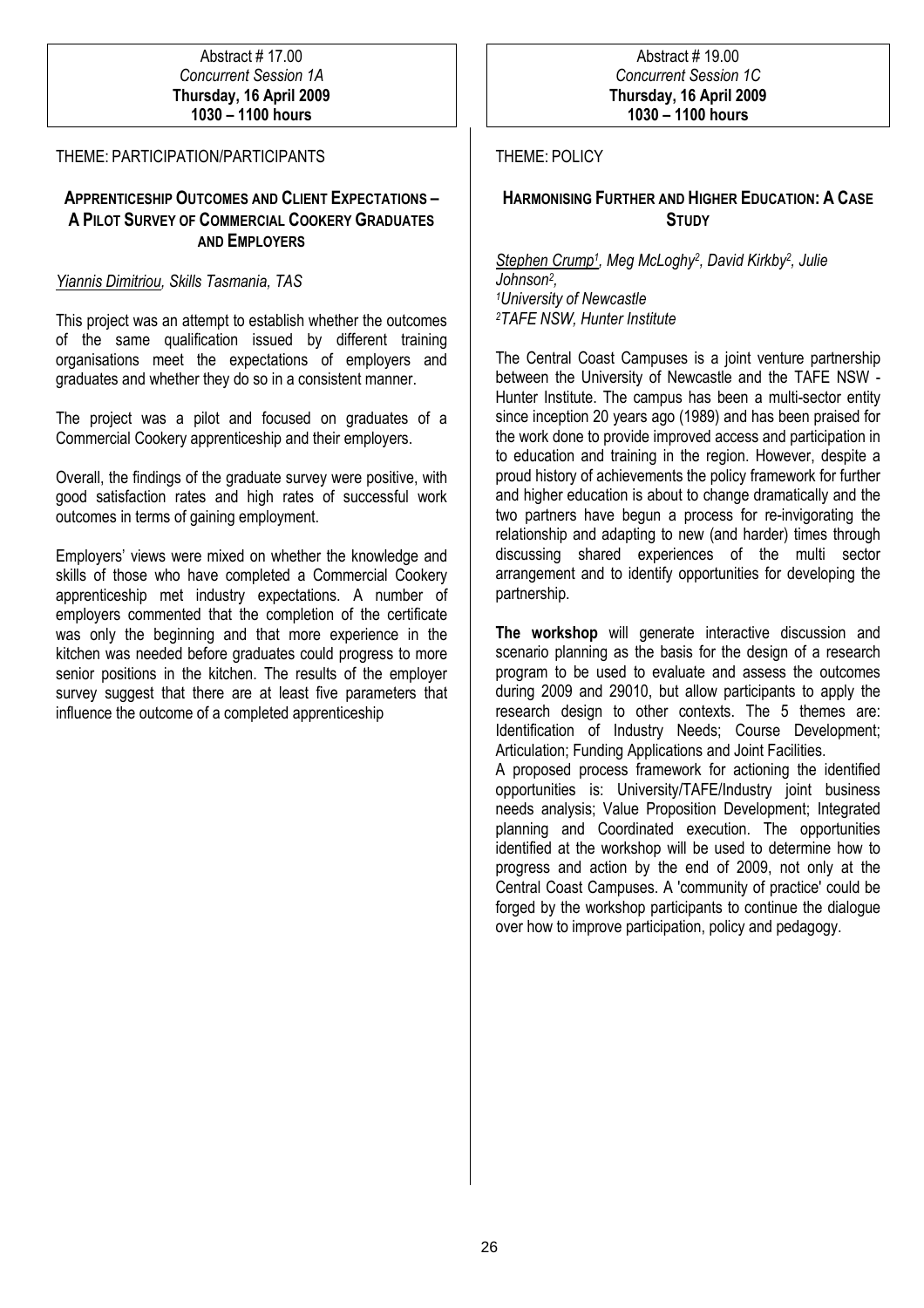Abstract # 17.00
*Concurrent Session 1A*
**Thursday, 16 April 2009**
**1030 – 1100 hours**

THEME: PARTICIPATION/PARTICIPANTS

## Apprenticeship Outcomes and Client Expectations – A Pilot Survey of Commercial Cookery Graduates and Employers

*Yiannis Dimitriou, Skills Tasmania, TAS*

This project was an attempt to establish whether the outcomes of the same qualification issued by different training organisations meet the expectations of employers and graduates and whether they do so in a consistent manner.

The project was a pilot and focused on graduates of a Commercial Cookery apprenticeship and their employers.

Overall, the findings of the graduate survey were positive, with good satisfaction rates and high rates of successful work outcomes in terms of gaining employment.

Employers' views were mixed on whether the knowledge and skills of those who have completed a Commercial Cookery apprenticeship met industry expectations. A number of employers commented that the completion of the certificate was only the beginning and that more experience in the kitchen was needed before graduates could progress to more senior positions in the kitchen. The results of the employer survey suggest that there are at least five parameters that influence the outcome of a completed apprenticeship

Abstract # 19.00
*Concurrent Session 1C*
**Thursday, 16 April 2009**
**1030 – 1100 hours**

THEME: POLICY

## Harmonising Further and Higher Education: A Case Study

*Stephen Crump[1], Meg McLoghy[2], David Kirkby[2], Julie Johnson[2],*
*[1]University of Newcastle*
*[2]TAFE NSW, Hunter Institute*

The Central Coast Campuses is a joint venture partnership between the University of Newcastle and the TAFE NSW - Hunter Institute. The campus has been a multi-sector entity since inception 20 years ago (1989) and has been praised for the work done to provide improved access and participation in to education and training in the region. However, despite a proud history of achievements the policy framework for further and higher education is about to change dramatically and the two partners have begun a process for re-invigorating the relationship and adapting to new (and harder) times through discussing shared experiences of the multi sector arrangement and to identify opportunities for developing the partnership.

**The workshop** will generate interactive discussion and scenario planning as the basis for the design of a research program to be used to evaluate and assess the outcomes during 2009 and 29010, but allow participants to apply the research design to other contexts. The 5 themes are: Identification of Industry Needs; Course Development; Articulation; Funding Applications and Joint Facilities.

A proposed process framework for actioning the identified opportunities is: University/TAFE/Industry joint business needs analysis; Value Proposition Development; Integrated planning and Coordinated execution. The opportunities identified at the workshop will be used to determine how to progress and action by the end of 2009, not only at the Central Coast Campuses. A 'community of practice' could be forged by the workshop participants to continue the dialogue over how to improve participation, policy and pedagogy.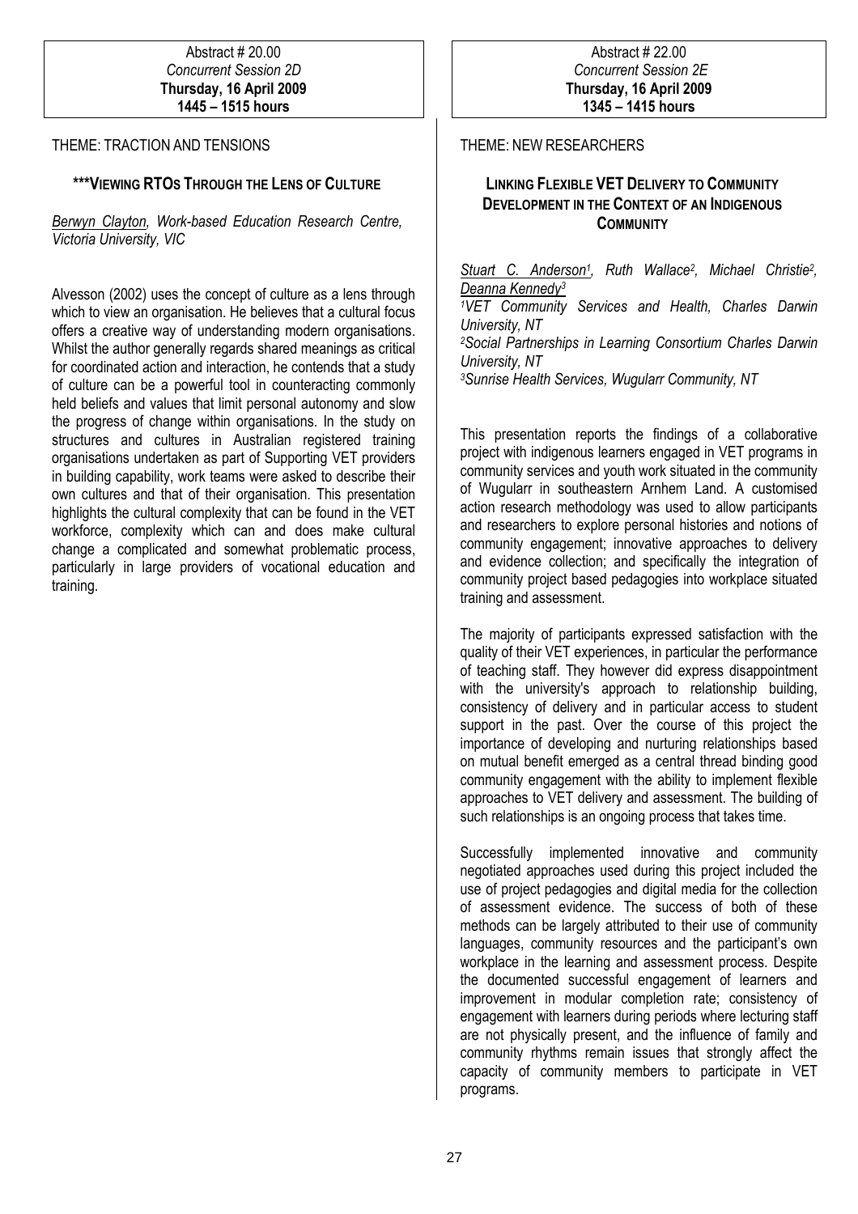Abstract # 20.00
*Concurrent Session 2D*
**Thursday, 16 April 2009**
**1445 – 1515 hours**

THEME: TRACTION AND TENSIONS

## ***VIEWING RTOS THROUGH THE LENS OF CULTURE

*Berwyn Clayton, Work-based Education Research Centre, Victoria University, VIC*

Alvesson (2002) uses the concept of culture as a lens through which to view an organisation. He believes that a cultural focus offers a creative way of understanding modern organisations. Whilst the author generally regards shared meanings as critical for coordinated action and interaction, he contends that a study of culture can be a powerful tool in counteracting commonly held beliefs and values that limit personal autonomy and slow the progress of change within organisations. In the study on structures and cultures in Australian registered training organisations undertaken as part of Supporting VET providers in building capability, work teams were asked to describe their own cultures and that of their organisation. This presentation highlights the cultural complexity that can be found in the VET workforce, complexity which can and does make cultural change a complicated and somewhat problematic process, particularly in large providers of vocational education and training.

Abstract # 22.00
*Concurrent Session 2E*
**Thursday, 16 April 2009**
**1345 – 1415 hours**

THEME: NEW RESEARCHERS

## LINKING FLEXIBLE VET DELIVERY TO COMMUNITY DEVELOPMENT IN THE CONTEXT OF AN INDIGENOUS COMMUNITY

*Stuart C. Anderson[1], Ruth Wallace[2], Michael Christie[2], Deanna Kennedy[3]*
*[1]VET Community Services and Health, Charles Darwin University, NT*
*[2]Social Partnerships in Learning Consortium Charles Darwin University, NT*
*[3]Sunrise Health Services, Wugularr Community, NT*

This presentation reports the findings of a collaborative project with indigenous learners engaged in VET programs in community services and youth work situated in the community of Wugularr in southeastern Arnhem Land. A customised action research methodology was used to allow participants and researchers to explore personal histories and notions of community engagement; innovative approaches to delivery and evidence collection; and specifically the integration of community project based pedagogies into workplace situated training and assessment.

The majority of participants expressed satisfaction with the quality of their VET experiences, in particular the performance of teaching staff. They however did express disappointment with the university's approach to relationship building, consistency of delivery and in particular access to student support in the past. Over the course of this project the importance of developing and nurturing relationships based on mutual benefit emerged as a central thread binding good community engagement with the ability to implement flexible approaches to VET delivery and assessment. The building of such relationships is an ongoing process that takes time.

Successfully implemented innovative and community negotiated approaches used during this project included the use of project pedagogies and digital media for the collection of assessment evidence. The success of both of these methods can be largely attributed to their use of community languages, community resources and the participant's own workplace in the learning and assessment process. Despite the documented successful engagement of learners and improvement in modular completion rate; consistency of engagement with learners during periods where lecturing staff are not physically present, and the influence of family and community rhythms remain issues that strongly affect the capacity of community members to participate in VET programs.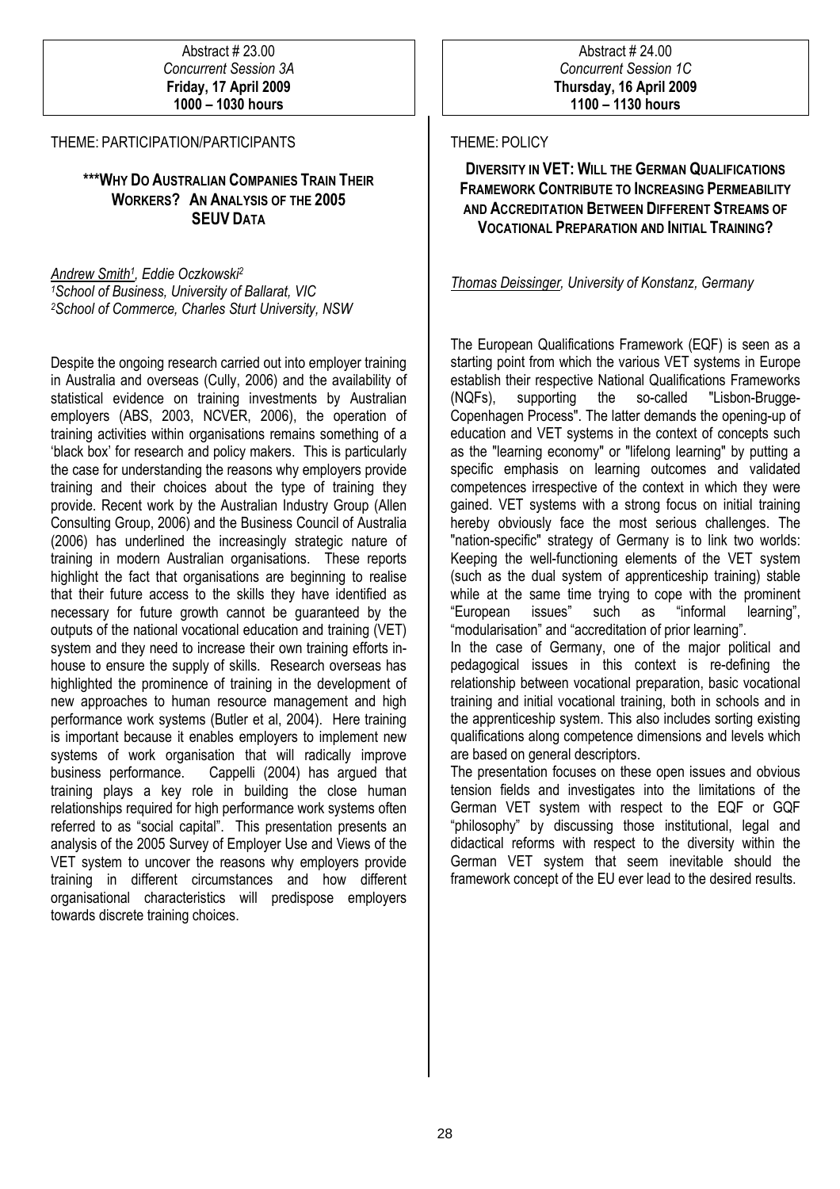Abstract # 23.00
*Concurrent Session 3A*
**Friday, 17 April 2009**
**1000 – 1030 hours**

THEME: PARTICIPATION/PARTICIPANTS

## ***WHY DO AUSTRALIAN COMPANIES TRAIN THEIR WORKERS? AN ANALYSIS OF THE 2005 SEUV DATA

*Andrew Smith[1], Eddie Oczkowski[2]*
*[1]School of Business, University of Ballarat, VIC*
*[2]School of Commerce, Charles Sturt University, NSW*

Despite the ongoing research carried out into employer training in Australia and overseas (Cully, 2006) and the availability of statistical evidence on training investments by Australian employers (ABS, 2003, NCVER, 2006), the operation of training activities within organisations remains something of a 'black box' for research and policy makers. This is particularly the case for understanding the reasons why employers provide training and their choices about the type of training they provide. Recent work by the Australian Industry Group (Allen Consulting Group, 2006) and the Business Council of Australia (2006) has underlined the increasingly strategic nature of training in modern Australian organisations. These reports highlight the fact that organisations are beginning to realise that their future access to the skills they have identified as necessary for future growth cannot be guaranteed by the outputs of the national vocational education and training (VET) system and they need to increase their own training efforts in-house to ensure the supply of skills. Research overseas has highlighted the prominence of training in the development of new approaches to human resource management and high performance work systems (Butler et al, 2004). Here training is important because it enables employers to implement new systems of work organisation that will radically improve business performance. Cappelli (2004) has argued that training plays a key role in building the close human relationships required for high performance work systems often referred to as "social capital". This presentation presents an analysis of the 2005 Survey of Employer Use and Views of the VET system to uncover the reasons why employers provide training in different circumstances and how different organisational characteristics will predispose employers towards discrete training choices.

Abstract # 24.00
*Concurrent Session 1C*
**Thursday, 16 April 2009**
**1100 – 1130 hours**

THEME: POLICY

## DIVERSITY IN VET: WILL THE GERMAN QUALIFICATIONS FRAMEWORK CONTRIBUTE TO INCREASING PERMEABILITY AND ACCREDITATION BETWEEN DIFFERENT STREAMS OF VOCATIONAL PREPARATION AND INITIAL TRAINING?

*Thomas Deissinger, University of Konstanz, Germany*

The European Qualifications Framework (EQF) is seen as a starting point from which the various VET systems in Europe establish their respective National Qualifications Frameworks (NQFs), supporting the so-called "Lisbon-Brugge-Copenhagen Process". The latter demands the opening-up of education and VET systems in the context of concepts such as the "learning economy" or "lifelong learning" by putting a specific emphasis on learning outcomes and validated competences irrespective of the context in which they were gained. VET systems with a strong focus on initial training hereby obviously face the most serious challenges. The "nation-specific" strategy of Germany is to link two worlds: Keeping the well-functioning elements of the VET system (such as the dual system of apprenticeship training) stable while at the same time trying to cope with the prominent "European issues" such as "informal learning", "modularisation" and "accreditation of prior learning".

In the case of Germany, one of the major political and pedagogical issues in this context is re-defining the relationship between vocational preparation, basic vocational training and initial vocational training, both in schools and in the apprenticeship system. This also includes sorting existing qualifications along competence dimensions and levels which are based on general descriptors.

The presentation focuses on these open issues and obvious tension fields and investigates into the limitations of the German VET system with respect to the EQF or GQF "philosophy" by discussing those institutional, legal and didactical reforms with respect to the diversity within the German VET system that seem inevitable should the framework concept of the EU ever lead to the desired results.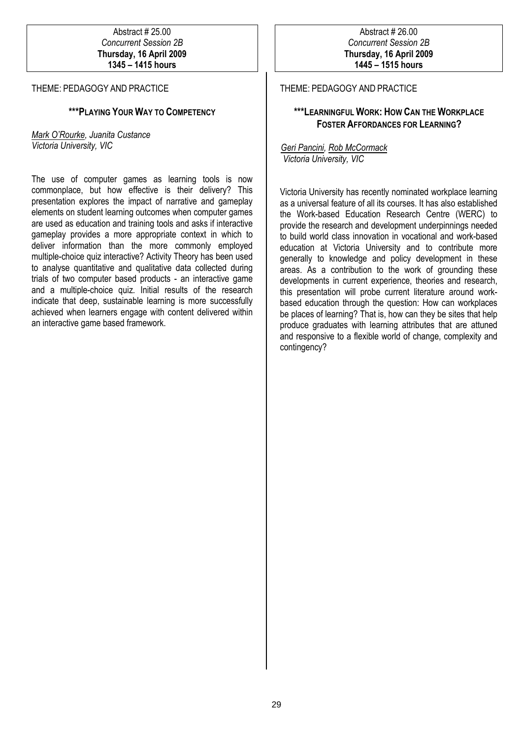Abstract # 25.00
*Concurrent Session 2B*
**Thursday, 16 April 2009**
**1345 – 1415 hours**

THEME: PEDAGOGY AND PRACTICE

### \*\*\*PLAYING YOUR WAY TO COMPETENCY

*Mark O'Rourke, Juanita Custance*
*Victoria University, VIC*

The use of computer games as learning tools is now commonplace, but how effective is their delivery? This presentation explores the impact of narrative and gameplay elements on student learning outcomes when computer games are used as education and training tools and asks if interactive gameplay provides a more appropriate context in which to deliver information than the more commonly employed multiple-choice quiz interactive? Activity Theory has been used to analyse quantitative and qualitative data collected during trials of two computer based products - an interactive game and a multiple-choice quiz. Initial results of the research indicate that deep, sustainable learning is more successfully achieved when learners engage with content delivered within an interactive game based framework.

Abstract # 26.00
*Concurrent Session 2B*
**Thursday, 16 April 2009**
**1445 – 1515 hours**

THEME: PEDAGOGY AND PRACTICE

### \*\*\*LEARNINGFUL WORK: HOW CAN THE WORKPLACE FOSTER AFFORDANCES FOR LEARNING?

*Geri Pancini, Rob McCormack*
*Victoria University, VIC*

Victoria University has recently nominated workplace learning as a universal feature of all its courses. It has also established the Work-based Education Research Centre (WERC) to provide the research and development underpinnings needed to build world class innovation in vocational and work-based education at Victoria University and to contribute more generally to knowledge and policy development in these areas. As a contribution to the work of grounding these developments in current experience, theories and research, this presentation will probe current literature around work-based education through the question: How can workplaces be places of learning? That is, how can they be sites that help produce graduates with learning attributes that are attuned and responsive to a flexible world of change, complexity and contingency?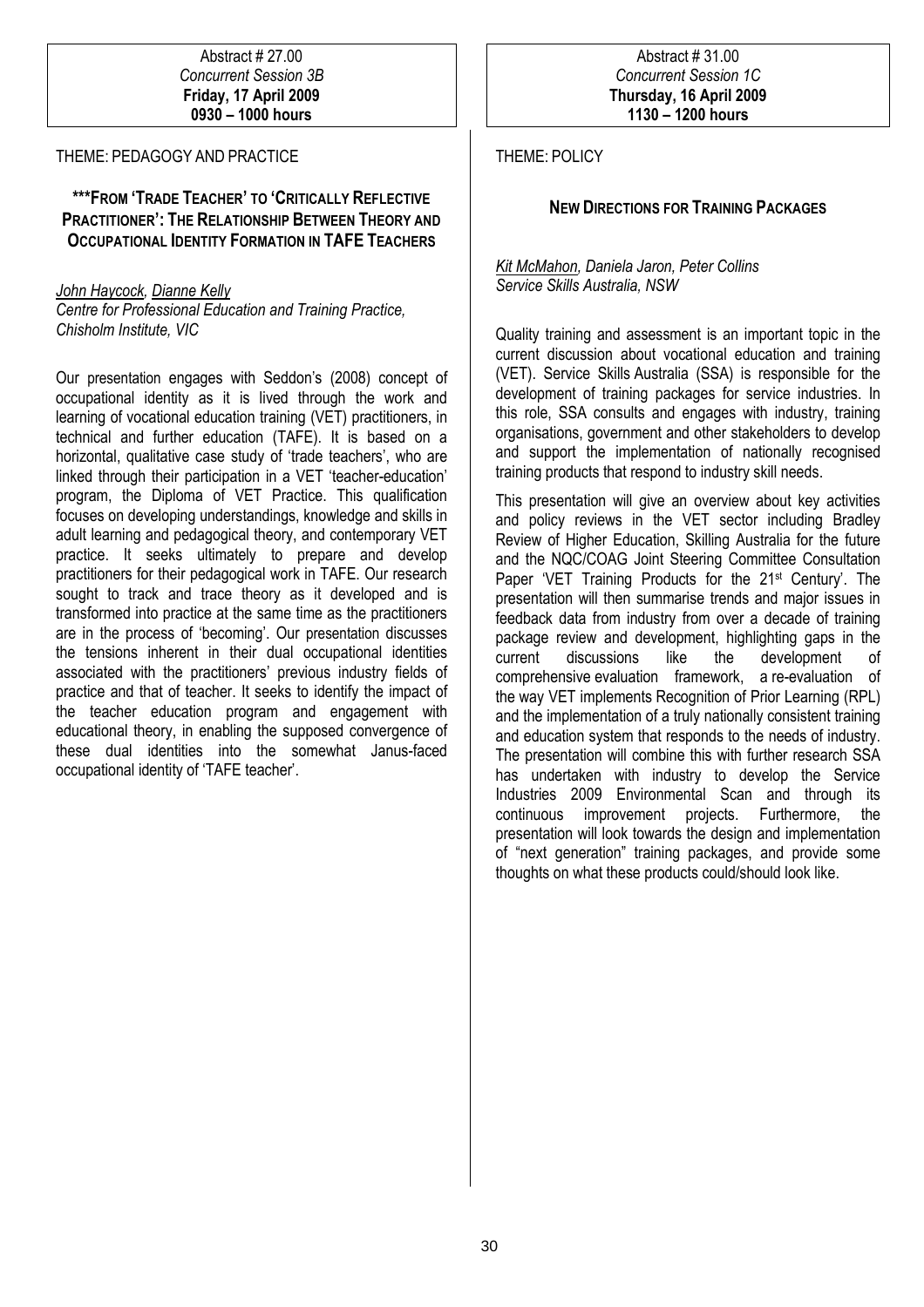Abstract # 27.00
*Concurrent Session 3B*
**Friday, 17 April 2009**
**0930 – 1000 hours**

THEME: PEDAGOGY AND PRACTICE

### ***FROM 'TRADE TEACHER' TO 'CRITICALLY REFLECTIVE PRACTITIONER': THE RELATIONSHIP BETWEEN THEORY AND OCCUPATIONAL IDENTITY FORMATION IN TAFE TEACHERS

*John Haycock, Dianne Kelly*
*Centre for Professional Education and Training Practice, Chisholm Institute, VIC*

Our presentation engages with Seddon's (2008) concept of occupational identity as it is lived through the work and learning of vocational education training (VET) practitioners, in technical and further education (TAFE). It is based on a horizontal, qualitative case study of 'trade teachers', who are linked through their participation in a VET 'teacher-education' program, the Diploma of VET Practice. This qualification focuses on developing understandings, knowledge and skills in adult learning and pedagogical theory, and contemporary VET practice. It seeks ultimately to prepare and develop practitioners for their pedagogical work in TAFE. Our research sought to track and trace theory as it developed and is transformed into practice at the same time as the practitioners are in the process of 'becoming'. Our presentation discusses the tensions inherent in their dual occupational identities associated with the practitioners' previous industry fields of practice and that of teacher. It seeks to identify the impact of the teacher education program and engagement with educational theory, in enabling the supposed convergence of these dual identities into the somewhat Janus-faced occupational identity of 'TAFE teacher'.

Abstract # 31.00
*Concurrent Session 1C*
**Thursday, 16 April 2009**
**1130 – 1200 hours**

THEME: POLICY

### NEW DIRECTIONS FOR TRAINING PACKAGES

*Kit McMahon, Daniela Jaron, Peter Collins*
*Service Skills Australia, NSW*

Quality training and assessment is an important topic in the current discussion about vocational education and training (VET). Service Skills Australia (SSA) is responsible for the development of training packages for service industries. In this role, SSA consults and engages with industry, training organisations, government and other stakeholders to develop and support the implementation of nationally recognised training products that respond to industry skill needs.

This presentation will give an overview about key activities and policy reviews in the VET sector including Bradley Review of Higher Education, Skilling Australia for the future and the NQC/COAG Joint Steering Committee Consultation Paper 'VET Training Products for the 21st Century'. The presentation will then summarise trends and major issues in feedback data from industry from over a decade of training package review and development, highlighting gaps in the current discussions like the development of comprehensive evaluation framework, a re-evaluation of the way VET implements Recognition of Prior Learning (RPL) and the implementation of a truly nationally consistent training and education system that responds to the needs of industry. The presentation will combine this with further research SSA has undertaken with industry to develop the Service Industries 2009 Environmental Scan and through its continuous improvement projects. Furthermore, the presentation will look towards the design and implementation of "next generation" training packages, and provide some thoughts on what these products could/should look like.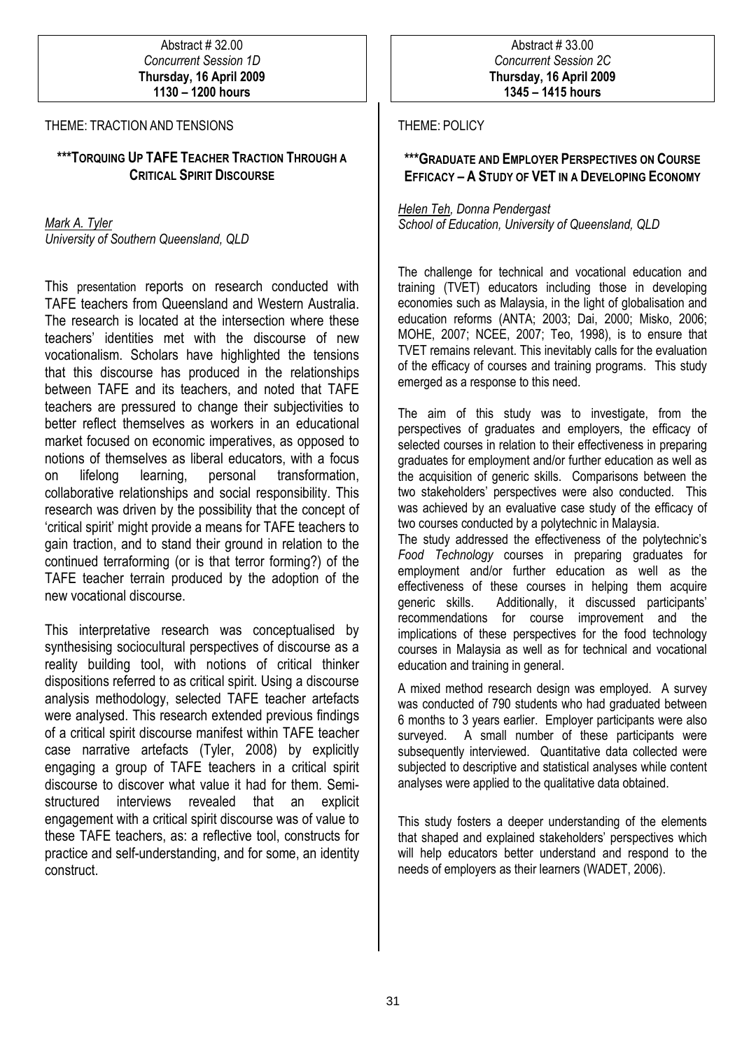Abstract # 32.00
*Concurrent Session 1D*
**Thursday, 16 April 2009**
**1130 – 1200 hours**

THEME: TRACTION AND TENSIONS

### ***TORQUING UP TAFE TEACHER TRACTION THROUGH A CRITICAL SPIRIT DISCOURSE

*Mark A. Tyler*
*University of Southern Queensland, QLD*

This presentation reports on research conducted with TAFE teachers from Queensland and Western Australia. The research is located at the intersection where these teachers' identities met with the discourse of new vocationalism. Scholars have highlighted the tensions that this discourse has produced in the relationships between TAFE and its teachers, and noted that TAFE teachers are pressured to change their subjectivities to better reflect themselves as workers in an educational market focused on economic imperatives, as opposed to notions of themselves as liberal educators, with a focus on lifelong learning, personal transformation, collaborative relationships and social responsibility. This research was driven by the possibility that the concept of 'critical spirit' might provide a means for TAFE teachers to gain traction, and to stand their ground in relation to the continued terraforming (or is that terror forming?) of the TAFE teacher terrain produced by the adoption of the new vocational discourse.

This interpretative research was conceptualised by synthesising sociocultural perspectives of discourse as a reality building tool, with notions of critical thinker dispositions referred to as critical spirit. Using a discourse analysis methodology, selected TAFE teacher artefacts were analysed. This research extended previous findings of a critical spirit discourse manifest within TAFE teacher case narrative artefacts (Tyler, 2008) by explicitly engaging a group of TAFE teachers in a critical spirit discourse to discover what value it had for them. Semi-structured interviews revealed that an explicit engagement with a critical spirit discourse was of value to these TAFE teachers, as: a reflective tool, constructs for practice and self-understanding, and for some, an identity construct.

Abstract # 33.00
*Concurrent Session 2C*
**Thursday, 16 April 2009**
**1345 – 1415 hours**

THEME: POLICY

### ***GRADUATE AND EMPLOYER PERSPECTIVES ON COURSE EFFICACY – A STUDY OF VET IN A DEVELOPING ECONOMY

*Helen Teh, Donna Pendergast*
*School of Education, University of Queensland, QLD*

The challenge for technical and vocational education and training (TVET) educators including those in developing economies such as Malaysia, in the light of globalisation and education reforms (ANTA; 2003; Dai, 2000; Misko, 2006; MOHE, 2007; NCEE, 2007; Teo, 1998), is to ensure that TVET remains relevant. This inevitably calls for the evaluation of the efficacy of courses and training programs. This study emerged as a response to this need.

The aim of this study was to investigate, from the perspectives of graduates and employers, the efficacy of selected courses in relation to their effectiveness in preparing graduates for employment and/or further education as well as the acquisition of generic skills. Comparisons between the two stakeholders' perspectives were also conducted. This was achieved by an evaluative case study of the efficacy of two courses conducted by a polytechnic in Malaysia.

The study addressed the effectiveness of the polytechnic's *Food Technology* courses in preparing graduates for employment and/or further education as well as the effectiveness of these courses in helping them acquire generic skills. Additionally, it discussed participants' recommendations for course improvement and the implications of these perspectives for the food technology courses in Malaysia as well as for technical and vocational education and training in general.

A mixed method research design was employed. A survey was conducted of 790 students who had graduated between 6 months to 3 years earlier. Employer participants were also surveyed. A small number of these participants were subsequently interviewed. Quantitative data collected were subjected to descriptive and statistical analyses while content analyses were applied to the qualitative data obtained.

This study fosters a deeper understanding of the elements that shaped and explained stakeholders' perspectives which will help educators better understand and respond to the needs of employers as their learners (WADET, 2006).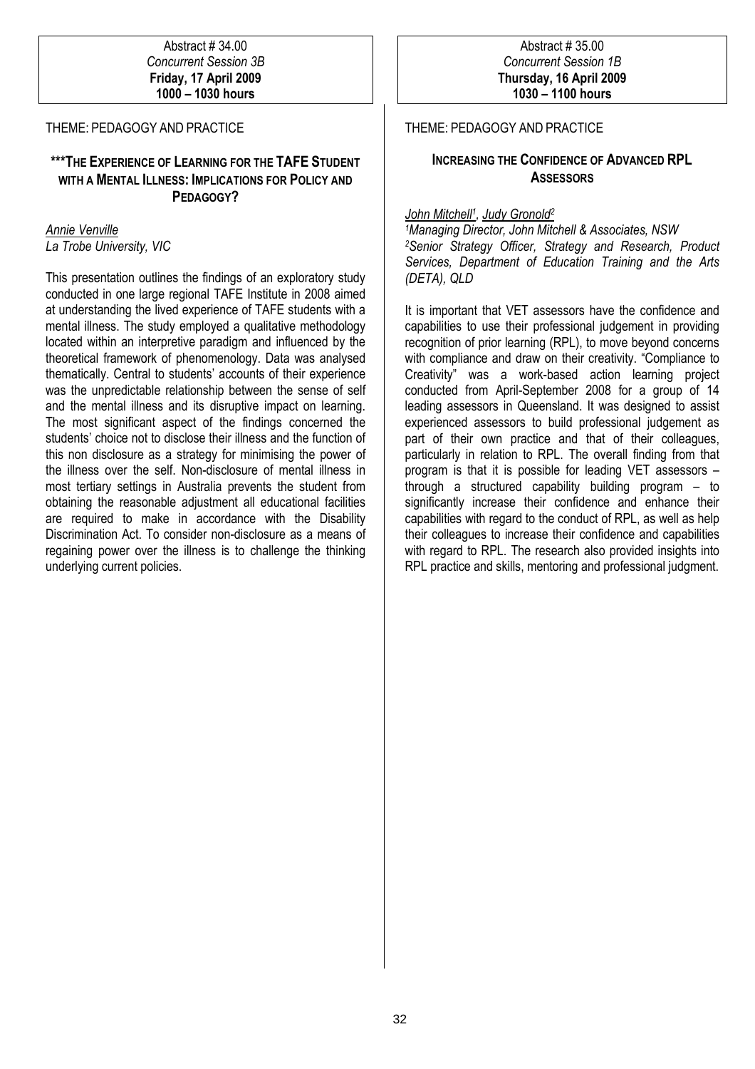Abstract # 34.00
*Concurrent Session 3B*
**Friday, 17 April 2009**
**1000 – 1030 hours**

THEME: PEDAGOGY AND PRACTICE

## ***THE EXPERIENCE OF LEARNING FOR THE TAFE STUDENT WITH A MENTAL ILLNESS: IMPLICATIONS FOR POLICY AND PEDAGOGY?

*Annie Venville*
*La Trobe University, VIC*

This presentation outlines the findings of an exploratory study conducted in one large regional TAFE Institute in 2008 aimed at understanding the lived experience of TAFE students with a mental illness. The study employed a qualitative methodology located within an interpretive paradigm and influenced by the theoretical framework of phenomenology. Data was analysed thematically. Central to students' accounts of their experience was the unpredictable relationship between the sense of self and the mental illness and its disruptive impact on learning. The most significant aspect of the findings concerned the students' choice not to disclose their illness and the function of this non disclosure as a strategy for minimising the power of the illness over the self. Non-disclosure of mental illness in most tertiary settings in Australia prevents the student from obtaining the reasonable adjustment all educational facilities are required to make in accordance with the Disability Discrimination Act. To consider non-disclosure as a means of regaining power over the illness is to challenge the thinking underlying current policies.

Abstract # 35.00
*Concurrent Session 1B*
**Thursday, 16 April 2009**
**1030 – 1100 hours**

THEME: PEDAGOGY AND PRACTICE

## INCREASING THE CONFIDENCE OF ADVANCED RPL ASSESSORS

*John Mitchell[1], Judy Gronold[2]*
*[1]Managing Director, John Mitchell & Associates, NSW*
*[2]Senior Strategy Officer, Strategy and Research, Product Services, Department of Education Training and the Arts (DETA), QLD*

It is important that VET assessors have the confidence and capabilities to use their professional judgement in providing recognition of prior learning (RPL), to move beyond concerns with compliance and draw on their creativity. "Compliance to Creativity" was a work-based action learning project conducted from April-September 2008 for a group of 14 leading assessors in Queensland. It was designed to assist experienced assessors to build professional judgement as part of their own practice and that of their colleagues, particularly in relation to RPL. The overall finding from that program is that it is possible for leading VET assessors – through a structured capability building program – to significantly increase their confidence and enhance their capabilities with regard to the conduct of RPL, as well as help their colleagues to increase their confidence and capabilities with regard to RPL. The research also provided insights into RPL practice and skills, mentoring and professional judgment.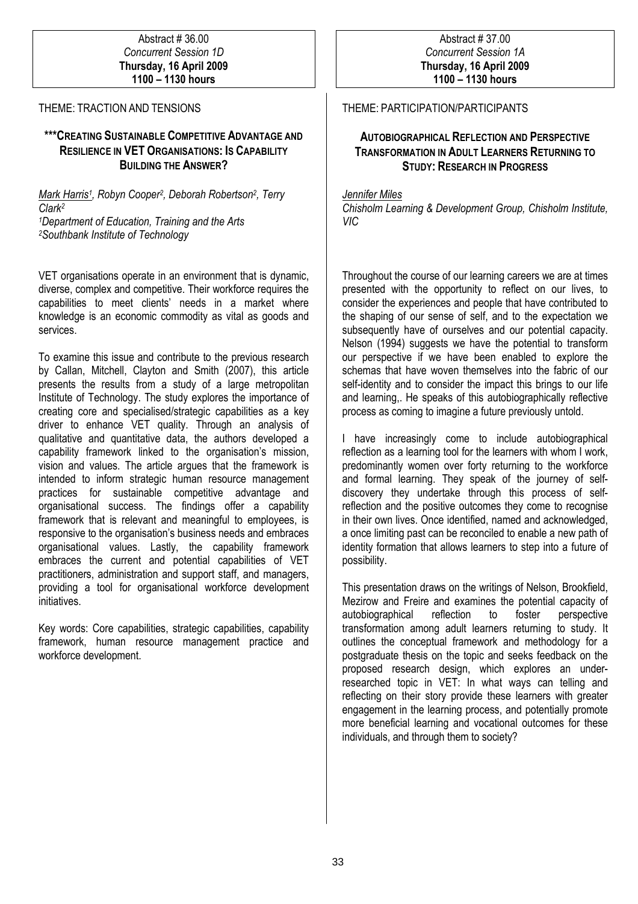Abstract # 36.00
*Concurrent Session 1D*
**Thursday, 16 April 2009**
**1100 – 1130 hours**

THEME: TRACTION AND TENSIONS

## ***CREATING SUSTAINABLE COMPETITIVE ADVANTAGE AND RESILIENCE IN VET ORGANISATIONS: IS CAPABILITY BUILDING THE ANSWER?

*Mark Harris[1], Robyn Cooper[2], Deborah Robertson[2], Terry Clark[2]*
*[1]Department of Education, Training and the Arts*
*[2]Southbank Institute of Technology*

VET organisations operate in an environment that is dynamic, diverse, complex and competitive. Their workforce requires the capabilities to meet clients' needs in a market where knowledge is an economic commodity as vital as goods and services.

To examine this issue and contribute to the previous research by Callan, Mitchell, Clayton and Smith (2007), this article presents the results from a study of a large metropolitan Institute of Technology. The study explores the importance of creating core and specialised/strategic capabilities as a key driver to enhance VET quality. Through an analysis of qualitative and quantitative data, the authors developed a capability framework linked to the organisation's mission, vision and values. The article argues that the framework is intended to inform strategic human resource management practices for sustainable competitive advantage and organisational success. The findings offer a capability framework that is relevant and meaningful to employees, is responsive to the organisation's business needs and embraces organisational values. Lastly, the capability framework embraces the current and potential capabilities of VET practitioners, administration and support staff, and managers, providing a tool for organisational workforce development initiatives.

Key words: Core capabilities, strategic capabilities, capability framework, human resource management practice and workforce development.

Abstract # 37.00
*Concurrent Session 1A*
**Thursday, 16 April 2009**
**1100 – 1130 hours**

THEME: PARTICIPATION/PARTICIPANTS

## AUTOBIOGRAPHICAL REFLECTION AND PERSPECTIVE TRANSFORMATION IN ADULT LEARNERS RETURNING TO STUDY: RESEARCH IN PROGRESS

*Jennifer Miles*
*Chisholm Learning & Development Group, Chisholm Institute, VIC*

Throughout the course of our learning careers we are at times presented with the opportunity to reflect on our lives, to consider the experiences and people that have contributed to the shaping of our sense of self, and to the expectation we subsequently have of ourselves and our potential capacity. Nelson (1994) suggests we have the potential to transform our perspective if we have been enabled to explore the schemas that have woven themselves into the fabric of our self-identity and to consider the impact this brings to our life and learning,. He speaks of this autobiographically reflective process as coming to imagine a future previously untold.

I have increasingly come to include autobiographical reflection as a learning tool for the learners with whom I work, predominantly women over forty returning to the workforce and formal learning. They speak of the journey of self-discovery they undertake through this process of self-reflection and the positive outcomes they come to recognise in their own lives. Once identified, named and acknowledged, a once limiting past can be reconciled to enable a new path of identity formation that allows learners to step into a future of possibility.

This presentation draws on the writings of Nelson, Brookfield, Mezirow and Freire and examines the potential capacity of autobiographical reflection to foster perspective transformation among adult learners returning to study. It outlines the conceptual framework and methodology for a postgraduate thesis on the topic and seeks feedback on the proposed research design, which explores an under-researched topic in VET: In what ways can telling and reflecting on their story provide these learners with greater engagement in the learning process, and potentially promote more beneficial learning and vocational outcomes for these individuals, and through them to society?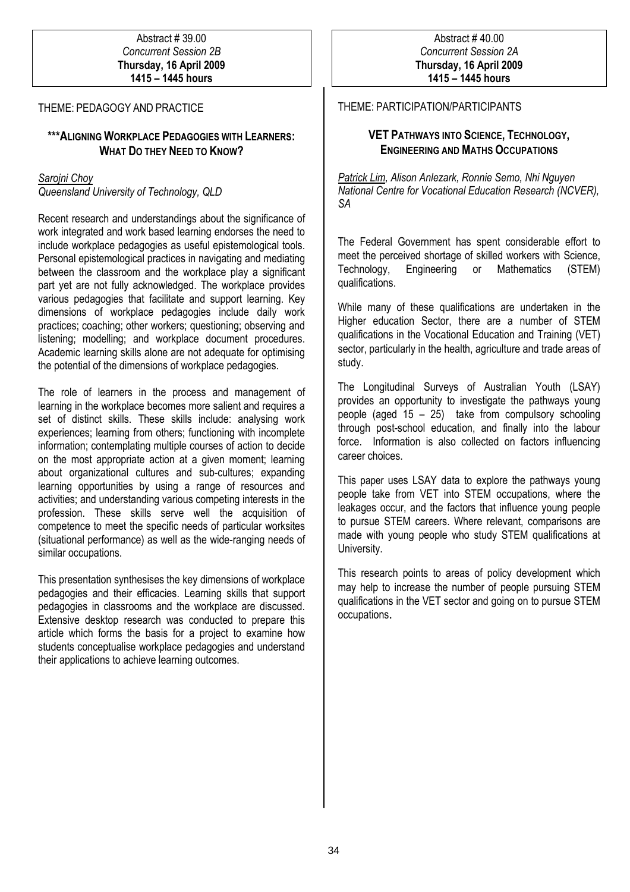Abstract # 39.00
*Concurrent Session 2B*
**Thursday, 16 April 2009**
**1415 – 1445 hours**

THEME: PEDAGOGY AND PRACTICE

## ***ALIGNING WORKPLACE PEDAGOGIES WITH LEARNERS: WHAT DO THEY NEED TO KNOW?

*Sarojni Choy*
*Queensland University of Technology, QLD*

Recent research and understandings about the significance of work integrated and work based learning endorses the need to include workplace pedagogies as useful epistemological tools. Personal epistemological practices in navigating and mediating between the classroom and the workplace play a significant part yet are not fully acknowledged. The workplace provides various pedagogies that facilitate and support learning. Key dimensions of workplace pedagogies include daily work practices; coaching; other workers; questioning; observing and listening; modelling; and workplace document procedures. Academic learning skills alone are not adequate for optimising the potential of the dimensions of workplace pedagogies.

The role of learners in the process and management of learning in the workplace becomes more salient and requires a set of distinct skills. These skills include: analysing work experiences; learning from others; functioning with incomplete information; contemplating multiple courses of action to decide on the most appropriate action at a given moment; learning about organizational cultures and sub-cultures; expanding learning opportunities by using a range of resources and activities; and understanding various competing interests in the profession. These skills serve well the acquisition of competence to meet the specific needs of particular worksites (situational performance) as well as the wide-ranging needs of similar occupations.

This presentation synthesises the key dimensions of workplace pedagogies and their efficacies. Learning skills that support pedagogies in classrooms and the workplace are discussed. Extensive desktop research was conducted to prepare this article which forms the basis for a project to examine how students conceptualise workplace pedagogies and understand their applications to achieve learning outcomes.

Abstract # 40.00
*Concurrent Session 2A*
**Thursday, 16 April 2009**
**1415 – 1445 hours**

THEME: PARTICIPATION/PARTICIPANTS

## VET PATHWAYS INTO SCIENCE, TECHNOLOGY, ENGINEERING AND MATHS OCCUPATIONS

*Patrick Lim, Alison Anlezark, Ronnie Semo, Nhi Nguyen*
*National Centre for Vocational Education Research (NCVER), SA*

The Federal Government has spent considerable effort to meet the perceived shortage of skilled workers with Science, Technology, Engineering or Mathematics (STEM) qualifications.

While many of these qualifications are undertaken in the Higher education Sector, there are a number of STEM qualifications in the Vocational Education and Training (VET) sector, particularly in the health, agriculture and trade areas of study.

The Longitudinal Surveys of Australian Youth (LSAY) provides an opportunity to investigate the pathways young people (aged 15 – 25) take from compulsory schooling through post-school education, and finally into the labour force. Information is also collected on factors influencing career choices.

This paper uses LSAY data to explore the pathways young people take from VET into STEM occupations, where the leakages occur, and the factors that influence young people to pursue STEM careers. Where relevant, comparisons are made with young people who study STEM qualifications at University.

This research points to areas of policy development which may help to increase the number of people pursuing STEM qualifications in the VET sector and going on to pursue STEM occupations.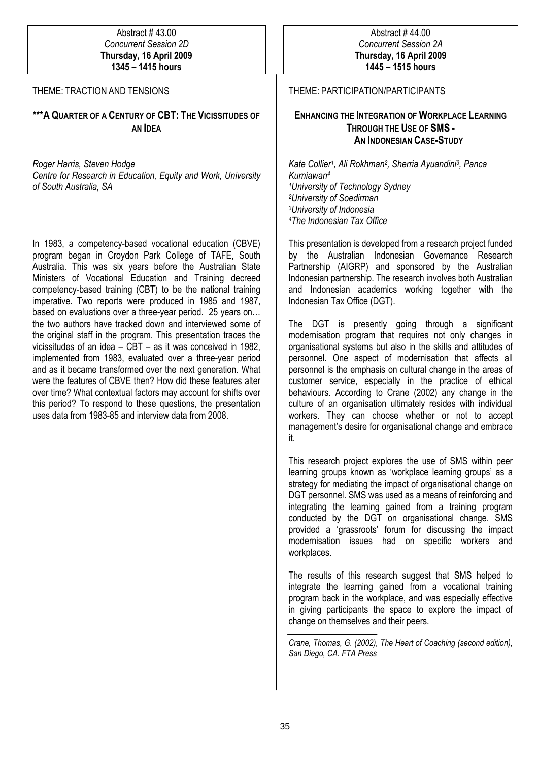Abstract # 43.00
*Concurrent Session 2D*
**Thursday, 16 April 2009**
**1345 – 1415 hours**

THEME: TRACTION AND TENSIONS

## ***A QUARTER OF A CENTURY OF CBT: THE VICISSITUDES OF AN IDEA

*Roger Harris, Steven Hodge*
*Centre for Research in Education, Equity and Work, University of South Australia, SA*

In 1983, a competency-based vocational education (CBVE) program began in Croydon Park College of TAFE, South Australia. This was six years before the Australian State Ministers of Vocational Education and Training decreed competency-based training (CBT) to be the national training imperative. Two reports were produced in 1985 and 1987, based on evaluations over a three-year period. 25 years on… the two authors have tracked down and interviewed some of the original staff in the program. This presentation traces the vicissitudes of an idea – CBT – as it was conceived in 1982, implemented from 1983, evaluated over a three-year period and as it became transformed over the next generation. What were the features of CBVE then? How did these features alter over time? What contextual factors may account for shifts over this period? To respond to these questions, the presentation uses data from 1983-85 and interview data from 2008.

Abstract # 44.00
*Concurrent Session 2A*
**Thursday, 16 April 2009**
**1445 – 1515 hours**

THEME: PARTICIPATION/PARTICIPANTS

## ENHANCING THE INTEGRATION OF WORKPLACE LEARNING THROUGH THE USE OF SMS - AN INDONESIAN CASE-STUDY

*Kate Collier[1], Ali Rokhman[2], Sherria Ayuandini[3], Panca Kurniawan[4]*
*[1]University of Technology Sydney*
*[2]University of Soedirman*
*[3]University of Indonesia*
*[4]The Indonesian Tax Office*

This presentation is developed from a research project funded by the Australian Indonesian Governance Research Partnership (AIGRP) and sponsored by the Australian Indonesian partnership. The research involves both Australian and Indonesian academics working together with the Indonesian Tax Office (DGT).

The DGT is presently going through a significant modernisation program that requires not only changes in organisational systems but also in the skills and attitudes of personnel. One aspect of modernisation that affects all personnel is the emphasis on cultural change in the areas of customer service, especially in the practice of ethical behaviours. According to Crane (2002) any change in the culture of an organisation ultimately resides with individual workers. They can choose whether or not to accept management's desire for organisational change and embrace it.

This research project explores the use of SMS within peer learning groups known as 'workplace learning groups' as a strategy for mediating the impact of organisational change on DGT personnel. SMS was used as a means of reinforcing and integrating the learning gained from a training program conducted by the DGT on organisational change. SMS provided a 'grassroots' forum for discussing the impact modernisation issues had on specific workers and workplaces.

The results of this research suggest that SMS helped to integrate the learning gained from a vocational training program back in the workplace, and was especially effective in giving participants the space to explore the impact of change on themselves and their peers.

---

*Crane, Thomas, G. (2002), The Heart of Coaching (second edition), San Diego, CA. FTA Press*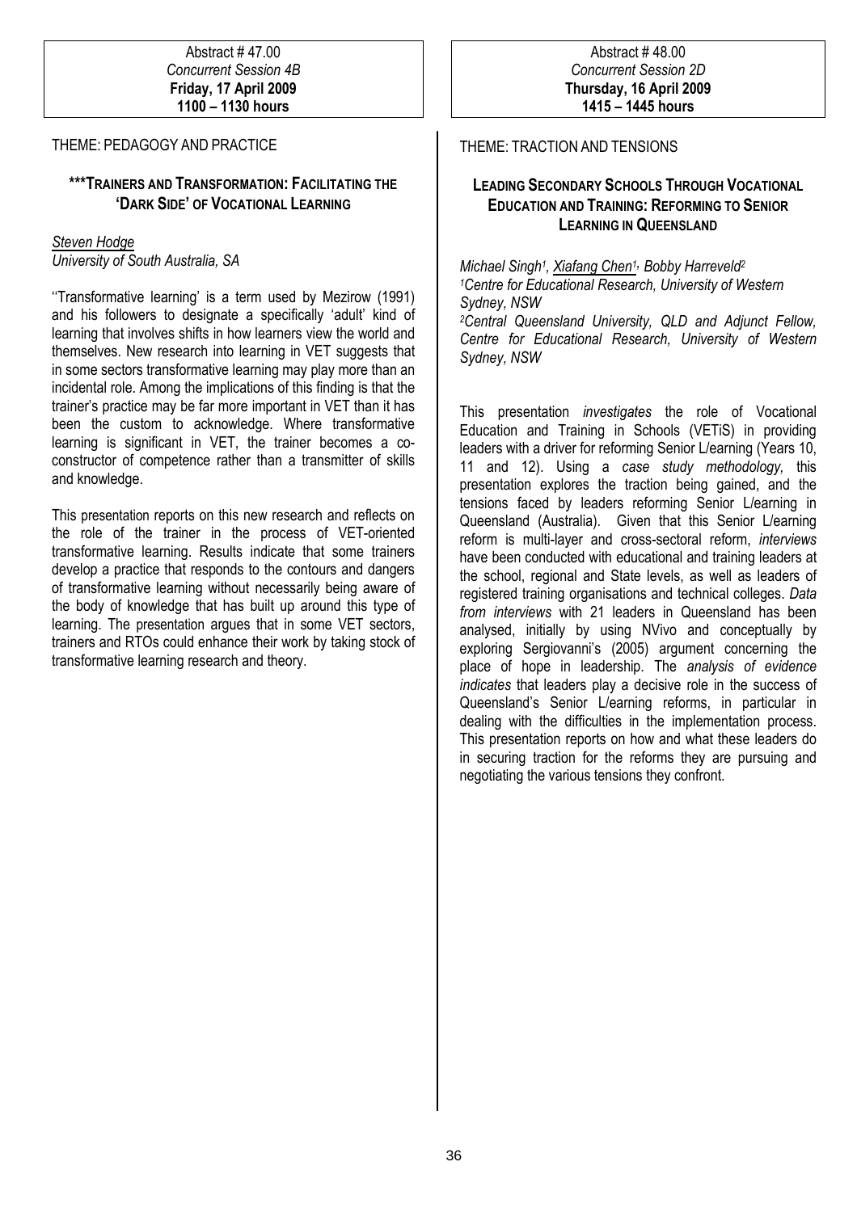Abstract # 47.00
*Concurrent Session 4B*
**Friday, 17 April 2009**
**1100 – 1130 hours**

THEME: PEDAGOGY AND PRACTICE

### ***TRAINERS AND TRANSFORMATION: FACILITATING THE 'DARK SIDE' OF VOCATIONAL LEARNING

*Steven Hodge*
*University of South Australia, SA*

''Transformative learning' is a term used by Mezirow (1991) and his followers to designate a specifically 'adult' kind of learning that involves shifts in how learners view the world and themselves. New research into learning in VET suggests that in some sectors transformative learning may play more than an incidental role. Among the implications of this finding is that the trainer's practice may be far more important in VET than it has been the custom to acknowledge. Where transformative learning is significant in VET, the trainer becomes a co-constructor of competence rather than a transmitter of skills and knowledge.

This presentation reports on this new research and reflects on the role of the trainer in the process of VET-oriented transformative learning. Results indicate that some trainers develop a practice that responds to the contours and dangers of transformative learning without necessarily being aware of the body of knowledge that has built up around this type of learning. The presentation argues that in some VET sectors, trainers and RTOs could enhance their work by taking stock of transformative learning research and theory.

Abstract # 48.00
*Concurrent Session 2D*
**Thursday, 16 April 2009**
**1415 – 1445 hours**

THEME: TRACTION AND TENSIONS

### LEADING SECONDARY SCHOOLS THROUGH VOCATIONAL EDUCATION AND TRAINING: REFORMING TO SENIOR LEARNING IN QUEENSLAND

*Michael Singh[1], Xiafang Chen[1], Bobby Harreveld[2]*
*[1]Centre for Educational Research, University of Western Sydney, NSW*
*[2]Central Queensland University, QLD and Adjunct Fellow, Centre for Educational Research, University of Western Sydney, NSW*

This presentation *investigates* the role of Vocational Education and Training in Schools (VETiS) in providing leaders with a driver for reforming Senior L/earning (Years 10, 11 and 12). Using a *case study methodology,* this presentation explores the traction being gained, and the tensions faced by leaders reforming Senior L/earning in Queensland (Australia). Given that this Senior L/earning reform is multi-layer and cross-sectoral reform, *interviews* have been conducted with educational and training leaders at the school, regional and State levels, as well as leaders of registered training organisations and technical colleges. *Data from interviews* with 21 leaders in Queensland has been analysed, initially by using NVivo and conceptually by exploring Sergiovanni's (2005) argument concerning the place of hope in leadership. The *analysis of evidence indicates* that leaders play a decisive role in the success of Queensland's Senior L/earning reforms, in particular in dealing with the difficulties in the implementation process. This presentation reports on how and what these leaders do in securing traction for the reforms they are pursuing and negotiating the various tensions they confront.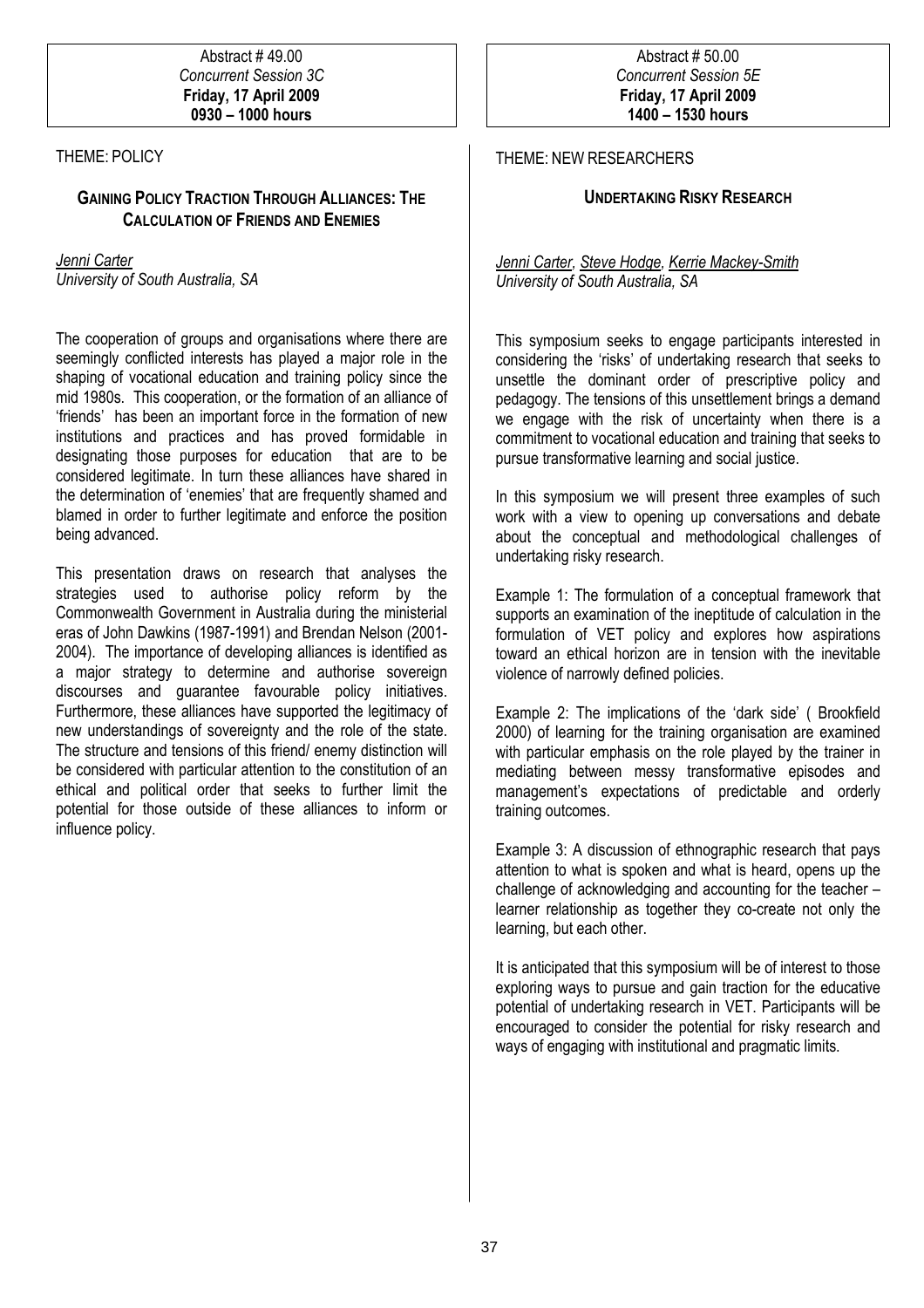Abstract # 49.00
*Concurrent Session 3C*
**Friday, 17 April 2009**
**0930 – 1000 hours**

THEME: POLICY

### GAINING POLICY TRACTION THROUGH ALLIANCES: THE CALCULATION OF FRIENDS AND ENEMIES

*Jenni Carter*
*University of South Australia, SA*

The cooperation of groups and organisations where there are seemingly conflicted interests has played a major role in the shaping of vocational education and training policy since the mid 1980s. This cooperation, or the formation of an alliance of 'friends' has been an important force in the formation of new institutions and practices and has proved formidable in designating those purposes for education that are to be considered legitimate. In turn these alliances have shared in the determination of 'enemies' that are frequently shamed and blamed in order to further legitimate and enforce the position being advanced.

This presentation draws on research that analyses the strategies used to authorise policy reform by the Commonwealth Government in Australia during the ministerial eras of John Dawkins (1987-1991) and Brendan Nelson (2001-2004). The importance of developing alliances is identified as a major strategy to determine and authorise sovereign discourses and guarantee favourable policy initiatives. Furthermore, these alliances have supported the legitimacy of new understandings of sovereignty and the role of the state. The structure and tensions of this friend/ enemy distinction will be considered with particular attention to the constitution of an ethical and political order that seeks to further limit the potential for those outside of these alliances to inform or influence policy.

Abstract # 50.00
*Concurrent Session 5E*
**Friday, 17 April 2009**
**1400 – 1530 hours**

THEME: NEW RESEARCHERS

### UNDERTAKING RISKY RESEARCH

*Jenni Carter, Steve Hodge, Kerrie Mackey-Smith*
*University of South Australia, SA*

This symposium seeks to engage participants interested in considering the 'risks' of undertaking research that seeks to unsettle the dominant order of prescriptive policy and pedagogy. The tensions of this unsettlement brings a demand we engage with the risk of uncertainty when there is a commitment to vocational education and training that seeks to pursue transformative learning and social justice.

In this symposium we will present three examples of such work with a view to opening up conversations and debate about the conceptual and methodological challenges of undertaking risky research.

Example 1: The formulation of a conceptual framework that supports an examination of the ineptitude of calculation in the formulation of VET policy and explores how aspirations toward an ethical horizon are in tension with the inevitable violence of narrowly defined policies.

Example 2: The implications of the 'dark side' ( Brookfield 2000) of learning for the training organisation are examined with particular emphasis on the role played by the trainer in mediating between messy transformative episodes and management's expectations of predictable and orderly training outcomes.

Example 3: A discussion of ethnographic research that pays attention to what is spoken and what is heard, opens up the challenge of acknowledging and accounting for the teacher – learner relationship as together they co-create not only the learning, but each other.

It is anticipated that this symposium will be of interest to those exploring ways to pursue and gain traction for the educative potential of undertaking research in VET. Participants will be encouraged to consider the potential for risky research and ways of engaging with institutional and pragmatic limits.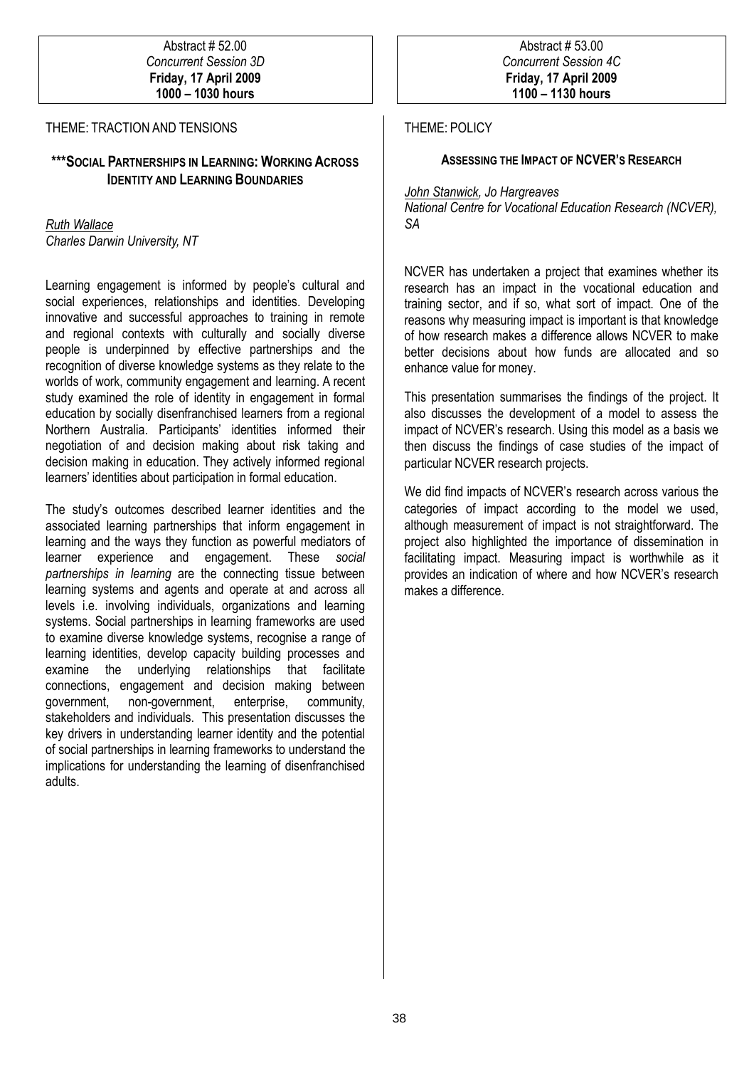Abstract # 52.00
*Concurrent Session 3D*
**Friday, 17 April 2009**
**1000 – 1030 hours**

THEME: TRACTION AND TENSIONS

### ***SOCIAL PARTNERSHIPS IN LEARNING: WORKING ACROSS IDENTITY AND LEARNING BOUNDARIES

*Ruth Wallace*
*Charles Darwin University, NT*

Learning engagement is informed by people's cultural and social experiences, relationships and identities. Developing innovative and successful approaches to training in remote and regional contexts with culturally and socially diverse people is underpinned by effective partnerships and the recognition of diverse knowledge systems as they relate to the worlds of work, community engagement and learning. A recent study examined the role of identity in engagement in formal education by socially disenfranchised learners from a regional Northern Australia. Participants' identities informed their negotiation of and decision making about risk taking and decision making in education. They actively informed regional learners' identities about participation in formal education.

The study's outcomes described learner identities and the associated learning partnerships that inform engagement in learning and the ways they function as powerful mediators of learner experience and engagement. These *social partnerships in learning* are the connecting tissue between learning systems and agents and operate at and across all levels i.e. involving individuals, organizations and learning systems. Social partnerships in learning frameworks are used to examine diverse knowledge systems, recognise a range of learning identities, develop capacity building processes and examine the underlying relationships that facilitate connections, engagement and decision making between government, non-government, enterprise, community, stakeholders and individuals. This presentation discusses the key drivers in understanding learner identity and the potential of social partnerships in learning frameworks to understand the implications for understanding the learning of disenfranchised adults.

Abstract # 53.00
*Concurrent Session 4C*
**Friday, 17 April 2009**
**1100 – 1130 hours**

THEME: POLICY

### ASSESSING THE IMPACT OF NCVER'S RESEARCH

*John Stanwick, Jo Hargreaves*
*National Centre for Vocational Education Research (NCVER), SA*

NCVER has undertaken a project that examines whether its research has an impact in the vocational education and training sector, and if so, what sort of impact. One of the reasons why measuring impact is important is that knowledge of how research makes a difference allows NCVER to make better decisions about how funds are allocated and so enhance value for money.

This presentation summarises the findings of the project. It also discusses the development of a model to assess the impact of NCVER's research. Using this model as a basis we then discuss the findings of case studies of the impact of particular NCVER research projects.

We did find impacts of NCVER's research across various the categories of impact according to the model we used, although measurement of impact is not straightforward. The project also highlighted the importance of dissemination in facilitating impact. Measuring impact is worthwhile as it provides an indication of where and how NCVER's research makes a difference.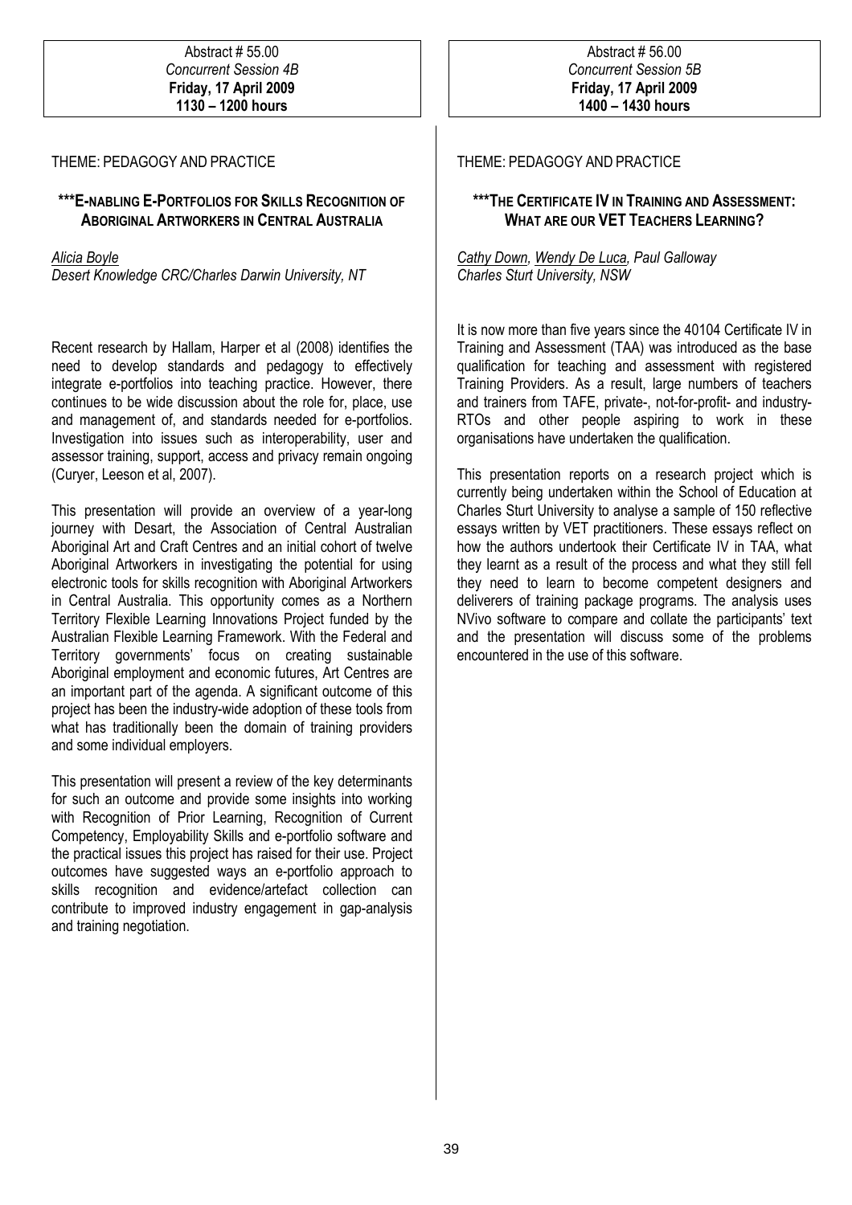Abstract # 55.00
*Concurrent Session 4B*
**Friday, 17 April 2009**
**1130 – 1200 hours**

THEME: PEDAGOGY AND PRACTICE

### ***E-NABLING E-PORTFOLIOS FOR SKILLS RECOGNITION OF ABORIGINAL ARTWORKERS IN CENTRAL AUSTRALIA

*Alicia Boyle*
*Desert Knowledge CRC/Charles Darwin University, NT*

Recent research by Hallam, Harper et al (2008) identifies the need to develop standards and pedagogy to effectively integrate e-portfolios into teaching practice. However, there continues to be wide discussion about the role for, place, use and management of, and standards needed for e-portfolios. Investigation into issues such as interoperability, user and assessor training, support, access and privacy remain ongoing (Curyer, Leeson et al, 2007).

This presentation will provide an overview of a year-long journey with Desart, the Association of Central Australian Aboriginal Art and Craft Centres and an initial cohort of twelve Aboriginal Artworkers in investigating the potential for using electronic tools for skills recognition with Aboriginal Artworkers in Central Australia. This opportunity comes as a Northern Territory Flexible Learning Innovations Project funded by the Australian Flexible Learning Framework. With the Federal and Territory governments' focus on creating sustainable Aboriginal employment and economic futures, Art Centres are an important part of the agenda. A significant outcome of this project has been the industry-wide adoption of these tools from what has traditionally been the domain of training providers and some individual employers.

This presentation will present a review of the key determinants for such an outcome and provide some insights into working with Recognition of Prior Learning, Recognition of Current Competency, Employability Skills and e-portfolio software and the practical issues this project has raised for their use. Project outcomes have suggested ways an e-portfolio approach to skills recognition and evidence/artefact collection can contribute to improved industry engagement in gap-analysis and training negotiation.

Abstract # 56.00
*Concurrent Session 5B*
**Friday, 17 April 2009**
**1400 – 1430 hours**

THEME: PEDAGOGY AND PRACTICE

### ***THE CERTIFICATE IV IN TRAINING AND ASSESSMENT: WHAT ARE OUR VET TEACHERS LEARNING?

*Cathy Down, Wendy De Luca, Paul Galloway*
*Charles Sturt University, NSW*

It is now more than five years since the 40104 Certificate IV in Training and Assessment (TAA) was introduced as the base qualification for teaching and assessment with registered Training Providers. As a result, large numbers of teachers and trainers from TAFE, private-, not-for-profit- and industry-RTOs and other people aspiring to work in these organisations have undertaken the qualification.

This presentation reports on a research project which is currently being undertaken within the School of Education at Charles Sturt University to analyse a sample of 150 reflective essays written by VET practitioners. These essays reflect on how the authors undertook their Certificate IV in TAA, what they learnt as a result of the process and what they still fell they need to learn to become competent designers and deliverers of training package programs. The analysis uses NVivo software to compare and collate the participants' text and the presentation will discuss some of the problems encountered in the use of this software.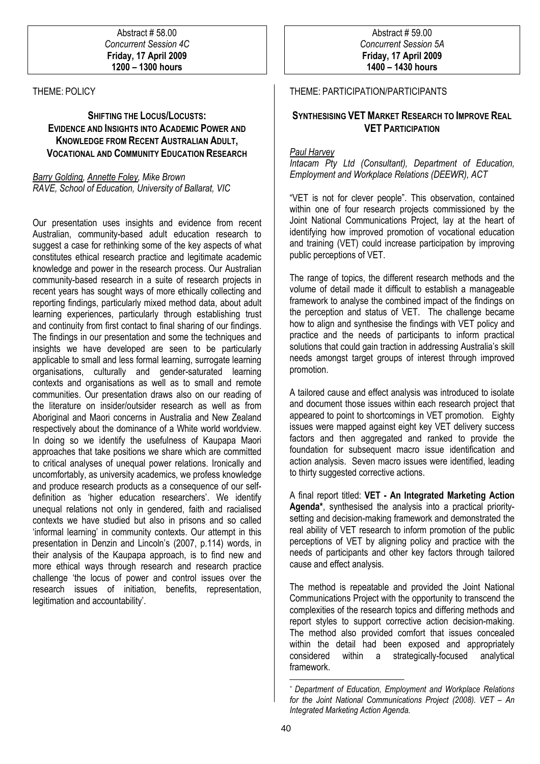Abstract # 58.00
*Concurrent Session 4C*
**Friday, 17 April 2009**
**1200 – 1300 hours**

THEME: POLICY

## Shifting the Locus/Locusts: Evidence and Insights into Academic Power and Knowledge from Recent Australian Adult, Vocational and Community Education Research

*Barry Golding, Annette Foley, Mike Brown*
*RAVE, School of Education, University of Ballarat, VIC*

Our presentation uses insights and evidence from recent Australian, community-based adult education research to suggest a case for rethinking some of the key aspects of what constitutes ethical research practice and legitimate academic knowledge and power in the research process. Our Australian community-based research in a suite of research projects in recent years has sought ways of more ethically collecting and reporting findings, particularly mixed method data, about adult learning experiences, particularly through establishing trust and continuity from first contact to final sharing of our findings. The findings in our presentation and some the techniques and insights we have developed are seen to be particularly applicable to small and less formal learning, surrogate learning organisations, culturally and gender-saturated learning contexts and organisations as well as to small and remote communities. Our presentation draws also on our reading of the literature on insider/outsider research as well as from Aboriginal and Maori concerns in Australia and New Zealand respectively about the dominance of a White world worldview. In doing so we identify the usefulness of Kaupapa Maori approaches that take positions we share which are committed to critical analyses of unequal power relations. Ironically and uncomfortably, as university academics, we profess knowledge and produce research products as a consequence of our self-definition as 'higher education researchers'. We identify unequal relations not only in gendered, faith and racialised contexts we have studied but also in prisons and so called 'informal learning' in community contexts. Our attempt in this presentation in Denzin and Lincoln's (2007, p.114) words, in their analysis of the Kaupapa approach, is to find new and more ethical ways through research and research practice challenge 'the locus of power and control issues over the research issues of initiation, benefits, representation, legitimation and accountability'.

Abstract # 59.00
*Concurrent Session 5A*
**Friday, 17 April 2009**
**1400 – 1430 hours**

THEME: PARTICIPATION/PARTICIPANTS

## Synthesising VET Market Research to Improve Real VET Participation

*Paul Harvey*
*Intacam Pty Ltd (Consultant), Department of Education, Employment and Workplace Relations (DEEWR), ACT*

"VET is not for clever people". This observation, contained within one of four research projects commissioned by the Joint National Communications Project, lay at the heart of identifying how improved promotion of vocational education and training (VET) could increase participation by improving public perceptions of VET.

The range of topics, the different research methods and the volume of detail made it difficult to establish a manageable framework to analyse the combined impact of the findings on the perception and status of VET. The challenge became how to align and synthesise the findings with VET policy and practice and the needs of participants to inform practical solutions that could gain traction in addressing Australia's skill needs amongst target groups of interest through improved promotion.

A tailored cause and effect analysis was introduced to isolate and document those issues within each research project that appeared to point to shortcomings in VET promotion. Eighty issues were mapped against eight key VET delivery success factors and then aggregated and ranked to provide the foundation for subsequent macro issue identification and action analysis. Seven macro issues were identified, leading to thirty suggested corrective actions.

A final report titled: **VET - An Integrated Marketing Action Agenda***, synthesised the analysis into a practical priority-setting and decision-making framework and demonstrated the real ability of VET research to inform promotion of the public perceptions of VET by aligning policy and practice with the needs of participants and other key factors through tailored cause and effect analysis.

The method is repeatable and provided the Joint National Communications Project with the opportunity to transcend the complexities of the research topics and differing methods and report styles to support corrective action decision-making. The method also provided comfort that issues concealed within the detail had been exposed and appropriately considered within a strategically-focused analytical framework.

\* *Department of Education, Employment and Workplace Relations for the Joint National Communications Project (2008). VET – An Integrated Marketing Action Agenda.*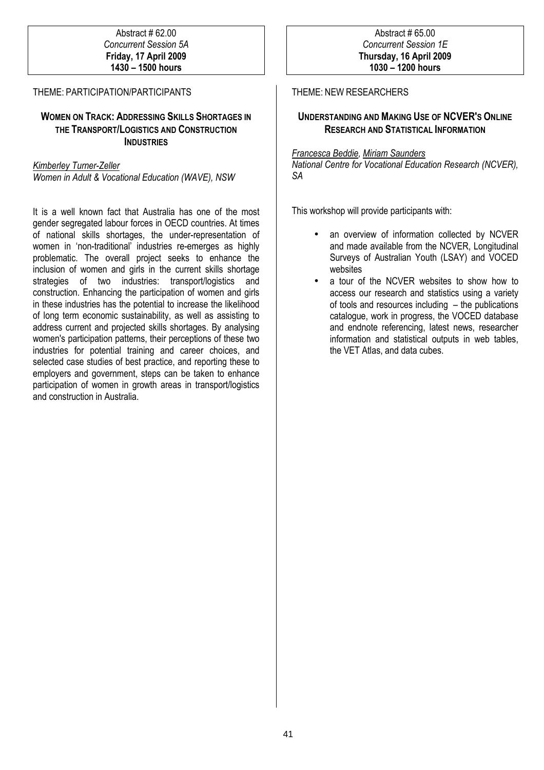Abstract # 62.00
*Concurrent Session 5A*
**Friday, 17 April 2009**
**1430 – 1500 hours**

THEME: PARTICIPATION/PARTICIPANTS

## WOMEN ON TRACK: ADDRESSING SKILLS SHORTAGES IN THE TRANSPORT/LOGISTICS AND CONSTRUCTION INDUSTRIES

*Kimberley Turner-Zeller*
*Women in Adult & Vocational Education (WAVE), NSW*

It is a well known fact that Australia has one of the most gender segregated labour forces in OECD countries. At times of national skills shortages, the under-representation of women in 'non-traditional' industries re-emerges as highly problematic. The overall project seeks to enhance the inclusion of women and girls in the current skills shortage strategies of two industries: transport/logistics and construction. Enhancing the participation of women and girls in these industries has the potential to increase the likelihood of long term economic sustainability, as well as assisting to address current and projected skills shortages. By analysing women's participation patterns, their perceptions of these two industries for potential training and career choices, and selected case studies of best practice, and reporting these to employers and government, steps can be taken to enhance participation of women in growth areas in transport/logistics and construction in Australia.

Abstract # 65.00
*Concurrent Session 1E*
**Thursday, 16 April 2009**
**1030 – 1200 hours**

THEME: NEW RESEARCHERS

## UNDERSTANDING AND MAKING USE OF NCVER'S ONLINE RESEARCH AND STATISTICAL INFORMATION

*Francesca Beddie, Miriam Saunders*
*National Centre for Vocational Education Research (NCVER), SA*

This workshop will provide participants with:

- an overview of information collected by NCVER and made available from the NCVER, Longitudinal Surveys of Australian Youth (LSAY) and VOCED websites
- a tour of the NCVER websites to show how to access our research and statistics using a variety of tools and resources including – the publications catalogue, work in progress, the VOCED database and endnote referencing, latest news, researcher information and statistical outputs in web tables, the VET Atlas, and data cubes.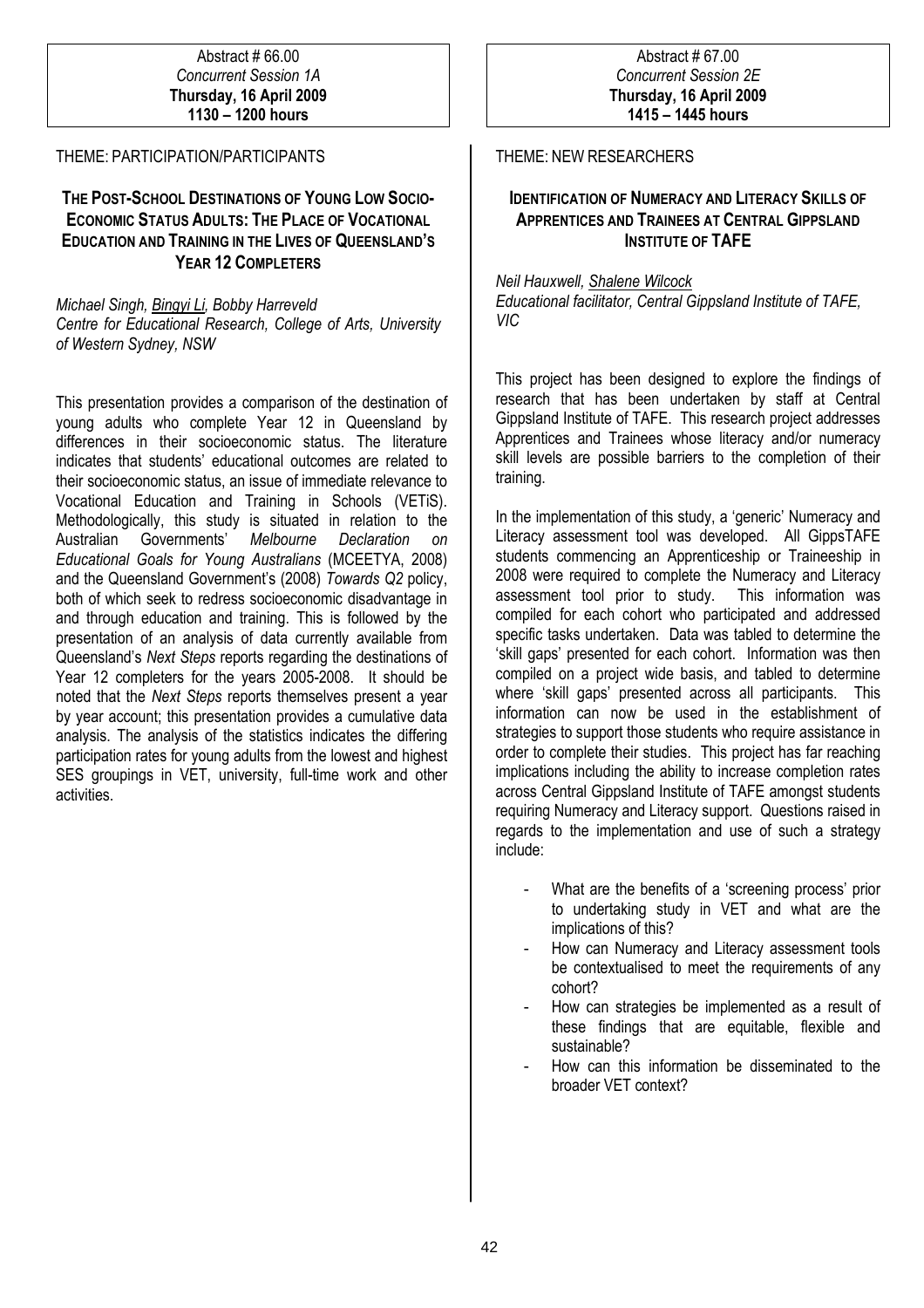Abstract # 66.00
*Concurrent Session 1A*
**Thursday, 16 April 2009**
**1130 – 1200 hours**

THEME: PARTICIPATION/PARTICIPANTS

## THE POST-SCHOOL DESTINATIONS OF YOUNG LOW SOCIO-ECONOMIC STATUS ADULTS: THE PLACE OF VOCATIONAL EDUCATION AND TRAINING IN THE LIVES OF QUEENSLAND'S YEAR 12 COMPLETERS

*Michael Singh, Bingyi Li, Bobby Harreveld*
*Centre for Educational Research, College of Arts, University of Western Sydney, NSW*

This presentation provides a comparison of the destination of young adults who complete Year 12 in Queensland by differences in their socioeconomic status. The literature indicates that students' educational outcomes are related to their socioeconomic status, an issue of immediate relevance to Vocational Education and Training in Schools (VETiS). Methodologically, this study is situated in relation to the Australian Governments' *Melbourne Declaration on Educational Goals for Young Australians* (MCEETYA, 2008) and the Queensland Government's (2008) *Towards Q2* policy, both of which seek to redress socioeconomic disadvantage in and through education and training. This is followed by the presentation of an analysis of data currently available from Queensland's *Next Steps* reports regarding the destinations of Year 12 completers for the years 2005-2008. It should be noted that the *Next Steps* reports themselves present a year by year account; this presentation provides a cumulative data analysis. The analysis of the statistics indicates the differing participation rates for young adults from the lowest and highest SES groupings in VET, university, full-time work and other activities.

Abstract # 67.00
*Concurrent Session 2E*
**Thursday, 16 April 2009**
**1415 – 1445 hours**

THEME: NEW RESEARCHERS

## IDENTIFICATION OF NUMERACY AND LITERACY SKILLS OF APPRENTICES AND TRAINEES AT CENTRAL GIPPSLAND INSTITUTE OF TAFE

*Neil Hauxwell, Shalene Wilcock*
*Educational facilitator, Central Gippsland Institute of TAFE, VIC*

This project has been designed to explore the findings of research that has been undertaken by staff at Central Gippsland Institute of TAFE. This research project addresses Apprentices and Trainees whose literacy and/or numeracy skill levels are possible barriers to the completion of their training.

In the implementation of this study, a 'generic' Numeracy and Literacy assessment tool was developed. All GippsTAFE students commencing an Apprenticeship or Traineeship in 2008 were required to complete the Numeracy and Literacy assessment tool prior to study. This information was compiled for each cohort who participated and addressed specific tasks undertaken. Data was tabled to determine the 'skill gaps' presented for each cohort. Information was then compiled on a project wide basis, and tabled to determine where 'skill gaps' presented across all participants. This information can now be used in the establishment of strategies to support those students who require assistance in order to complete their studies. This project has far reaching implications including the ability to increase completion rates across Central Gippsland Institute of TAFE amongst students requiring Numeracy and Literacy support. Questions raised in regards to the implementation and use of such a strategy include:

- What are the benefits of a 'screening process' prior to undertaking study in VET and what are the implications of this?
- How can Numeracy and Literacy assessment tools be contextualised to meet the requirements of any cohort?
- How can strategies be implemented as a result of these findings that are equitable, flexible and sustainable?
- How can this information be disseminated to the broader VET context?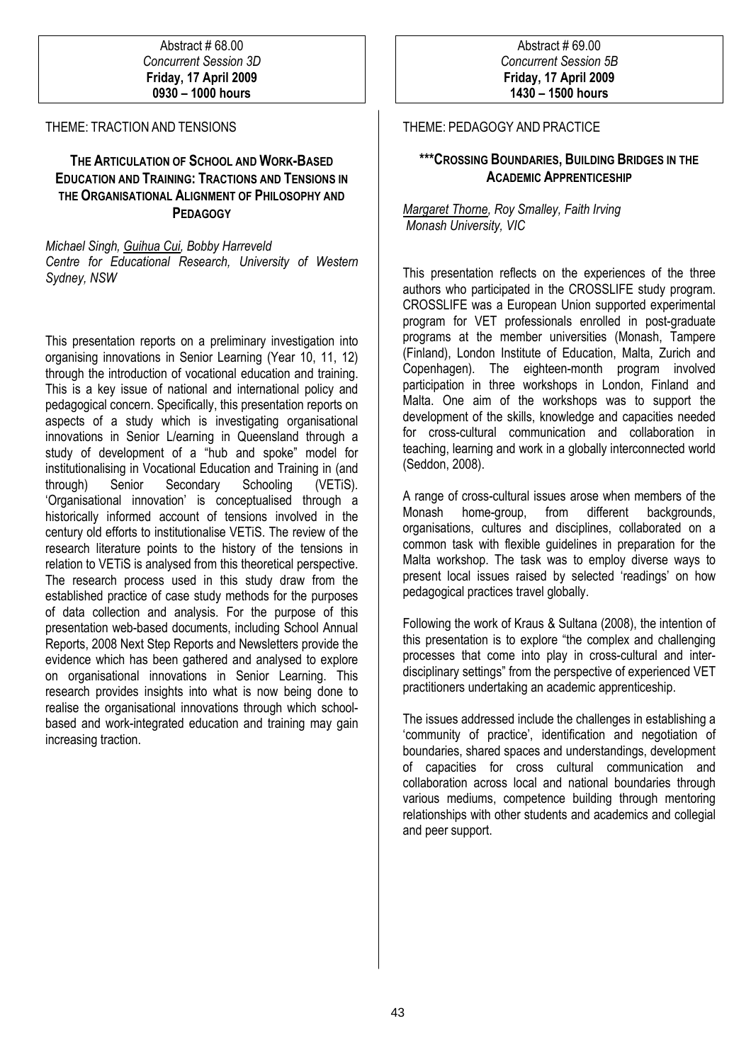Abstract # 68.00
*Concurrent Session 3D*
**Friday, 17 April 2009**
**0930 – 1000 hours**

THEME: TRACTION AND TENSIONS

## THE ARTICULATION OF SCHOOL AND WORK-BASED EDUCATION AND TRAINING: TRACTIONS AND TENSIONS IN THE ORGANISATIONAL ALIGNMENT OF PHILOSOPHY AND PEDAGOGY

*Michael Singh, Guihua Cui, Bobby Harreveld*
*Centre for Educational Research, University of Western Sydney, NSW*

This presentation reports on a preliminary investigation into organising innovations in Senior Learning (Year 10, 11, 12) through the introduction of vocational education and training. This is a key issue of national and international policy and pedagogical concern. Specifically, this presentation reports on aspects of a study which is investigating organisational innovations in Senior L/earning in Queensland through a study of development of a "hub and spoke" model for institutionalising in Vocational Education and Training in (and through) Senior Secondary Schooling (VETiS). 'Organisational innovation' is conceptualised through a historically informed account of tensions involved in the century old efforts to institutionalise VETiS. The review of the research literature points to the history of the tensions in relation to VETiS is analysed from this theoretical perspective. The research process used in this study draw from the established practice of case study methods for the purposes of data collection and analysis. For the purpose of this presentation web-based documents, including School Annual Reports, 2008 Next Step Reports and Newsletters provide the evidence which has been gathered and analysed to explore on organisational innovations in Senior Learning. This research provides insights into what is now being done to realise the organisational innovations through which school-based and work-integrated education and training may gain increasing traction.

Abstract # 69.00
*Concurrent Session 5B*
**Friday, 17 April 2009**
**1430 – 1500 hours**

THEME: PEDAGOGY AND PRACTICE

## ***CROSSING BOUNDARIES, BUILDING BRIDGES IN THE ACADEMIC APPRENTICESHIP

*Margaret Thorne, Roy Smalley, Faith Irving*
*Monash University, VIC*

This presentation reflects on the experiences of the three authors who participated in the CROSSLIFE study program. CROSSLIFE was a European Union supported experimental program for VET professionals enrolled in post-graduate programs at the member universities (Monash, Tampere (Finland), London Institute of Education, Malta, Zurich and Copenhagen). The eighteen-month program involved participation in three workshops in London, Finland and Malta. One aim of the workshops was to support the development of the skills, knowledge and capacities needed for cross-cultural communication and collaboration in teaching, learning and work in a globally interconnected world (Seddon, 2008).

A range of cross-cultural issues arose when members of the Monash home-group, from different backgrounds, organisations, cultures and disciplines, collaborated on a common task with flexible guidelines in preparation for the Malta workshop. The task was to employ diverse ways to present local issues raised by selected 'readings' on how pedagogical practices travel globally.

Following the work of Kraus & Sultana (2008), the intention of this presentation is to explore "the complex and challenging processes that come into play in cross-cultural and inter-disciplinary settings" from the perspective of experienced VET practitioners undertaking an academic apprenticeship.

The issues addressed include the challenges in establishing a 'community of practice', identification and negotiation of boundaries, shared spaces and understandings, development of capacities for cross cultural communication and collaboration across local and national boundaries through various mediums, competence building through mentoring relationships with other students and academics and collegial and peer support.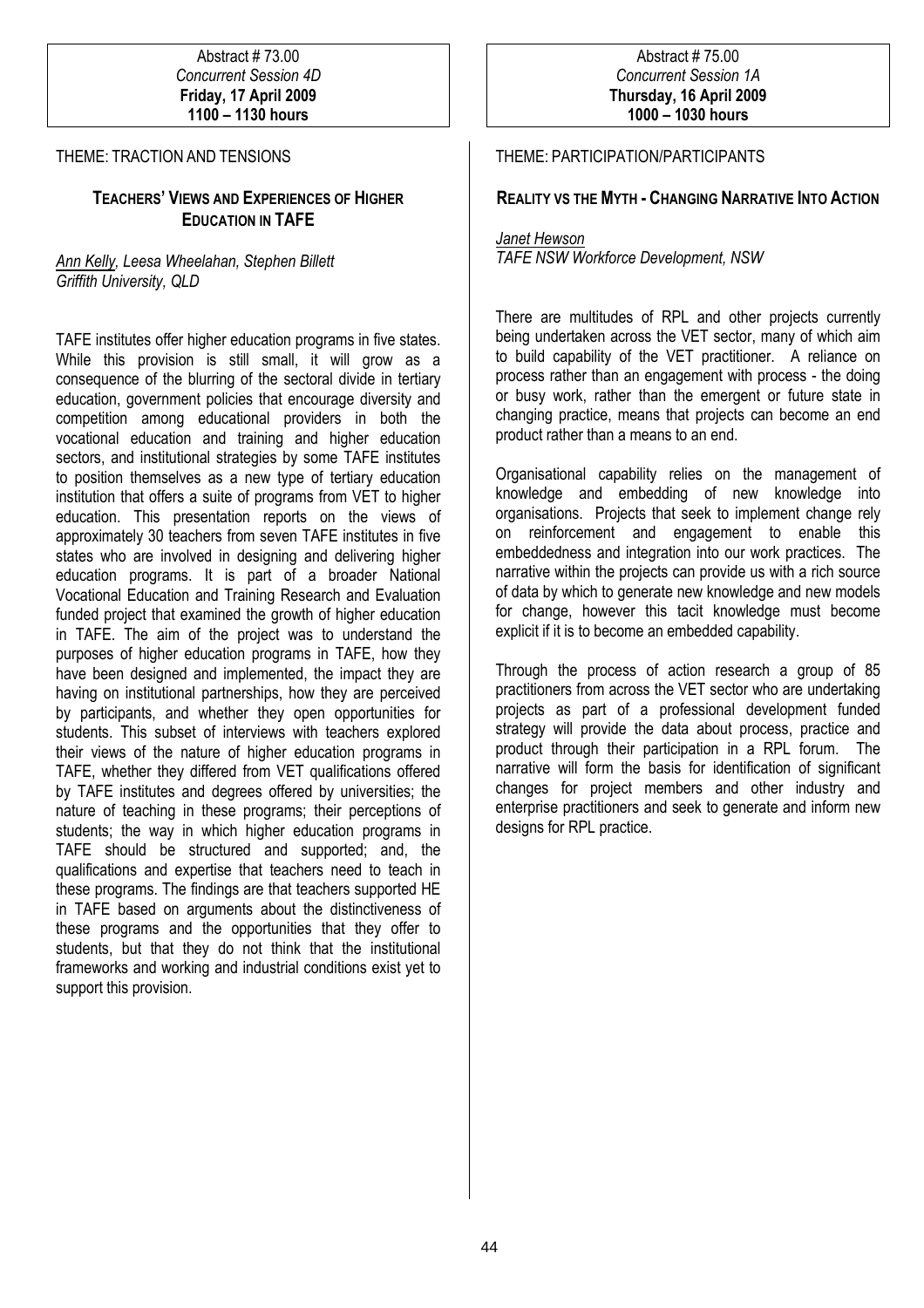Abstract # 73.00
*Concurrent Session 4D*
**Friday, 17 April 2009**
**1100 – 1130 hours**

THEME: TRACTION AND TENSIONS

## TEACHERS' VIEWS AND EXPERIENCES OF HIGHER EDUCATION IN TAFE

*Ann Kelly, Leesa Wheelahan, Stephen Billett*
*Griffith University, QLD*

TAFE institutes offer higher education programs in five states. While this provision is still small, it will grow as a consequence of the blurring of the sectoral divide in tertiary education, government policies that encourage diversity and competition among educational providers in both the vocational education and training and higher education sectors, and institutional strategies by some TAFE institutes to position themselves as a new type of tertiary education institution that offers a suite of programs from VET to higher education. This presentation reports on the views of approximately 30 teachers from seven TAFE institutes in five states who are involved in designing and delivering higher education programs. It is part of a broader National Vocational Education and Training Research and Evaluation funded project that examined the growth of higher education in TAFE. The aim of the project was to understand the purposes of higher education programs in TAFE, how they have been designed and implemented, the impact they are having on institutional partnerships, how they are perceived by participants, and whether they open opportunities for students. This subset of interviews with teachers explored their views of the nature of higher education programs in TAFE, whether they differed from VET qualifications offered by TAFE institutes and degrees offered by universities; the nature of teaching in these programs; their perceptions of students; the way in which higher education programs in TAFE should be structured and supported; and, the qualifications and expertise that teachers need to teach in these programs. The findings are that teachers supported HE in TAFE based on arguments about the distinctiveness of these programs and the opportunities that they offer to students, but that they do not think that the institutional frameworks and working and industrial conditions exist yet to support this provision.

Abstract # 75.00
*Concurrent Session 1A*
**Thursday, 16 April 2009**
**1000 – 1030 hours**

THEME: PARTICIPATION/PARTICIPANTS

## REALITY VS THE MYTH - CHANGING NARRATIVE INTO ACTION

*Janet Hewson*
*TAFE NSW Workforce Development, NSW*

There are multitudes of RPL and other projects currently being undertaken across the VET sector, many of which aim to build capability of the VET practitioner. A reliance on process rather than an engagement with process - the doing or busy work, rather than the emergent or future state in changing practice, means that projects can become an end product rather than a means to an end.

Organisational capability relies on the management of knowledge and embedding of new knowledge into organisations. Projects that seek to implement change rely on reinforcement and engagement to enable this embeddedness and integration into our work practices. The narrative within the projects can provide us with a rich source of data by which to generate new knowledge and new models for change, however this tacit knowledge must become explicit if it is to become an embedded capability.

Through the process of action research a group of 85 practitioners from across the VET sector who are undertaking projects as part of a professional development funded strategy will provide the data about process, practice and product through their participation in a RPL forum. The narrative will form the basis for identification of significant changes for project members and other industry and enterprise practitioners and seek to generate and inform new designs for RPL practice.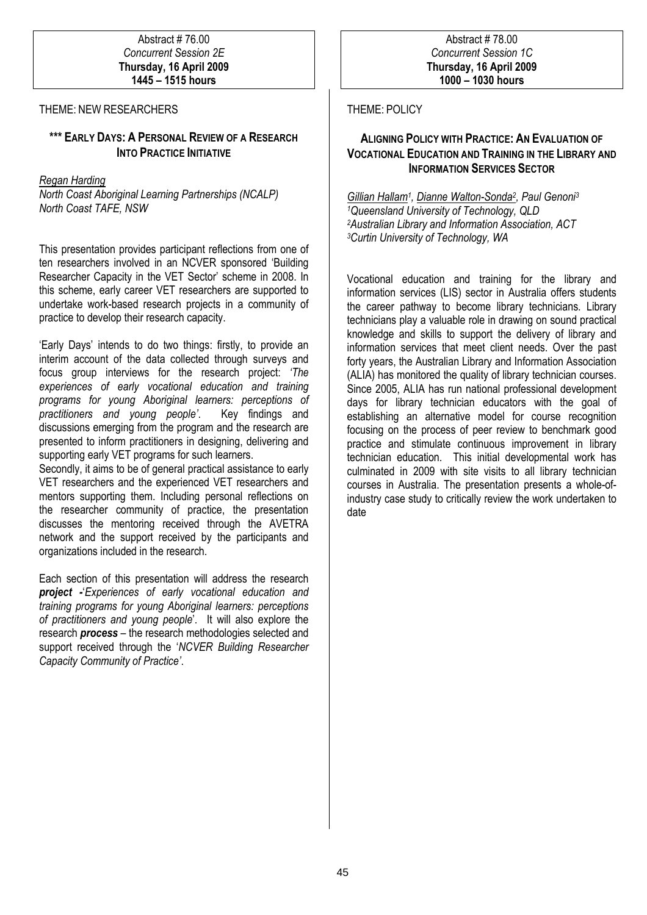Abstract # 76.00
*Concurrent Session 2E*
**Thursday, 16 April 2009**
**1445 – 1515 hours**

THEME: NEW RESEARCHERS

### *** EARLY DAYS: A PERSONAL REVIEW OF A RESEARCH INTO PRACTICE INITIATIVE

*Regan Harding*
*North Coast Aboriginal Learning Partnerships (NCALP)*
*North Coast TAFE, NSW*

This presentation provides participant reflections from one of ten researchers involved in an NCVER sponsored 'Building Researcher Capacity in the VET Sector' scheme in 2008. In this scheme, early career VET researchers are supported to undertake work-based research projects in a community of practice to develop their research capacity.

'Early Days' intends to do two things: firstly, to provide an interim account of the data collected through surveys and focus group interviews for the research project: *'The experiences of early vocational education and training programs for young Aboriginal learners: perceptions of practitioners and young people'*. Key findings and discussions emerging from the program and the research are presented to inform practitioners in designing, delivering and supporting early VET programs for such learners.

Secondly, it aims to be of general practical assistance to early VET researchers and the experienced VET researchers and mentors supporting them. Including personal reflections on the researcher community of practice, the presentation discusses the mentoring received through the AVETRA network and the support received by the participants and organizations included in the research.

Each section of this presentation will address the research ***project*** *-'Experiences of early vocational education and training programs for young Aboriginal learners: perceptions of practitioners and young people*'. It will also explore the research ***process*** – the research methodologies selected and support received through the '*NCVER Building Researcher Capacity Community of Practice'*.

Abstract # 78.00
*Concurrent Session 1C*
**Thursday, 16 April 2009**
**1000 – 1030 hours**

THEME: POLICY

### ALIGNING POLICY WITH PRACTICE: AN EVALUATION OF VOCATIONAL EDUCATION AND TRAINING IN THE LIBRARY AND INFORMATION SERVICES SECTOR

*Gillian Hallam[1], Dianne Walton-Sonda[2], Paul Genoni[3]*
*[1]Queensland University of Technology, QLD*
*[2]Australian Library and Information Association, ACT*
*[3]Curtin University of Technology, WA*

Vocational education and training for the library and information services (LIS) sector in Australia offers students the career pathway to become library technicians. Library technicians play a valuable role in drawing on sound practical knowledge and skills to support the delivery of library and information services that meet client needs. Over the past forty years, the Australian Library and Information Association (ALIA) has monitored the quality of library technician courses. Since 2005, ALIA has run national professional development days for library technician educators with the goal of establishing an alternative model for course recognition focusing on the process of peer review to benchmark good practice and stimulate continuous improvement in library technician education. This initial developmental work has culminated in 2009 with site visits to all library technician courses in Australia. The presentation presents a whole-of-industry case study to critically review the work undertaken to date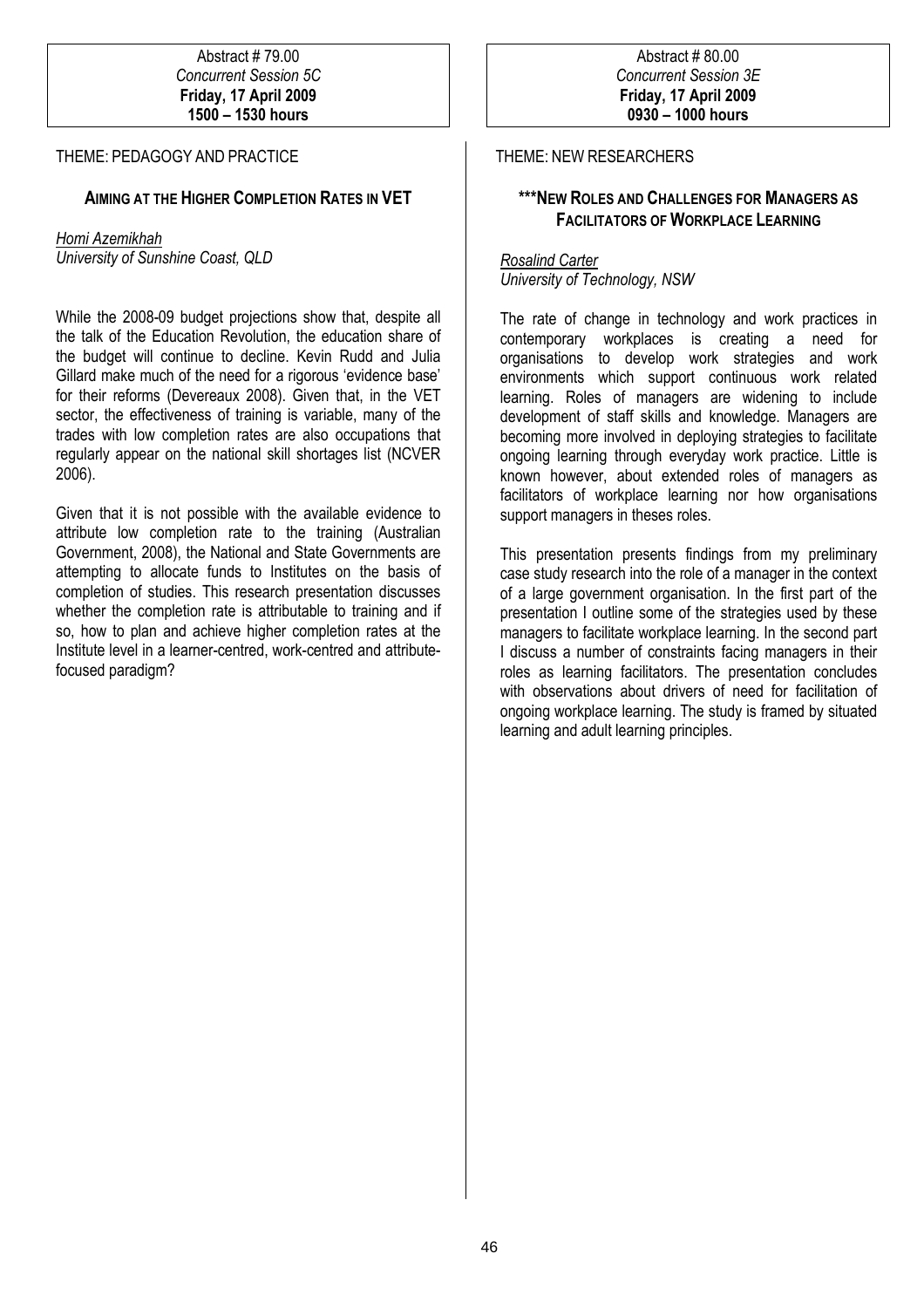Abstract # 79.00
*Concurrent Session 5C*
**Friday, 17 April 2009**
**1500 – 1530 hours**

THEME: PEDAGOGY AND PRACTICE

### AIMING AT THE HIGHER COMPLETION RATES IN VET

*Homi Azemikhah*
*University of Sunshine Coast, QLD*

While the 2008-09 budget projections show that, despite all the talk of the Education Revolution, the education share of the budget will continue to decline. Kevin Rudd and Julia Gillard make much of the need for a rigorous 'evidence base' for their reforms (Devereaux 2008). Given that, in the VET sector, the effectiveness of training is variable, many of the trades with low completion rates are also occupations that regularly appear on the national skill shortages list (NCVER 2006).

Given that it is not possible with the available evidence to attribute low completion rate to the training (Australian Government, 2008), the National and State Governments are attempting to allocate funds to Institutes on the basis of completion of studies. This research presentation discusses whether the completion rate is attributable to training and if so, how to plan and achieve higher completion rates at the Institute level in a learner-centred, work-centred and attribute-focused paradigm?

Abstract # 80.00
*Concurrent Session 3E*
**Friday, 17 April 2009**
**0930 – 1000 hours**

THEME: NEW RESEARCHERS

### ***NEW ROLES AND CHALLENGES FOR MANAGERS AS FACILITATORS OF WORKPLACE LEARNING

*Rosalind Carter*
*University of Technology, NSW*

The rate of change in technology and work practices in contemporary workplaces is creating a need for organisations to develop work strategies and work environments which support continuous work related learning. Roles of managers are widening to include development of staff skills and knowledge. Managers are becoming more involved in deploying strategies to facilitate ongoing learning through everyday work practice. Little is known however, about extended roles of managers as facilitators of workplace learning nor how organisations support managers in theses roles.

This presentation presents findings from my preliminary case study research into the role of a manager in the context of a large government organisation. In the first part of the presentation I outline some of the strategies used by these managers to facilitate workplace learning. In the second part I discuss a number of constraints facing managers in their roles as learning facilitators. The presentation concludes with observations about drivers of need for facilitation of ongoing workplace learning. The study is framed by situated learning and adult learning principles.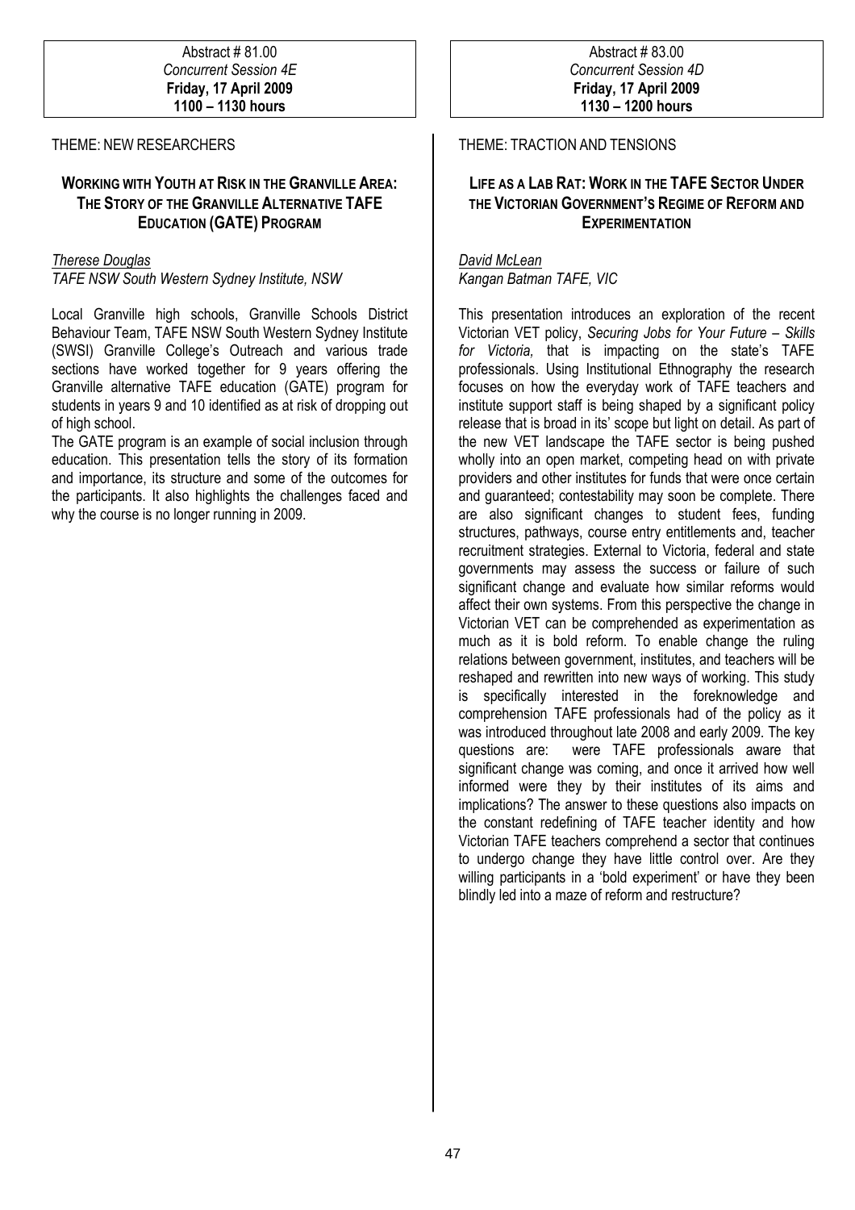Abstract # 81.00
*Concurrent Session 4E*
**Friday, 17 April 2009**
**1100 – 1130 hours**

THEME: NEW RESEARCHERS

### WORKING WITH YOUTH AT RISK IN THE GRANVILLE AREA: THE STORY OF THE GRANVILLE ALTERNATIVE TAFE EDUCATION (GATE) PROGRAM

*Therese Douglas*
*TAFE NSW South Western Sydney Institute, NSW*

Local Granville high schools, Granville Schools District Behaviour Team, TAFE NSW South Western Sydney Institute (SWSI) Granville College's Outreach and various trade sections have worked together for 9 years offering the Granville alternative TAFE education (GATE) program for students in years 9 and 10 identified as at risk of dropping out of high school.

The GATE program is an example of social inclusion through education. This presentation tells the story of its formation and importance, its structure and some of the outcomes for the participants. It also highlights the challenges faced and why the course is no longer running in 2009.

Abstract # 83.00
*Concurrent Session 4D*
**Friday, 17 April 2009**
**1130 – 1200 hours**

THEME: TRACTION AND TENSIONS

### LIFE AS A LAB RAT: WORK IN THE TAFE SECTOR UNDER THE VICTORIAN GOVERNMENT'S REGIME OF REFORM AND EXPERIMENTATION

*David McLean*
*Kangan Batman TAFE, VIC*

This presentation introduces an exploration of the recent Victorian VET policy, *Securing Jobs for Your Future – Skills for Victoria,* that is impacting on the state's TAFE professionals. Using Institutional Ethnography the research focuses on how the everyday work of TAFE teachers and institute support staff is being shaped by a significant policy release that is broad in its' scope but light on detail. As part of the new VET landscape the TAFE sector is being pushed wholly into an open market, competing head on with private providers and other institutes for funds that were once certain and guaranteed; contestability may soon be complete. There are also significant changes to student fees, funding structures, pathways, course entry entitlements and, teacher recruitment strategies. External to Victoria, federal and state governments may assess the success or failure of such significant change and evaluate how similar reforms would affect their own systems. From this perspective the change in Victorian VET can be comprehended as experimentation as much as it is bold reform. To enable change the ruling relations between government, institutes, and teachers will be reshaped and rewritten into new ways of working. This study is specifically interested in the foreknowledge and comprehension TAFE professionals had of the policy as it was introduced throughout late 2008 and early 2009. The key questions are: were TAFE professionals aware that significant change was coming, and once it arrived how well informed were they by their institutes of its aims and implications? The answer to these questions also impacts on the constant redefining of TAFE teacher identity and how Victorian TAFE teachers comprehend a sector that continues to undergo change they have little control over. Are they willing participants in a 'bold experiment' or have they been blindly led into a maze of reform and restructure?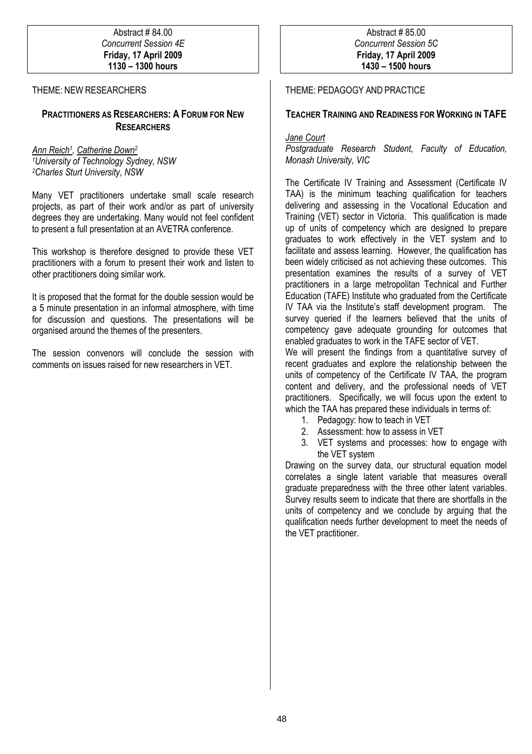Abstract # 84.00
*Concurrent Session 4E*
**Friday, 17 April 2009**
**1130 – 1300 hours**

THEME: NEW RESEARCHERS

## PRACTITIONERS AS RESEARCHERS: A FORUM FOR NEW RESEARCHERS

*Ann Reich[1], Catherine Down[2]*
*[1]University of Technology Sydney, NSW*
*[2]Charles Sturt University, NSW*

Many VET practitioners undertake small scale research projects, as part of their work and/or as part of university degrees they are undertaking. Many would not feel confident to present a full presentation at an AVETRA conference.

This workshop is therefore designed to provide these VET practitioners with a forum to present their work and listen to other practitioners doing similar work.

It is proposed that the format for the double session would be a 5 minute presentation in an informal atmosphere, with time for discussion and questions. The presentations will be organised around the themes of the presenters.

The session convenors will conclude the session with comments on issues raised for new researchers in VET.

Abstract # 85.00
*Concurrent Session 5C*
**Friday, 17 April 2009**
**1430 – 1500 hours**

THEME: PEDAGOGY AND PRACTICE

## TEACHER TRAINING AND READINESS FOR WORKING IN TAFE

*Jane Court*
*Postgraduate Research Student, Faculty of Education, Monash University, VIC*

The Certificate IV Training and Assessment (Certificate IV TAA) is the minimum teaching qualification for teachers delivering and assessing in the Vocational Education and Training (VET) sector in Victoria. This qualification is made up of units of competency which are designed to prepare graduates to work effectively in the VET system and to facilitate and assess learning. However, the qualification has been widely criticised as not achieving these outcomes. This presentation examines the results of a survey of VET practitioners in a large metropolitan Technical and Further Education (TAFE) Institute who graduated from the Certificate IV TAA via the Institute's staff development program. The survey queried if the learners believed that the units of competency gave adequate grounding for outcomes that enabled graduates to work in the TAFE sector of VET.

We will present the findings from a quantitative survey of recent graduates and explore the relationship between the units of competency of the Certificate IV TAA, the program content and delivery, and the professional needs of VET practitioners. Specifically, we will focus upon the extent to which the TAA has prepared these individuals in terms of:

1. Pedagogy: how to teach in VET
2. Assessment: how to assess in VET
3. VET systems and processes: how to engage with the VET system

Drawing on the survey data, our structural equation model correlates a single latent variable that measures overall graduate preparedness with the three other latent variables. Survey results seem to indicate that there are shortfalls in the units of competency and we conclude by arguing that the qualification needs further development to meet the needs of the VET practitioner.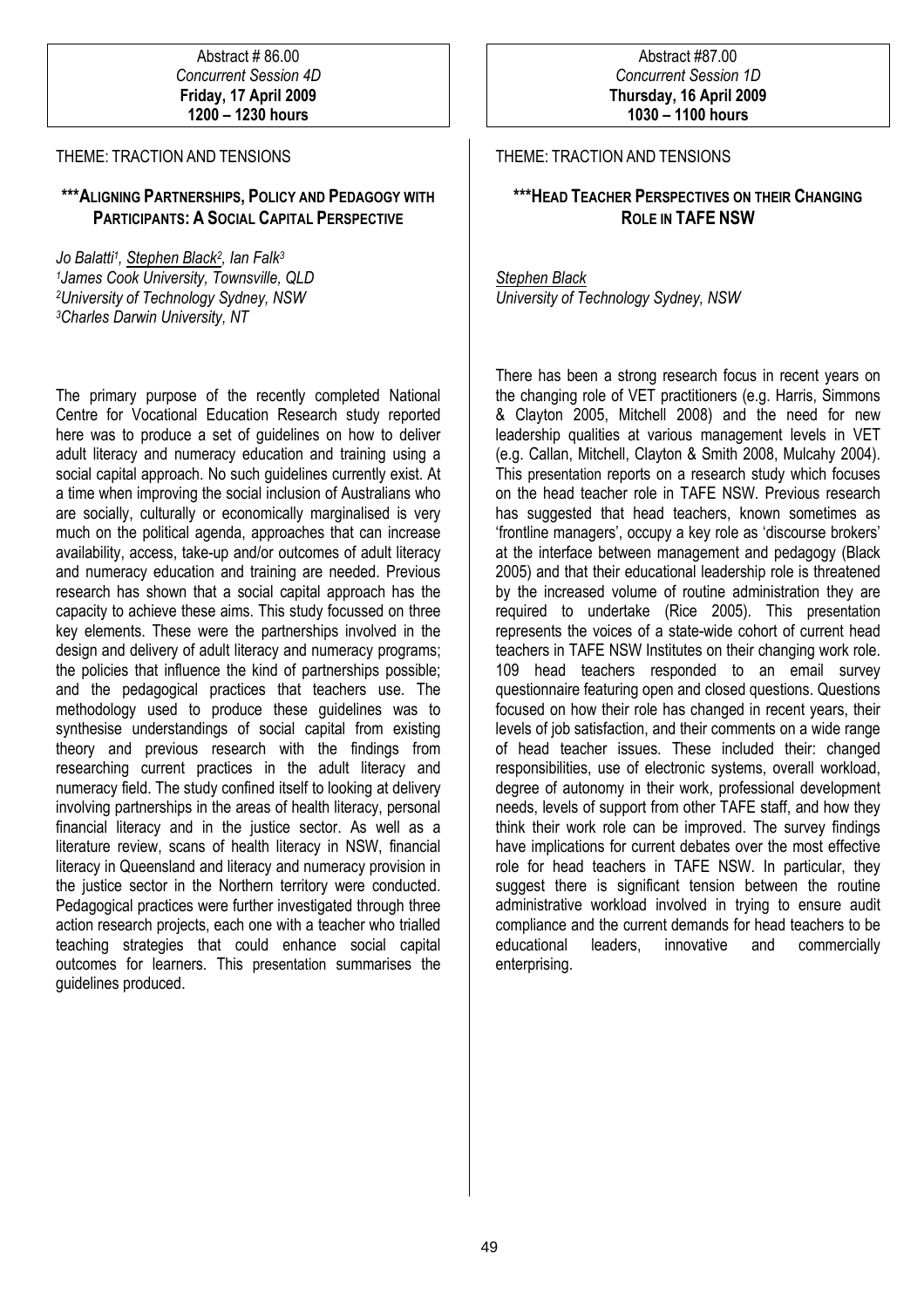Abstract # 86.00
*Concurrent Session 4D*
**Friday, 17 April 2009**
**1200 – 1230 hours**

THEME: TRACTION AND TENSIONS

### ***ALIGNING PARTNERSHIPS, POLICY AND PEDAGOGY WITH PARTICIPANTS: A SOCIAL CAPITAL PERSPECTIVE

*Jo Balatti[1], Stephen Black[2], Ian Falk[3]*
*[1]James Cook University, Townsville, QLD*
*[2]University of Technology Sydney, NSW*
*[3]Charles Darwin University, NT*

The primary purpose of the recently completed National Centre for Vocational Education Research study reported here was to produce a set of guidelines on how to deliver adult literacy and numeracy education and training using a social capital approach. No such guidelines currently exist. At a time when improving the social inclusion of Australians who are socially, culturally or economically marginalised is very much on the political agenda, approaches that can increase availability, access, take-up and/or outcomes of adult literacy and numeracy education and training are needed. Previous research has shown that a social capital approach has the capacity to achieve these aims. This study focussed on three key elements. These were the partnerships involved in the design and delivery of adult literacy and numeracy programs; the policies that influence the kind of partnerships possible; and the pedagogical practices that teachers use. The methodology used to produce these guidelines was to synthesise understandings of social capital from existing theory and previous research with the findings from researching current practices in the adult literacy and numeracy field. The study confined itself to looking at delivery involving partnerships in the areas of health literacy, personal financial literacy and in the justice sector. As well as a literature review, scans of health literacy in NSW, financial literacy in Queensland and literacy and numeracy provision in the justice sector in the Northern territory were conducted. Pedagogical practices were further investigated through three action research projects, each one with a teacher who trialled teaching strategies that could enhance social capital outcomes for learners. This presentation summarises the guidelines produced.

Abstract #87.00
*Concurrent Session 1D*
**Thursday, 16 April 2009**
**1030 – 1100 hours**

THEME: TRACTION AND TENSIONS

### ***HEAD TEACHER PERSPECTIVES ON THEIR CHANGING ROLE IN TAFE NSW

*Stephen Black*
*University of Technology Sydney, NSW*

There has been a strong research focus in recent years on the changing role of VET practitioners (e.g. Harris, Simmons & Clayton 2005, Mitchell 2008) and the need for new leadership qualities at various management levels in VET (e.g. Callan, Mitchell, Clayton & Smith 2008, Mulcahy 2004). This presentation reports on a research study which focuses on the head teacher role in TAFE NSW. Previous research has suggested that head teachers, known sometimes as 'frontline managers', occupy a key role as 'discourse brokers' at the interface between management and pedagogy (Black 2005) and that their educational leadership role is threatened by the increased volume of routine administration they are required to undertake (Rice 2005). This presentation represents the voices of a state-wide cohort of current head teachers in TAFE NSW Institutes on their changing work role. 109 head teachers responded to an email survey questionnaire featuring open and closed questions. Questions focused on how their role has changed in recent years, their levels of job satisfaction, and their comments on a wide range of head teacher issues. These included their: changed responsibilities, use of electronic systems, overall workload, degree of autonomy in their work, professional development needs, levels of support from other TAFE staff, and how they think their work role can be improved. The survey findings have implications for current debates over the most effective role for head teachers in TAFE NSW. In particular, they suggest there is significant tension between the routine administrative workload involved in trying to ensure audit compliance and the current demands for head teachers to be educational leaders, innovative and commercially enterprising.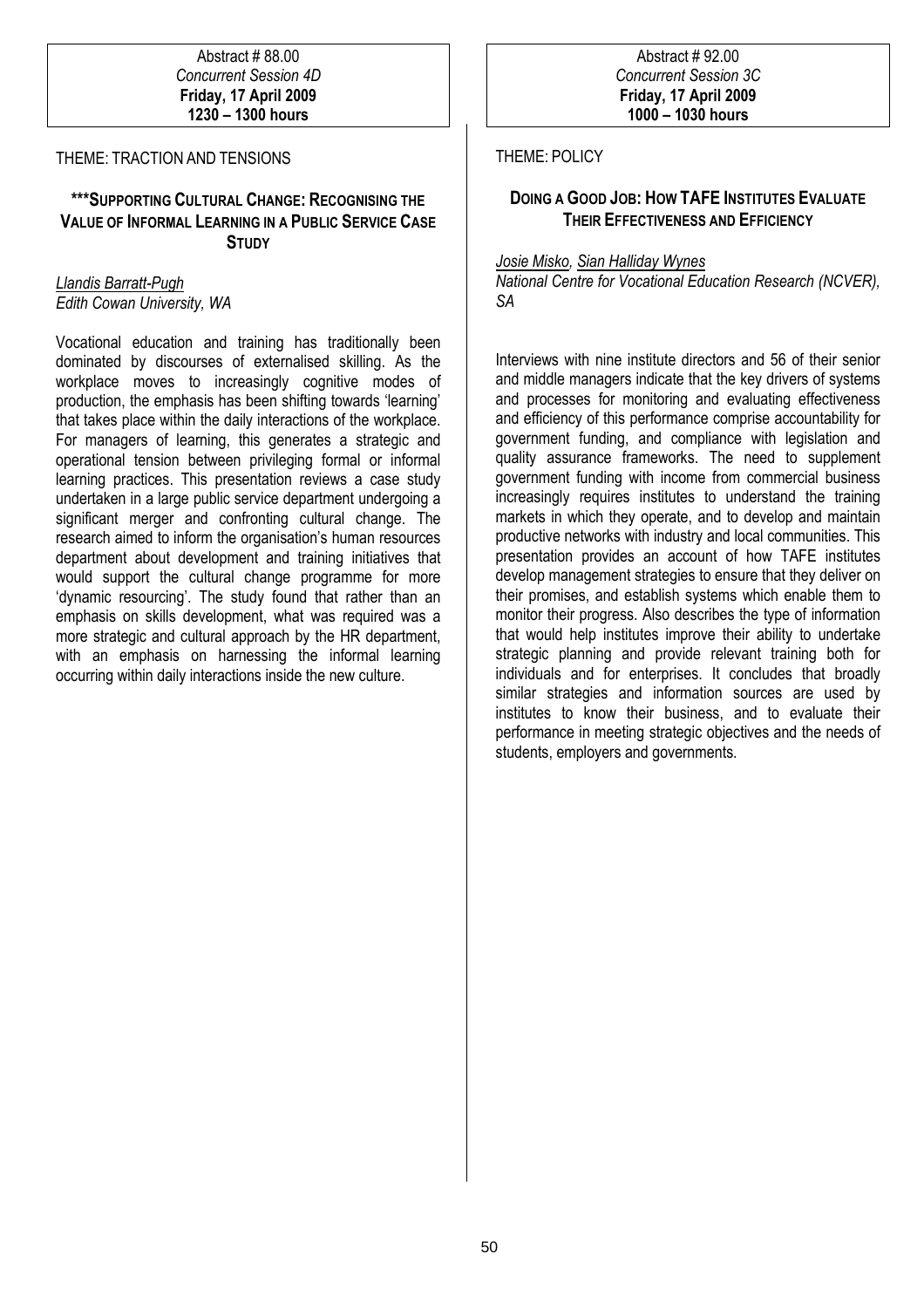Abstract # 88.00
*Concurrent Session 4D*
**Friday, 17 April 2009**
**1230 – 1300 hours**

THEME: TRACTION AND TENSIONS

## ***SUPPORTING CULTURAL CHANGE: RECOGNISING THE VALUE OF INFORMAL LEARNING IN A PUBLIC SERVICE CASE STUDY

*Llandis Barratt-Pugh*
*Edith Cowan University, WA*

Vocational education and training has traditionally been dominated by discourses of externalised skilling. As the workplace moves to increasingly cognitive modes of production, the emphasis has been shifting towards 'learning' that takes place within the daily interactions of the workplace. For managers of learning, this generates a strategic and operational tension between privileging formal or informal learning practices. This presentation reviews a case study undertaken in a large public service department undergoing a significant merger and confronting cultural change. The research aimed to inform the organisation's human resources department about development and training initiatives that would support the cultural change programme for more 'dynamic resourcing'. The study found that rather than an emphasis on skills development, what was required was a more strategic and cultural approach by the HR department, with an emphasis on harnessing the informal learning occurring within daily interactions inside the new culture.

Abstract # 92.00
*Concurrent Session 3C*
**Friday, 17 April 2009**
**1000 – 1030 hours**

THEME: POLICY

## DOING A GOOD JOB: HOW TAFE INSTITUTES EVALUATE THEIR EFFECTIVENESS AND EFFICIENCY

*Josie Misko, Sian Halliday Wynes*
*National Centre for Vocational Education Research (NCVER), SA*

Interviews with nine institute directors and 56 of their senior and middle managers indicate that the key drivers of systems and processes for monitoring and evaluating effectiveness and efficiency of this performance comprise accountability for government funding, and compliance with legislation and quality assurance frameworks. The need to supplement government funding with income from commercial business increasingly requires institutes to understand the training markets in which they operate, and to develop and maintain productive networks with industry and local communities. This presentation provides an account of how TAFE institutes develop management strategies to ensure that they deliver on their promises, and establish systems which enable them to monitor their progress. Also describes the type of information that would help institutes improve their ability to undertake strategic planning and provide relevant training both for individuals and for enterprises. It concludes that broadly similar strategies and information sources are used by institutes to know their business, and to evaluate their performance in meeting strategic objectives and the needs of students, employers and governments.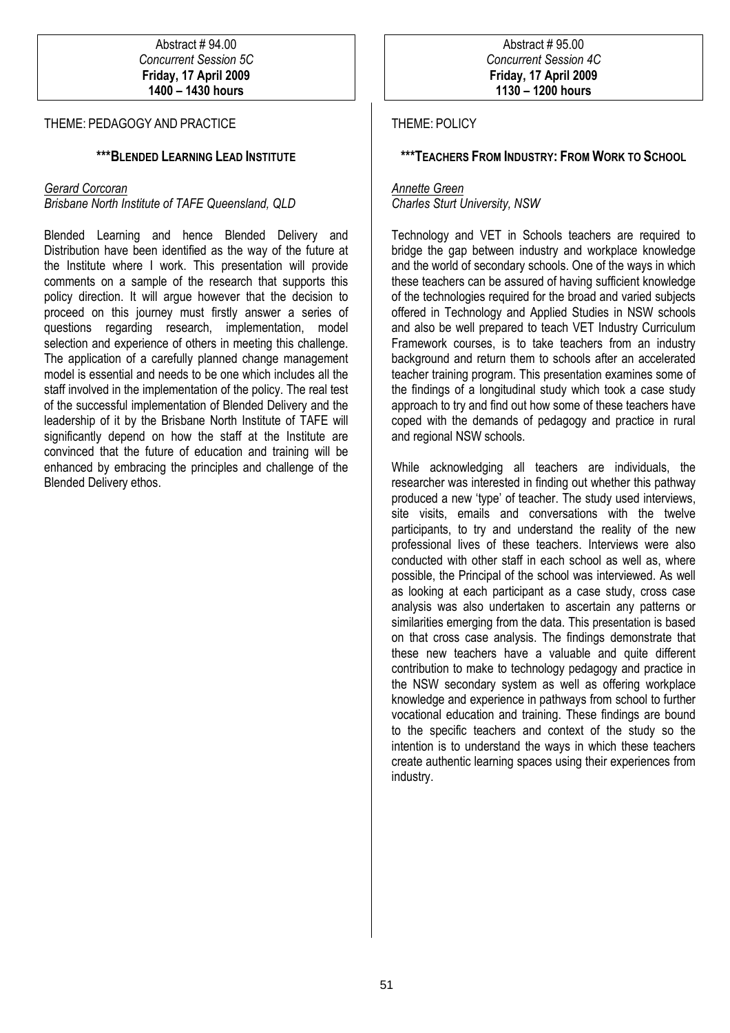Abstract # 94.00
*Concurrent Session 5C*
**Friday, 17 April 2009**
**1400 – 1430 hours**

THEME: PEDAGOGY AND PRACTICE

### ***BLENDED LEARNING LEAD INSTITUTE

*Gerard Corcoran*
*Brisbane North Institute of TAFE Queensland, QLD*

Blended Learning and hence Blended Delivery and Distribution have been identified as the way of the future at the Institute where I work. This presentation will provide comments on a sample of the research that supports this policy direction. It will argue however that the decision to proceed on this journey must firstly answer a series of questions regarding research, implementation, model selection and experience of others in meeting this challenge. The application of a carefully planned change management model is essential and needs to be one which includes all the staff involved in the implementation of the policy. The real test of the successful implementation of Blended Delivery and the leadership of it by the Brisbane North Institute of TAFE will significantly depend on how the staff at the Institute are convinced that the future of education and training will be enhanced by embracing the principles and challenge of the Blended Delivery ethos.

Abstract # 95.00
*Concurrent Session 4C*
**Friday, 17 April 2009**
**1130 – 1200 hours**

THEME: POLICY

### ***TEACHERS FROM INDUSTRY: FROM WORK TO SCHOOL

*Annette Green*
*Charles Sturt University, NSW*

Technology and VET in Schools teachers are required to bridge the gap between industry and workplace knowledge and the world of secondary schools. One of the ways in which these teachers can be assured of having sufficient knowledge of the technologies required for the broad and varied subjects offered in Technology and Applied Studies in NSW schools and also be well prepared to teach VET Industry Curriculum Framework courses, is to take teachers from an industry background and return them to schools after an accelerated teacher training program. This presentation examines some of the findings of a longitudinal study which took a case study approach to try and find out how some of these teachers have coped with the demands of pedagogy and practice in rural and regional NSW schools.

While acknowledging all teachers are individuals, the researcher was interested in finding out whether this pathway produced a new 'type' of teacher. The study used interviews, site visits, emails and conversations with the twelve participants, to try and understand the reality of the new professional lives of these teachers. Interviews were also conducted with other staff in each school as well as, where possible, the Principal of the school was interviewed. As well as looking at each participant as a case study, cross case analysis was also undertaken to ascertain any patterns or similarities emerging from the data. This presentation is based on that cross case analysis. The findings demonstrate that these new teachers have a valuable and quite different contribution to make to technology pedagogy and practice in the NSW secondary system as well as offering workplace knowledge and experience in pathways from school to further vocational education and training. These findings are bound to the specific teachers and context of the study so the intention is to understand the ways in which these teachers create authentic learning spaces using their experiences from industry.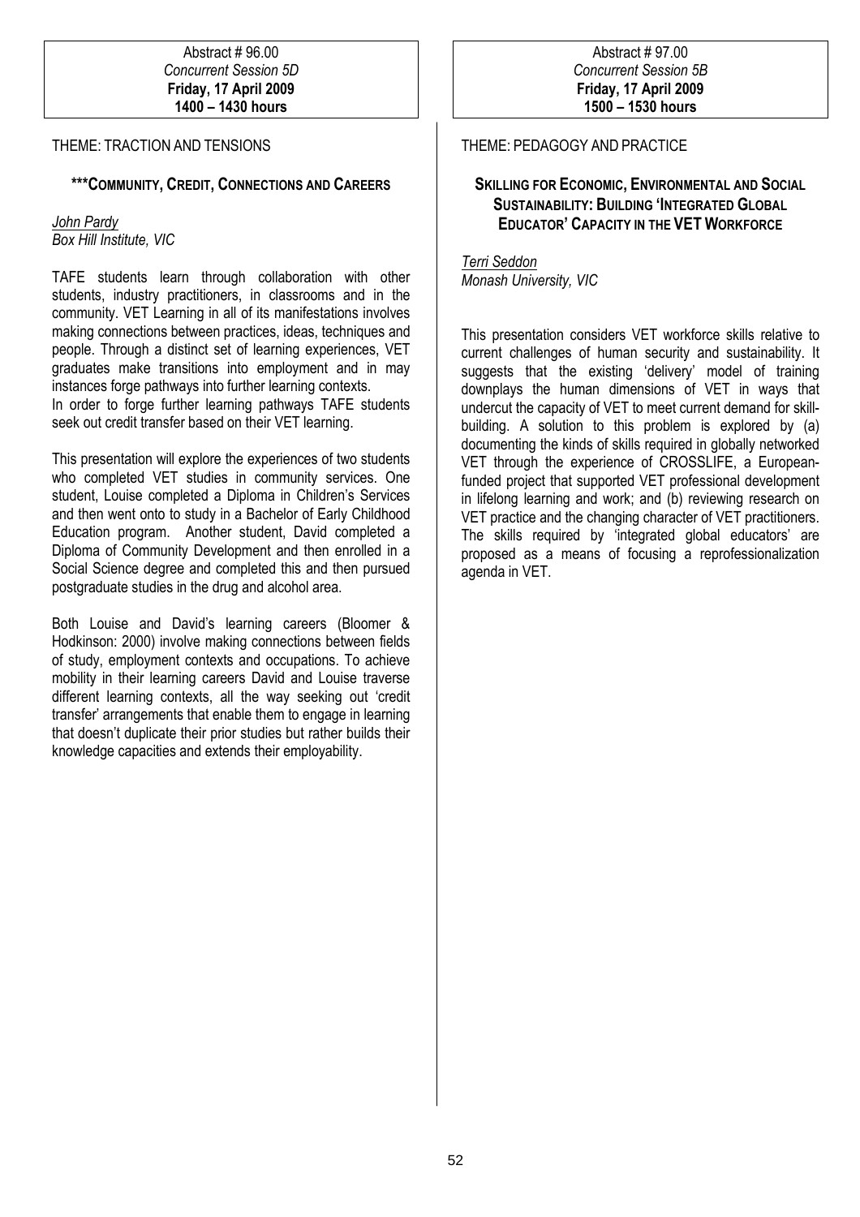Abstract # 96.00
*Concurrent Session 5D*
**Friday, 17 April 2009**
**1400 – 1430 hours**

THEME: TRACTION AND TENSIONS

### ***COMMUNITY, CREDIT, CONNECTIONS AND CAREERS

*John Pardy*
*Box Hill Institute, VIC*

TAFE students learn through collaboration with other students, industry practitioners, in classrooms and in the community. VET Learning in all of its manifestations involves making connections between practices, ideas, techniques and people. Through a distinct set of learning experiences, VET graduates make transitions into employment and in may instances forge pathways into further learning contexts.
In order to forge further learning pathways TAFE students seek out credit transfer based on their VET learning.

This presentation will explore the experiences of two students who completed VET studies in community services. One student, Louise completed a Diploma in Children's Services and then went onto to study in a Bachelor of Early Childhood Education program. Another student, David completed a Diploma of Community Development and then enrolled in a Social Science degree and completed this and then pursued postgraduate studies in the drug and alcohol area.

Both Louise and David's learning careers (Bloomer & Hodkinson: 2000) involve making connections between fields of study, employment contexts and occupations. To achieve mobility in their learning careers David and Louise traverse different learning contexts, all the way seeking out 'credit transfer' arrangements that enable them to engage in learning that doesn't duplicate their prior studies but rather builds their knowledge capacities and extends their employability.

Abstract # 97.00
*Concurrent Session 5B*
**Friday, 17 April 2009**
**1500 – 1530 hours**

THEME: PEDAGOGY AND PRACTICE

### SKILLING FOR ECONOMIC, ENVIRONMENTAL AND SOCIAL SUSTAINABILITY: BUILDING 'INTEGRATED GLOBAL EDUCATOR' CAPACITY IN THE VET WORKFORCE

*Terri Seddon*
*Monash University, VIC*

This presentation considers VET workforce skills relative to current challenges of human security and sustainability. It suggests that the existing 'delivery' model of training downplays the human dimensions of VET in ways that undercut the capacity of VET to meet current demand for skill-building. A solution to this problem is explored by (a) documenting the kinds of skills required in globally networked VET through the experience of CROSSLIFE, a European-funded project that supported VET professional development in lifelong learning and work; and (b) reviewing research on VET practice and the changing character of VET practitioners. The skills required by 'integrated global educators' are proposed as a means of focusing a reprofessionalization agenda in VET.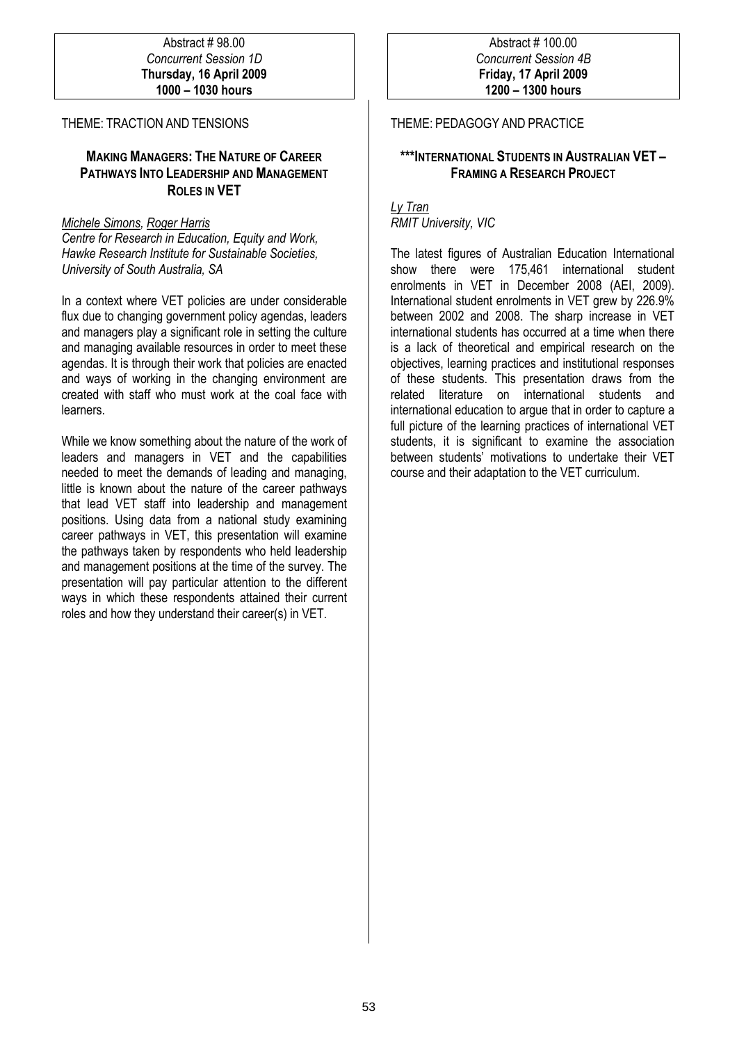Abstract # 98.00
*Concurrent Session 1D*
**Thursday, 16 April 2009**
**1000 – 1030 hours**

THEME: TRACTION AND TENSIONS

## MAKING MANAGERS: THE NATURE OF CAREER PATHWAYS INTO LEADERSHIP AND MANAGEMENT ROLES IN VET

*Michele Simons, Roger Harris*
*Centre for Research in Education, Equity and Work, Hawke Research Institute for Sustainable Societies, University of South Australia, SA*

In a context where VET policies are under considerable flux due to changing government policy agendas, leaders and managers play a significant role in setting the culture and managing available resources in order to meet these agendas. It is through their work that policies are enacted and ways of working in the changing environment are created with staff who must work at the coal face with learners.

While we know something about the nature of the work of leaders and managers in VET and the capabilities needed to meet the demands of leading and managing, little is known about the nature of the career pathways that lead VET staff into leadership and management positions. Using data from a national study examining career pathways in VET, this presentation will examine the pathways taken by respondents who held leadership and management positions at the time of the survey. The presentation will pay particular attention to the different ways in which these respondents attained their current roles and how they understand their career(s) in VET.

Abstract # 100.00
*Concurrent Session 4B*
**Friday, 17 April 2009**
**1200 – 1300 hours**

THEME: PEDAGOGY AND PRACTICE

## ***INTERNATIONAL STUDENTS IN AUSTRALIAN VET – FRAMING A RESEARCH PROJECT

*Ly Tran*
*RMIT University, VIC*

The latest figures of Australian Education International show there were 175,461 international student enrolments in VET in December 2008 (AEI, 2009). International student enrolments in VET grew by 226.9% between 2002 and 2008. The sharp increase in VET international students has occurred at a time when there is a lack of theoretical and empirical research on the objectives, learning practices and institutional responses of these students. This presentation draws from the related literature on international students and international education to argue that in order to capture a full picture of the learning practices of international VET students, it is significant to examine the association between students' motivations to undertake their VET course and their adaptation to the VET curriculum.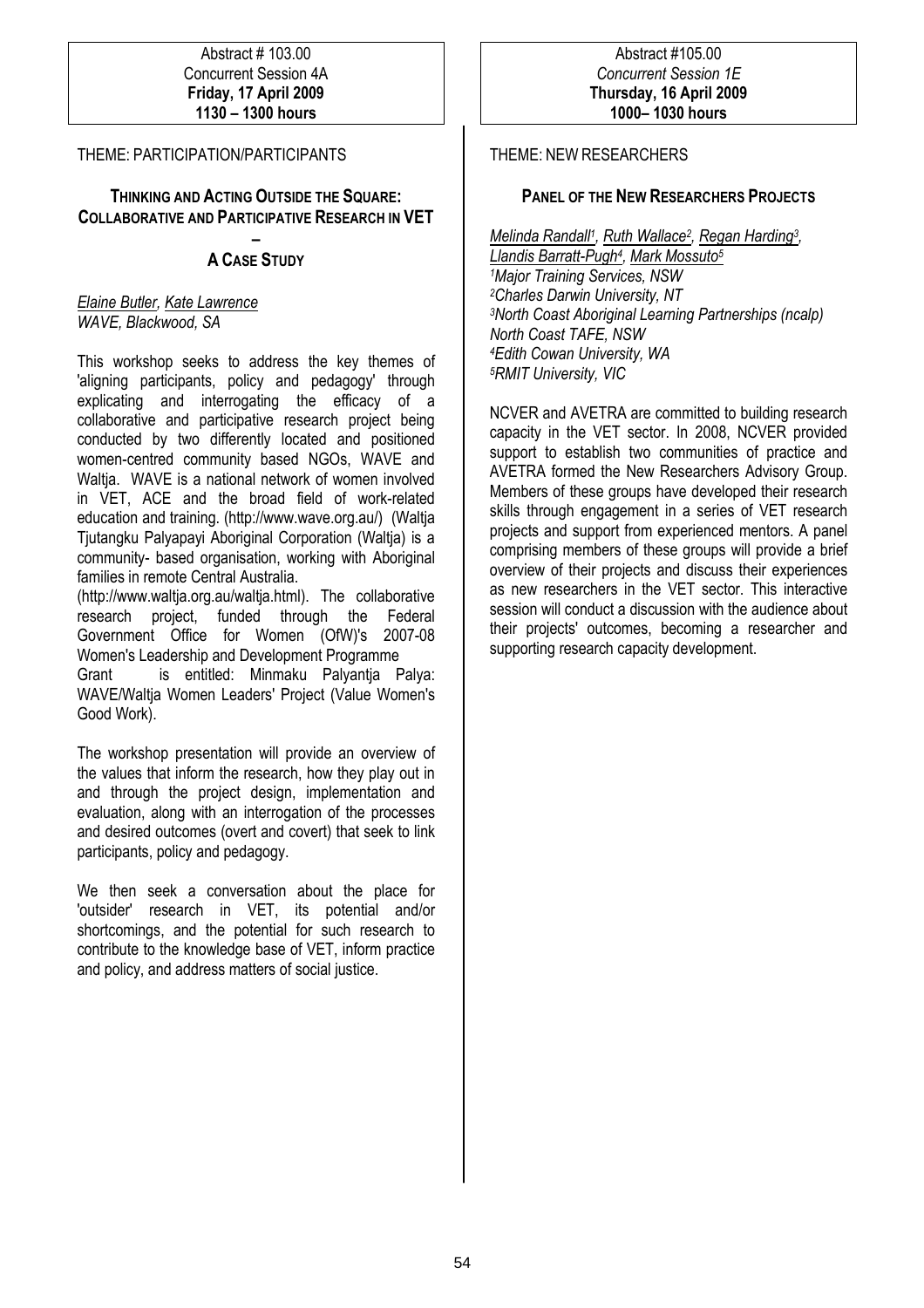Abstract # 103.00
Concurrent Session 4A
**Friday, 17 April 2009**
**1130 – 1300 hours**

THEME: PARTICIPATION/PARTICIPANTS

### THINKING AND ACTING OUTSIDE THE SQUARE: COLLABORATIVE AND PARTICIPATIVE RESEARCH IN VET – A CASE STUDY

*Elaine Butler, Kate Lawrence*
*WAVE, Blackwood, SA*

This workshop seeks to address the key themes of 'aligning participants, policy and pedagogy' through explicating and interrogating the efficacy of a collaborative and participative research project being conducted by two differently located and positioned women-centred community based NGOs, WAVE and Waltja. WAVE is a national network of women involved in VET, ACE and the broad field of work-related education and training. (http://www.wave.org.au/) (Waltja Tjutangku Palyapayi Aboriginal Corporation (Waltja) is a community- based organisation, working with Aboriginal families in remote Central Australia. (http://www.waltja.org.au/waltja.html). The collaborative research project, funded through the Federal Government Office for Women (OfW)'s 2007-08 Women's Leadership and Development Programme Grant is entitled: Minmaku Palyantja Palya: WAVE/Waltja Women Leaders' Project (Value Women's Good Work).

The workshop presentation will provide an overview of the values that inform the research, how they play out in and through the project design, implementation and evaluation, along with an interrogation of the processes and desired outcomes (overt and covert) that seek to link participants, policy and pedagogy.

We then seek a conversation about the place for 'outsider' research in VET, its potential and/or shortcomings, and the potential for such research to contribute to the knowledge base of VET, inform practice and policy, and address matters of social justice.

Abstract #105.00
*Concurrent Session 1E*
**Thursday, 16 April 2009**
**1000– 1030 hours**

THEME: NEW RESEARCHERS

### PANEL OF THE NEW RESEARCHERS PROJECTS

*Melinda Randall[1], Ruth Wallace[2], Regan Harding[3], Llandis Barratt-Pugh[4], Mark Mossuto[5]*
*[1]Major Training Services, NSW*
*[2]Charles Darwin University, NT*
*[3]North Coast Aboriginal Learning Partnerships (ncalp) North Coast TAFE, NSW*
*[4]Edith Cowan University, WA*
*[5]RMIT University, VIC*

NCVER and AVETRA are committed to building research capacity in the VET sector. In 2008, NCVER provided support to establish two communities of practice and AVETRA formed the New Researchers Advisory Group. Members of these groups have developed their research skills through engagement in a series of VET research projects and support from experienced mentors. A panel comprising members of these groups will provide a brief overview of their projects and discuss their experiences as new researchers in the VET sector. This interactive session will conduct a discussion with the audience about their projects' outcomes, becoming a researcher and supporting research capacity development.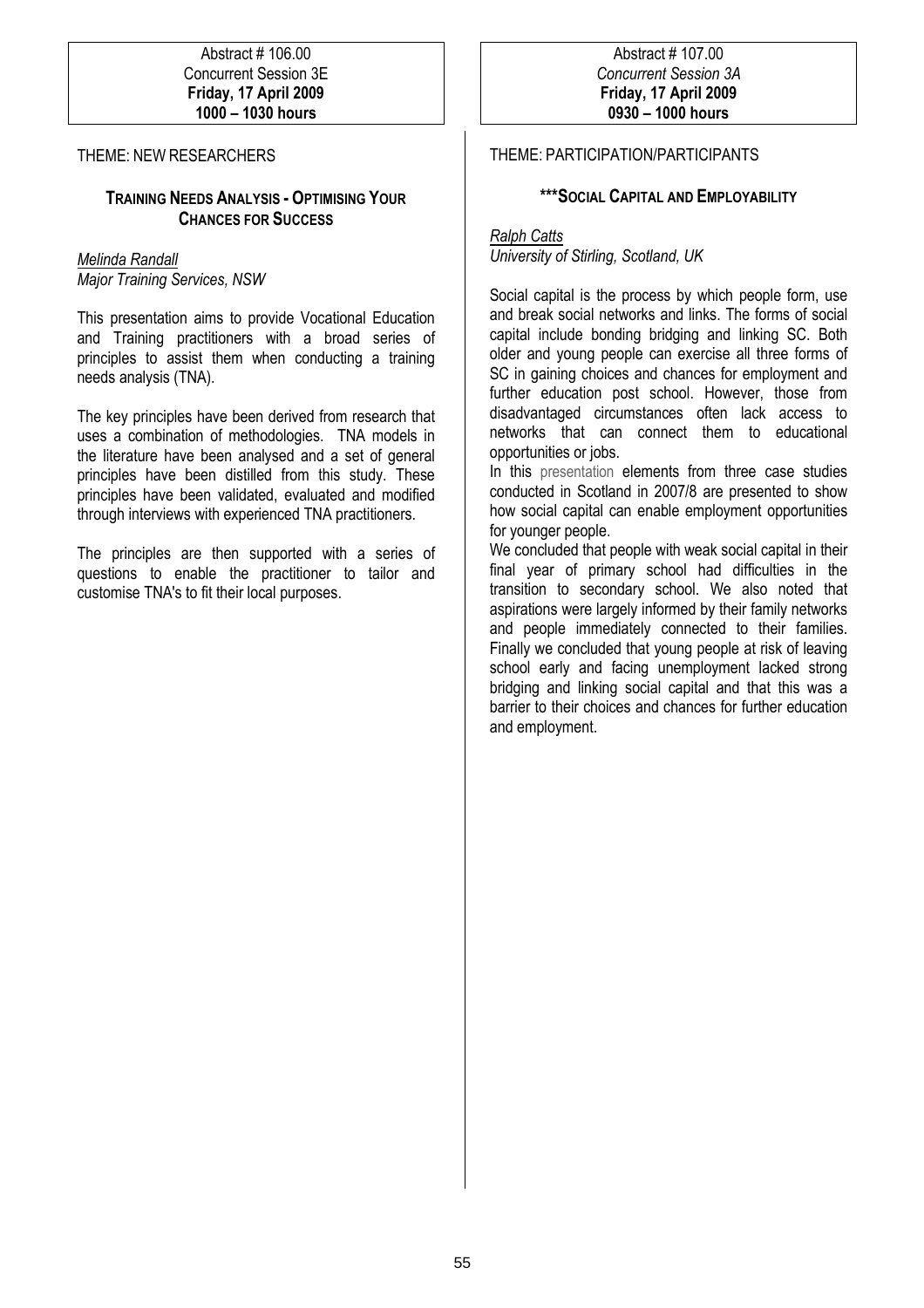Abstract # 106.00
Concurrent Session 3E
**Friday, 17 April 2009**
**1000 – 1030 hours**

THEME: NEW RESEARCHERS

### TRAINING NEEDS ANALYSIS - OPTIMISING YOUR CHANCES FOR SUCCESS

*Melinda Randall*
*Major Training Services, NSW*

This presentation aims to provide Vocational Education and Training practitioners with a broad series of principles to assist them when conducting a training needs analysis (TNA).

The key principles have been derived from research that uses a combination of methodologies. TNA models in the literature have been analysed and a set of general principles have been distilled from this study. These principles have been validated, evaluated and modified through interviews with experienced TNA practitioners.

The principles are then supported with a series of questions to enable the practitioner to tailor and customise TNA's to fit their local purposes.

Abstract # 107.00
*Concurrent Session 3A*
**Friday, 17 April 2009**
**0930 – 1000 hours**

THEME: PARTICIPATION/PARTICIPANTS

### ***SOCIAL CAPITAL AND EMPLOYABILITY

*Ralph Catts*
*University of Stirling, Scotland, UK*

Social capital is the process by which people form, use and break social networks and links. The forms of social capital include bonding bridging and linking SC. Both older and young people can exercise all three forms of SC in gaining choices and chances for employment and further education post school. However, those from disadvantaged circumstances often lack access to networks that can connect them to educational opportunities or jobs.

In this presentation elements from three case studies conducted in Scotland in 2007/8 are presented to show how social capital can enable employment opportunities for younger people.

We concluded that people with weak social capital in their final year of primary school had difficulties in the transition to secondary school. We also noted that aspirations were largely informed by their family networks and people immediately connected to their families. Finally we concluded that young people at risk of leaving school early and facing unemployment lacked strong bridging and linking social capital and that this was a barrier to their choices and chances for further education and employment.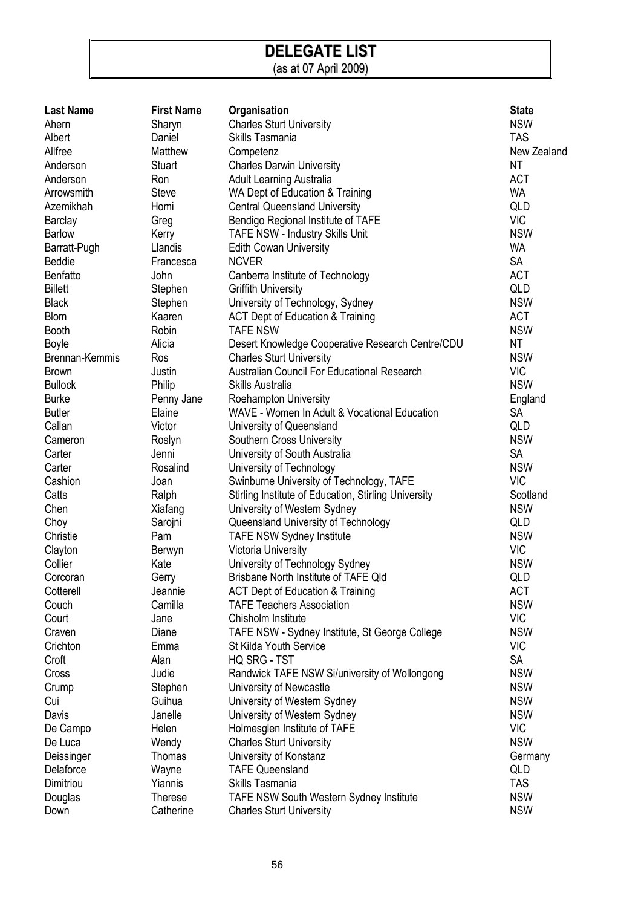# DELEGATE LIST

(as at 07 April 2009)

| Last Name | First Name | Organisation | State |
|---|---|---|---|
| Ahern | Sharyn | Charles Sturt University | NSW |
| Albert | Daniel | Skills Tasmania | TAS |
| Allfree | Matthew | Competenz | New Zealand |
| Anderson | Stuart | Charles Darwin University | NT |
| Anderson | Ron | Adult Learning Australia | ACT |
| Arrowsmith | Steve | WA Dept of Education & Training | WA |
| Azemikhah | Homi | Central Queensland University | QLD |
| Barclay | Greg | Bendigo Regional Institute of TAFE | VIC |
| Barlow | Kerry | TAFE NSW - Industry Skills Unit | NSW |
| Barratt-Pugh | Llandis | Edith Cowan University | WA |
| Beddie | Francesca | NCVER | SA |
| Benfatto | John | Canberra Institute of Technology | ACT |
| Billett | Stephen | Griffith University | QLD |
| Black | Stephen | University of Technology, Sydney | NSW |
| Blom | Kaaren | ACT Dept of Education & Training | ACT |
| Booth | Robin | TAFE NSW | NSW |
| Boyle | Alicia | Desert Knowledge Cooperative Research Centre/CDU | NT |
| Brennan-Kemmis | Ros | Charles Sturt University | NSW |
| Brown | Justin | Australian Council For Educational Research | VIC |
| Bullock | Philip | Skills Australia | NSW |
| Burke | Penny Jane | Roehampton University | England |
| Butler | Elaine | WAVE - Women In Adult & Vocational Education | SA |
| Callan | Victor | University of Queensland | QLD |
| Cameron | Roslyn | Southern Cross University | NSW |
| Carter | Jenni | University of South Australia | SA |
| Carter | Rosalind | University of Technology | NSW |
| Cashion | Joan | Swinburne University of Technology, TAFE | VIC |
| Catts | Ralph | Stirling Institute of Education, Stirling University | Scotland |
| Chen | Xiafang | University of Western Sydney | NSW |
| Choy | Sarojni | Queensland University of Technology | QLD |
| Christie | Pam | TAFE NSW Sydney Institute | NSW |
| Clayton | Berwyn | Victoria University | VIC |
| Collier | Kate | University of Technology Sydney | NSW |
| Corcoran | Gerry | Brisbane North Institute of TAFE Qld | QLD |
| Cotterell | Jeannie | ACT Dept of Education & Training | ACT |
| Couch | Camilla | TAFE Teachers Association | NSW |
| Court | Jane | Chisholm Institute | VIC |
| Craven | Diane | TAFE NSW - Sydney Institute, St George College | NSW |
| Crichton | Emma | St Kilda Youth Service | VIC |
| Croft | Alan | HQ SRG - TST | SA |
| Cross | Judie | Randwick TAFE NSW Si/university of Wollongong | NSW |
| Crump | Stephen | University of Newcastle | NSW |
| Cui | Guihua | University of Western Sydney | NSW |
| Davis | Janelle | University of Western Sydney | NSW |
| De Campo | Helen | Holmesglen Institute of TAFE | VIC |
| De Luca | Wendy | Charles Sturt University | NSW |
| Deissinger | Thomas | University of Konstanz | Germany |
| Delaforce | Wayne | TAFE Queensland | QLD |
| Dimitriou | Yiannis | Skills Tasmania | TAS |
| Douglas | Therese | TAFE NSW South Western Sydney Institute | NSW |
| Down | Catherine | Charles Sturt University | NSW |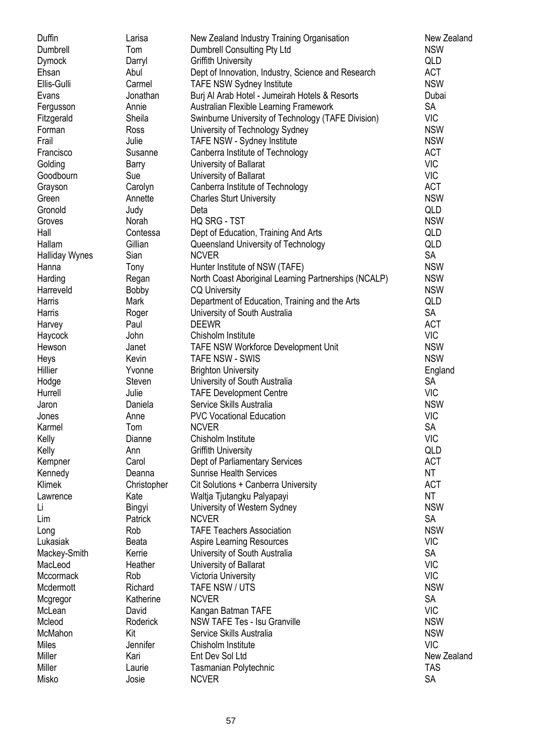| | | | |
|---|---|---|---|
| Duffin | Larisa | New Zealand Industry Training Organisation | New Zealand |
| Dumbrell | Tom | Dumbrell Consulting Pty Ltd | NSW |
| Dymock | Darryl | Griffith University | QLD |
| Ehsan | Abul | Dept of Innovation, Industry, Science and Research | ACT |
| Ellis-Gulli | Carmel | TAFE NSW Sydney Institute | NSW |
| Evans | Jonathan | Burj Al Arab Hotel - Jumeirah Hotels & Resorts | Dubai |
| Fergusson | Annie | Australian Flexible Learning Framework | SA |
| Fitzgerald | Sheila | Swinburne University of Technology (TAFE Division) | VIC |
| Forman | Ross | University of Technology Sydney | NSW |
| Frail | Julie | TAFE NSW - Sydney Institute | NSW |
| Francisco | Susanne | Canberra Institute of Technology | ACT |
| Golding | Barry | University of Ballarat | VIC |
| Goodbourn | Sue | University of Ballarat | VIC |
| Grayson | Carolyn | Canberra Institute of Technology | ACT |
| Green | Annette | Charles Sturt University | NSW |
| Gronold | Judy | Deta | QLD |
| Groves | Norah | HQ SRG - TST | NSW |
| Hall | Contessa | Dept of Education, Training And Arts | QLD |
| Hallam | Gillian | Queensland University of Technology | QLD |
| Halliday Wynes | Sian | NCVER | SA |
| Hanna | Tony | Hunter Institute of NSW (TAFE) | NSW |
| Harding | Regan | North Coast Aboriginal Learning Partnerships (NCALP) | NSW |
| Harreveld | Bobby | CQ University | NSW |
| Harris | Mark | Department of Education, Training and the Arts | QLD |
| Harris | Roger | University of South Australia | SA |
| Harvey | Paul | DEEWR | ACT |
| Haycock | John | Chisholm Institute | VIC |
| Hewson | Janet | TAFE NSW Workforce Development Unit | NSW |
| Heys | Kevin | TAFE NSW - SWIS | NSW |
| Hillier | Yvonne | Brighton University | England |
| Hodge | Steven | University of South Australia | SA |
| Hurrell | Julie | TAFE Development Centre | VIC |
| Jaron | Daniela | Service Skills Australia | NSW |
| Jones | Anne | PVC Vocational Education | VIC |
| Karmel | Tom | NCVER | SA |
| Kelly | Dianne | Chisholm Institute | VIC |
| Kelly | Ann | Griffith University | QLD |
| Kempner | Carol | Dept of Parliamentary Services | ACT |
| Kennedy | Deanna | Sunrise Health Services | NT |
| Klimek | Christopher | Cit Solutions + Canberra University | ACT |
| Lawrence | Kate | Waltja Tjutangku Palyapayi | NT |
| Li | Bingyi | University of Western Sydney | NSW |
| Lim | Patrick | NCVER | SA |
| Long | Rob | TAFE Teachers Association | NSW |
| Lukasiak | Beata | Aspire Learning Resources | VIC |
| Mackey-Smith | Kerrie | University of South Australia | SA |
| MacLeod | Heather | University of Ballarat | VIC |
| Mccormack | Rob | Victoria University | VIC |
| Mcdermott | Richard | TAFE NSW / UTS | NSW |
| Mcgregor | Katherine | NCVER | SA |
| McLean | David | Kangan Batman TAFE | VIC |
| Mcleod | Roderick | NSW TAFE Tes - Isu Granville | NSW |
| McMahon | Kit | Service Skills Australia | NSW |
| Miles | Jennifer | Chisholm Institute | VIC |
| Miller | Kari | Ent Dev Sol Ltd | New Zealand |
| Miller | Laurie | Tasmanian Polytechnic | TAS |
| Misko | Josie | NCVER | SA |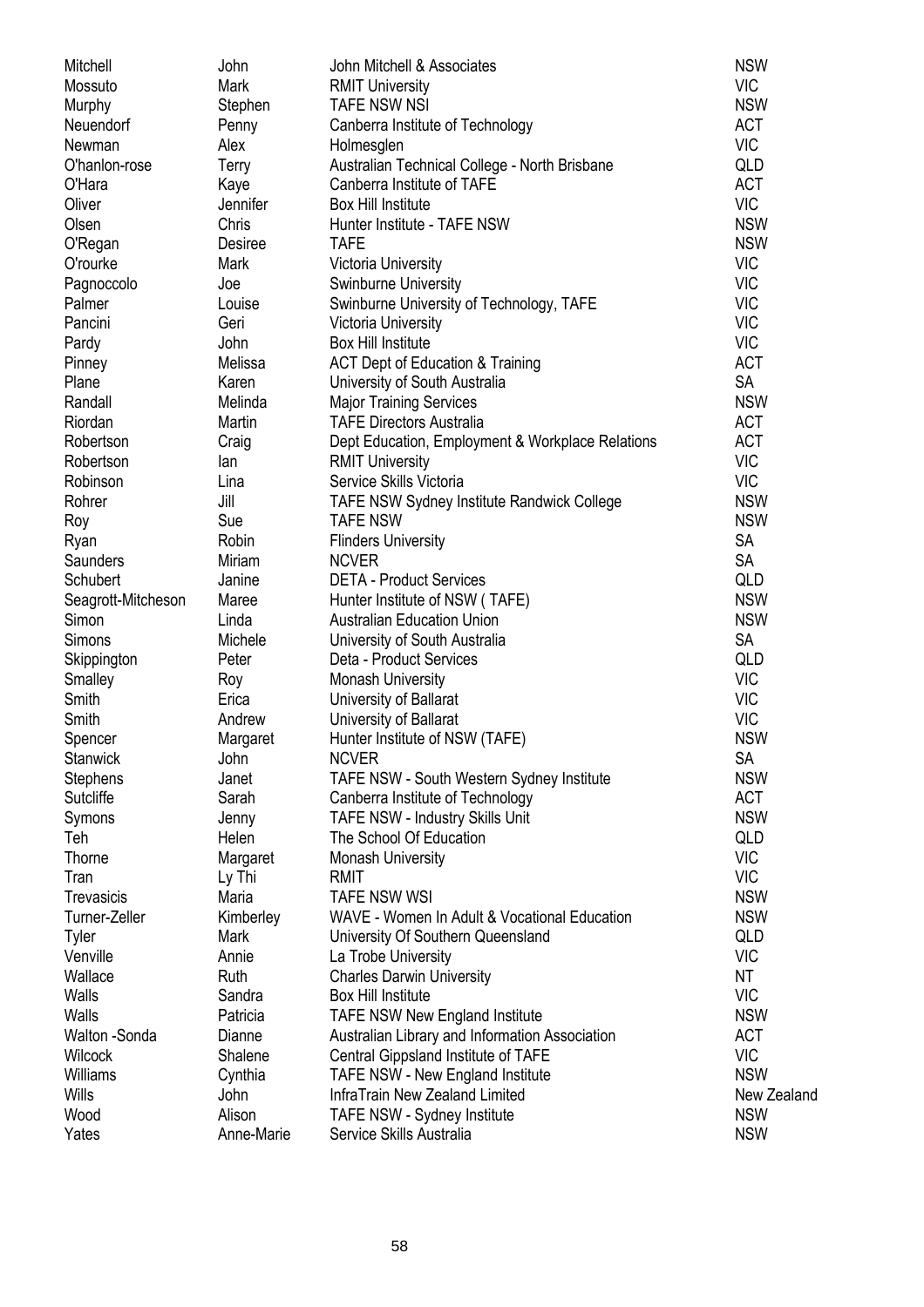| | | | |
|---|---|---|---|
| Mitchell | John | John Mitchell & Associates | NSW |
| Mossuto | Mark | RMIT University | VIC |
| Murphy | Stephen | TAFE NSW NSI | NSW |
| Neuendorf | Penny | Canberra Institute of Technology | ACT |
| Newman | Alex | Holmesglen | VIC |
| O'hanlon-rose | Terry | Australian Technical College - North Brisbane | QLD |
| O'Hara | Kaye | Canberra Institute of TAFE | ACT |
| Oliver | Jennifer | Box Hill Institute | VIC |
| Olsen | Chris | Hunter Institute - TAFE NSW | NSW |
| O'Regan | Desiree | TAFE | NSW |
| O'rourke | Mark | Victoria University | VIC |
| Pagnoccolo | Joe | Swinburne University | VIC |
| Palmer | Louise | Swinburne University of Technology, TAFE | VIC |
| Pancini | Geri | Victoria University | VIC |
| Pardy | John | Box Hill Institute | VIC |
| Pinney | Melissa | ACT Dept of Education & Training | ACT |
| Plane | Karen | University of South Australia | SA |
| Randall | Melinda | Major Training Services | NSW |
| Riordan | Martin | TAFE Directors Australia | ACT |
| Robertson | Craig | Dept Education, Employment & Workplace Relations | ACT |
| Robertson | Ian | RMIT University | VIC |
| Robinson | Lina | Service Skills Victoria | VIC |
| Rohrer | Jill | TAFE NSW Sydney Institute Randwick College | NSW |
| Roy | Sue | TAFE NSW | NSW |
| Ryan | Robin | Flinders University | SA |
| Saunders | Miriam | NCVER | SA |
| Schubert | Janine | DETA - Product Services | QLD |
| Seagrott-Mitcheson | Maree | Hunter Institute of NSW ( TAFE) | NSW |
| Simon | Linda | Australian Education Union | NSW |
| Simons | Michele | University of South Australia | SA |
| Skippington | Peter | Deta - Product Services | QLD |
| Smalley | Roy | Monash University | VIC |
| Smith | Erica | University of Ballarat | VIC |
| Smith | Andrew | University of Ballarat | VIC |
| Spencer | Margaret | Hunter Institute of NSW (TAFE) | NSW |
| Stanwick | John | NCVER | SA |
| Stephens | Janet | TAFE NSW - South Western Sydney Institute | NSW |
| Sutcliffe | Sarah | Canberra Institute of Technology | ACT |
| Symons | Jenny | TAFE NSW - Industry Skills Unit | NSW |
| Teh | Helen | The School Of Education | QLD |
| Thorne | Margaret | Monash University | VIC |
| Tran | Ly Thi | RMIT | VIC |
| Trevasicis | Maria | TAFE NSW WSI | NSW |
| Turner-Zeller | Kimberley | WAVE - Women In Adult & Vocational Education | NSW |
| Tyler | Mark | University Of Southern Queensland | QLD |
| Venville | Annie | La Trobe University | VIC |
| Wallace | Ruth | Charles Darwin University | NT |
| Walls | Sandra | Box Hill Institute | VIC |
| Walls | Patricia | TAFE NSW New England Institute | NSW |
| Walton -Sonda | Dianne | Australian Library and Information Association | ACT |
| Wilcock | Shalene | Central Gippsland Institute of TAFE | VIC |
| Williams | Cynthia | TAFE NSW - New England Institute | NSW |
| Wills | John | InfraTrain New Zealand Limited | New Zealand |
| Wood | Alison | TAFE NSW - Sydney Institute | NSW |
| Yates | Anne-Marie | Service Skills Australia | NSW |